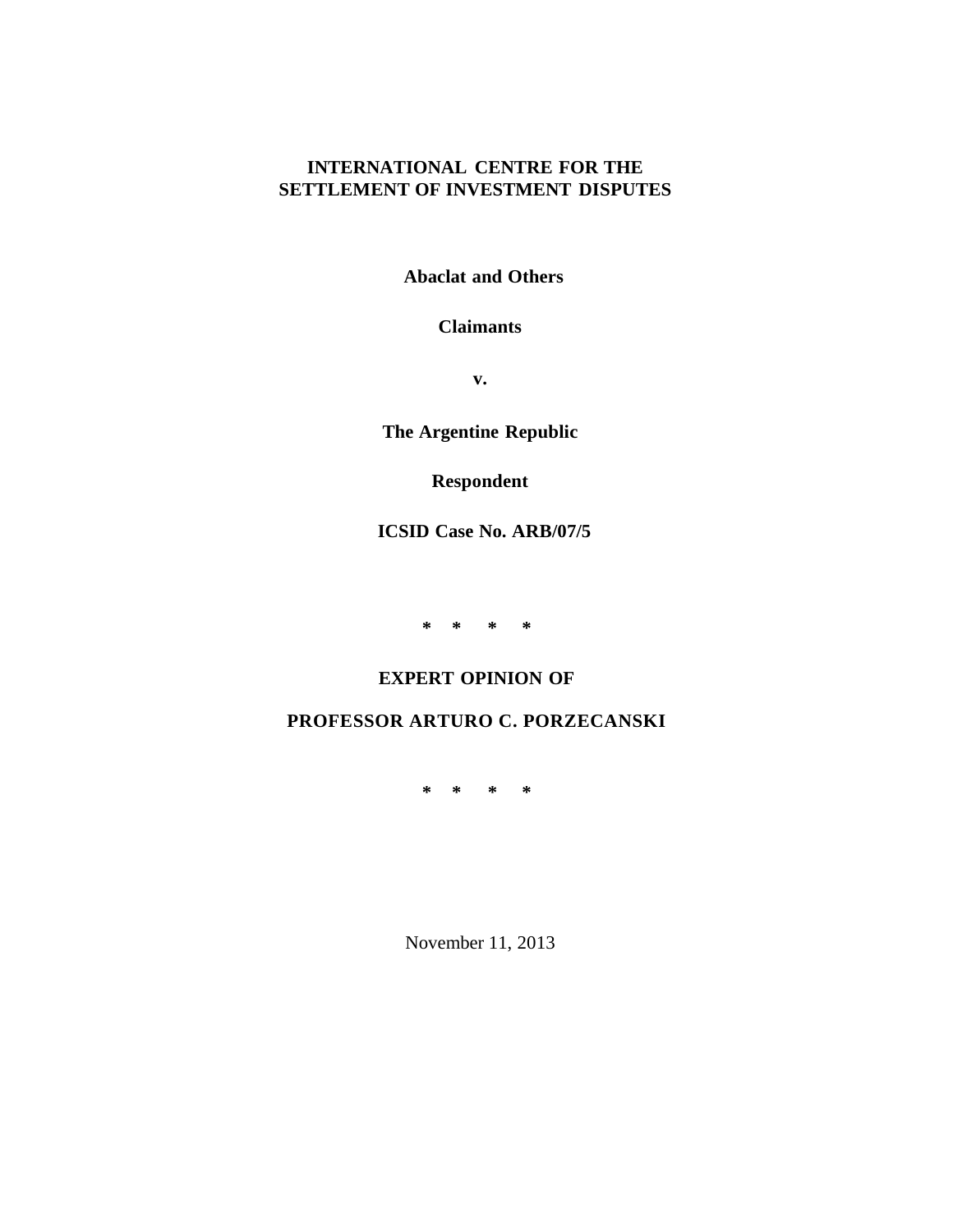**INTERNATIONAL CENTRE FOR THE SETTLEMENT OF INVESTMENT DISPUTES**

**Abaclat and Others**

**Claimants**

**v.**

**The Argentine Republic**

**Respondent**

**ICSID Case No. ARB/07/5**

**\* \* \* \***

**EXPERT OPINION OF**

**PROFESSOR ARTURO C. PORZECANSKI**

**\* \* \* \***

November 11, 2013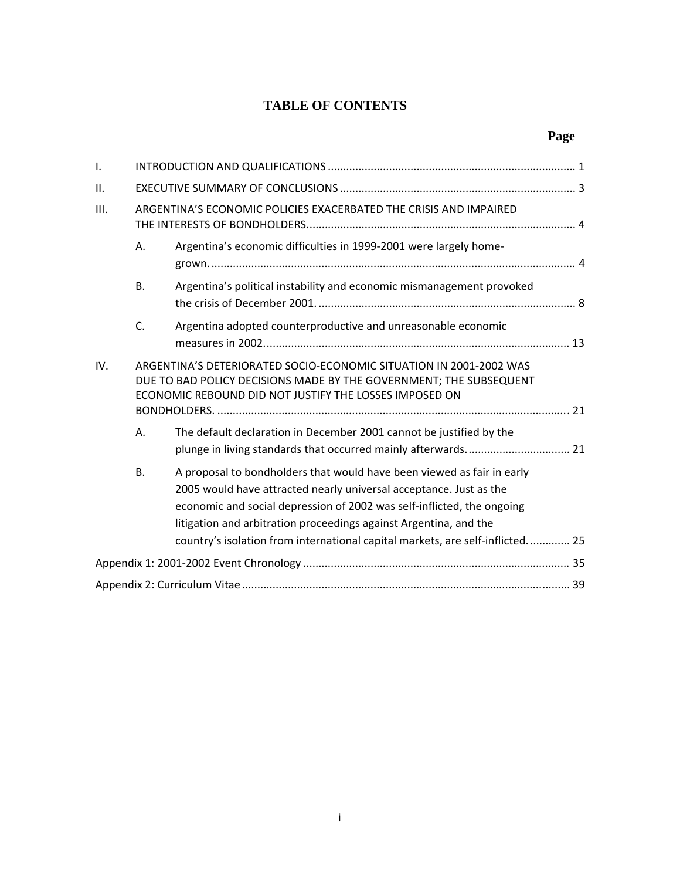# TABLE OF CONTENTS

| | | | Page |
|---|---|---|---|
| I. | INTRODUCTION AND QUALIFICATIONS | | 1 |
| II. | EXECUTIVE SUMMARY OF CONCLUSIONS | | 3 |
| III. | ARGENTINA'S ECONOMIC POLICIES EXACERBATED THE CRISIS AND IMPAIRED THE INTERESTS OF BONDHOLDERS | | 4 |
| | A. | Argentina's economic difficulties in 1999-2001 were largely home-grown. | 4 |
| | B. | Argentina's political instability and economic mismanagement provoked the crisis of December 2001. | 8 |
| | C. | Argentina adopted counterproductive and unreasonable economic measures in 2002. | 13 |
| IV. | ARGENTINA'S DETERIORATED SOCIO-ECONOMIC SITUATION IN 2001-2002 WAS DUE TO BAD POLICY DECISIONS MADE BY THE GOVERNMENT; THE SUBSEQUENT ECONOMIC REBOUND DID NOT JUSTIFY THE LOSSES IMPOSED ON BONDHOLDERS. | | 21 |
| | A. | The default declaration in December 2001 cannot be justified by the plunge in living standards that occurred mainly afterwards. | 21 |
| | B. | A proposal to bondholders that would have been viewed as fair in early 2005 would have attracted nearly universal acceptance. Just as the economic and social depression of 2002 was self-inflicted, the ongoing litigation and arbitration proceedings against Argentina, and the country's isolation from international capital markets, are self-inflicted. | 25 |
| Appendix 1: 2001-2002 Event Chronology | | | 35 |
| Appendix 2: Curriculum Vitae | | | 39 |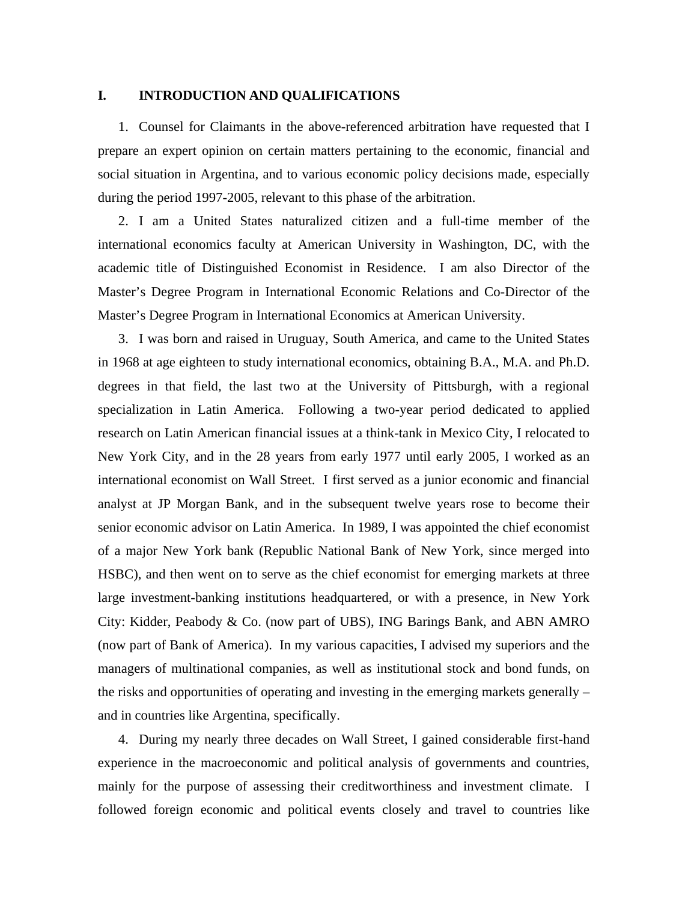## I. INTRODUCTION AND QUALIFICATIONS

1. Counsel for Claimants in the above-referenced arbitration have requested that I prepare an expert opinion on certain matters pertaining to the economic, financial and social situation in Argentina, and to various economic policy decisions made, especially during the period 1997-2005, relevant to this phase of the arbitration.

2. I am a United States naturalized citizen and a full-time member of the international economics faculty at American University in Washington, DC, with the academic title of Distinguished Economist in Residence. I am also Director of the Master's Degree Program in International Economic Relations and Co-Director of the Master's Degree Program in International Economics at American University.

3. I was born and raised in Uruguay, South America, and came to the United States in 1968 at age eighteen to study international economics, obtaining B.A., M.A. and Ph.D. degrees in that field, the last two at the University of Pittsburgh, with a regional specialization in Latin America. Following a two-year period dedicated to applied research on Latin American financial issues at a think-tank in Mexico City, I relocated to New York City, and in the 28 years from early 1977 until early 2005, I worked as an international economist on Wall Street. I first served as a junior economic and financial analyst at JP Morgan Bank, and in the subsequent twelve years rose to become their senior economic advisor on Latin America. In 1989, I was appointed the chief economist of a major New York bank (Republic National Bank of New York, since merged into HSBC), and then went on to serve as the chief economist for emerging markets at three large investment-banking institutions headquartered, or with a presence, in New York City: Kidder, Peabody & Co. (now part of UBS), ING Barings Bank, and ABN AMRO (now part of Bank of America). In my various capacities, I advised my superiors and the managers of multinational companies, as well as institutional stock and bond funds, on the risks and opportunities of operating and investing in the emerging markets generally – and in countries like Argentina, specifically.

4. During my nearly three decades on Wall Street, I gained considerable first-hand experience in the macroeconomic and political analysis of governments and countries, mainly for the purpose of assessing their creditworthiness and investment climate. I followed foreign economic and political events closely and travel to countries like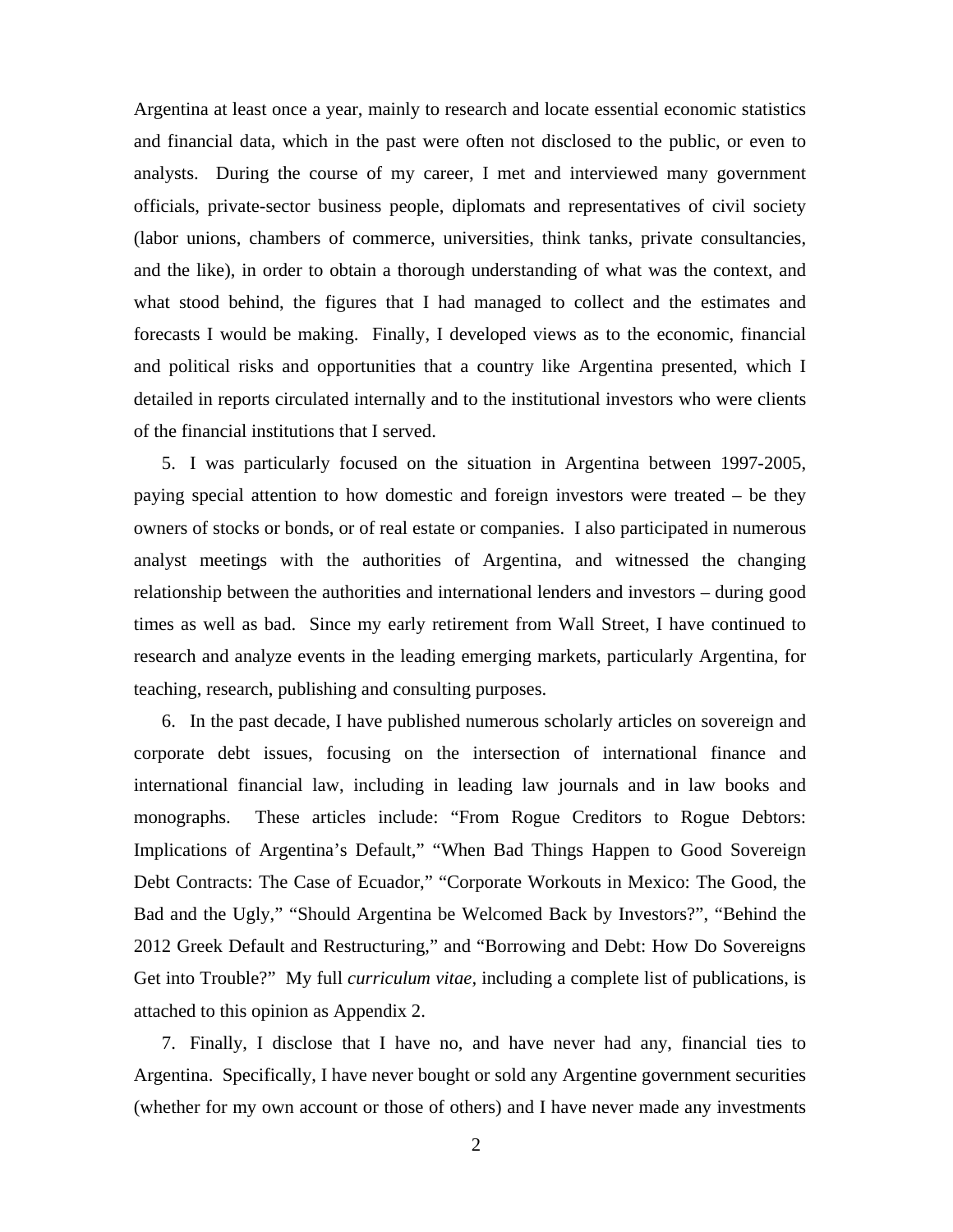Argentina at least once a year, mainly to research and locate essential economic statistics and financial data, which in the past were often not disclosed to the public, or even to analysts. During the course of my career, I met and interviewed many government officials, private-sector business people, diplomats and representatives of civil society (labor unions, chambers of commerce, universities, think tanks, private consultancies, and the like), in order to obtain a thorough understanding of what was the context, and what stood behind, the figures that I had managed to collect and the estimates and forecasts I would be making. Finally, I developed views as to the economic, financial and political risks and opportunities that a country like Argentina presented, which I detailed in reports circulated internally and to the institutional investors who were clients of the financial institutions that I served.

5. I was particularly focused on the situation in Argentina between 1997-2005, paying special attention to how domestic and foreign investors were treated – be they owners of stocks or bonds, or of real estate or companies. I also participated in numerous analyst meetings with the authorities of Argentina, and witnessed the changing relationship between the authorities and international lenders and investors – during good times as well as bad. Since my early retirement from Wall Street, I have continued to research and analyze events in the leading emerging markets, particularly Argentina, for teaching, research, publishing and consulting purposes.

6. In the past decade, I have published numerous scholarly articles on sovereign and corporate debt issues, focusing on the intersection of international finance and international financial law, including in leading law journals and in law books and monographs. These articles include: "From Rogue Creditors to Rogue Debtors: Implications of Argentina's Default," "When Bad Things Happen to Good Sovereign Debt Contracts: The Case of Ecuador," "Corporate Workouts in Mexico: The Good, the Bad and the Ugly," "Should Argentina be Welcomed Back by Investors?", "Behind the 2012 Greek Default and Restructuring," and "Borrowing and Debt: How Do Sovereigns Get into Trouble?" My full *curriculum vitae*, including a complete list of publications, is attached to this opinion as Appendix 2.

7. Finally, I disclose that I have no, and have never had any, financial ties to Argentina. Specifically, I have never bought or sold any Argentine government securities (whether for my own account or those of others) and I have never made any investments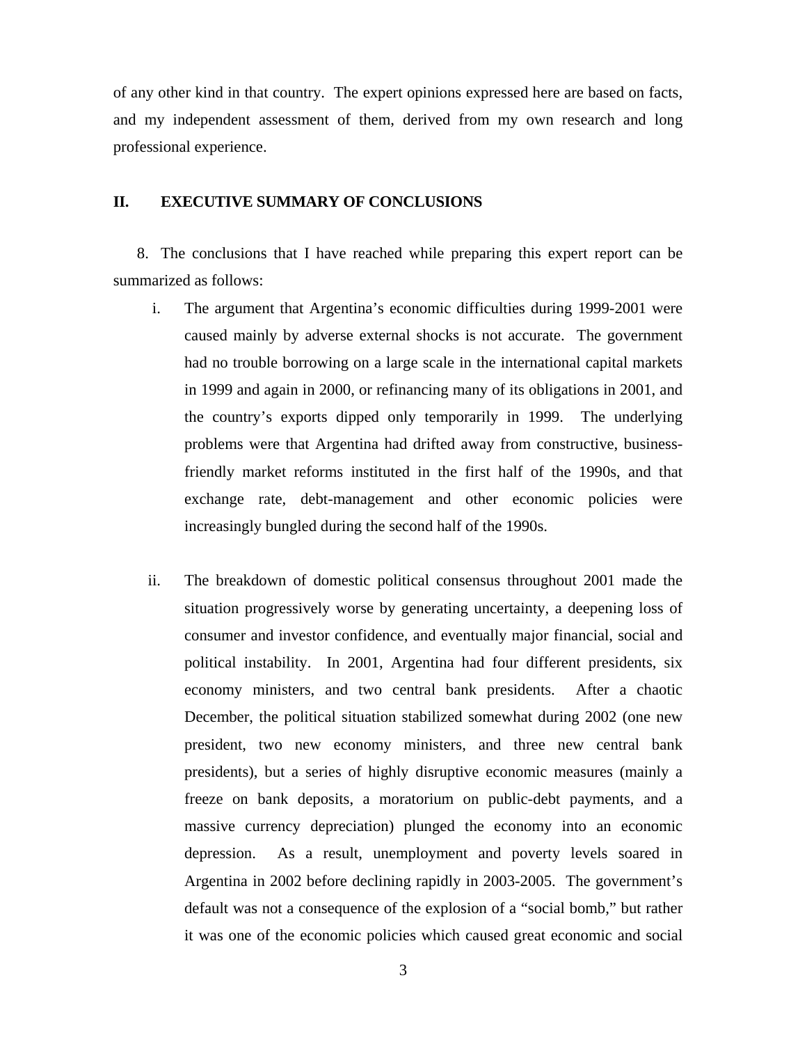of any other kind in that country. The expert opinions expressed here are based on facts, and my independent assessment of them, derived from my own research and long professional experience.

## II. EXECUTIVE SUMMARY OF CONCLUSIONS

8. The conclusions that I have reached while preparing this expert report can be summarized as follows:

i. The argument that Argentina's economic difficulties during 1999-2001 were caused mainly by adverse external shocks is not accurate. The government had no trouble borrowing on a large scale in the international capital markets in 1999 and again in 2000, or refinancing many of its obligations in 2001, and the country's exports dipped only temporarily in 1999. The underlying problems were that Argentina had drifted away from constructive, business-friendly market reforms instituted in the first half of the 1990s, and that exchange rate, debt-management and other economic policies were increasingly bungled during the second half of the 1990s.

ii. The breakdown of domestic political consensus throughout 2001 made the situation progressively worse by generating uncertainty, a deepening loss of consumer and investor confidence, and eventually major financial, social and political instability. In 2001, Argentina had four different presidents, six economy ministers, and two central bank presidents. After a chaotic December, the political situation stabilized somewhat during 2002 (one new president, two new economy ministers, and three new central bank presidents), but a series of highly disruptive economic measures (mainly a freeze on bank deposits, a moratorium on public-debt payments, and a massive currency depreciation) plunged the economy into an economic depression. As a result, unemployment and poverty levels soared in Argentina in 2002 before declining rapidly in 2003-2005. The government's default was not a consequence of the explosion of a "social bomb," but rather it was one of the economic policies which caused great economic and social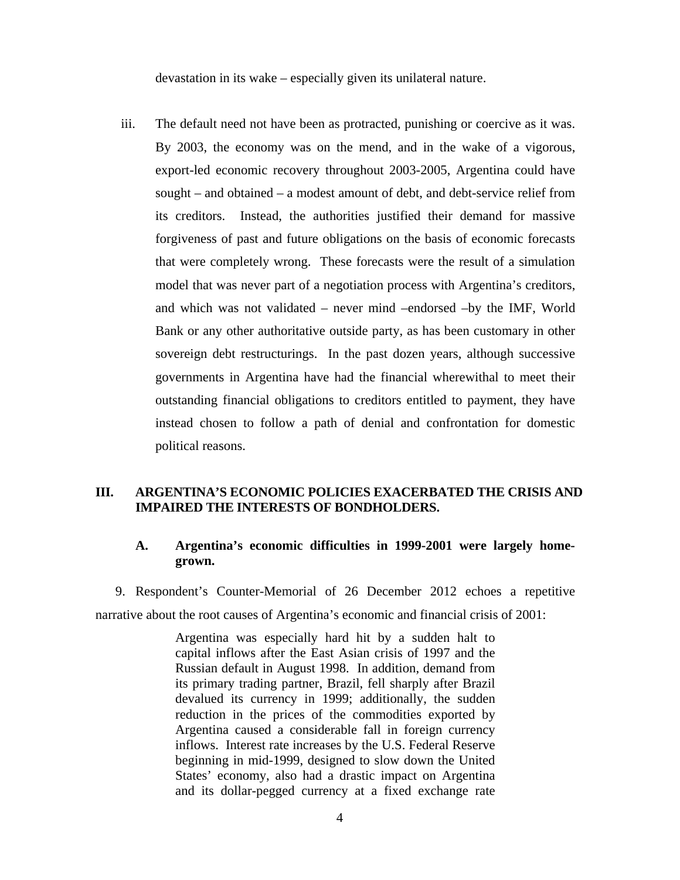devastation in its wake – especially given its unilateral nature.

iii. The default need not have been as protracted, punishing or coercive as it was. By 2003, the economy was on the mend, and in the wake of a vigorous, export-led economic recovery throughout 2003-2005, Argentina could have sought – and obtained – a modest amount of debt, and debt-service relief from its creditors. Instead, the authorities justified their demand for massive forgiveness of past and future obligations on the basis of economic forecasts that were completely wrong. These forecasts were the result of a simulation model that was never part of a negotiation process with Argentina's creditors, and which was not validated – never mind –endorsed –by the IMF, World Bank or any other authoritative outside party, as has been customary in other sovereign debt restructurings. In the past dozen years, although successive governments in Argentina have had the financial wherewithal to meet their outstanding financial obligations to creditors entitled to payment, they have instead chosen to follow a path of denial and confrontation for domestic political reasons.

## III. ARGENTINA'S ECONOMIC POLICIES EXACERBATED THE CRISIS AND IMPAIRED THE INTERESTS OF BONDHOLDERS.

### A. Argentina's economic difficulties in 1999-2001 were largely home-grown.

9. Respondent's Counter-Memorial of 26 December 2012 echoes a repetitive narrative about the root causes of Argentina's economic and financial crisis of 2001:

> Argentina was especially hard hit by a sudden halt to capital inflows after the East Asian crisis of 1997 and the Russian default in August 1998. In addition, demand from its primary trading partner, Brazil, fell sharply after Brazil devalued its currency in 1999; additionally, the sudden reduction in the prices of the commodities exported by Argentina caused a considerable fall in foreign currency inflows. Interest rate increases by the U.S. Federal Reserve beginning in mid-1999, designed to slow down the United States' economy, also had a drastic impact on Argentina and its dollar-pegged currency at a fixed exchange rate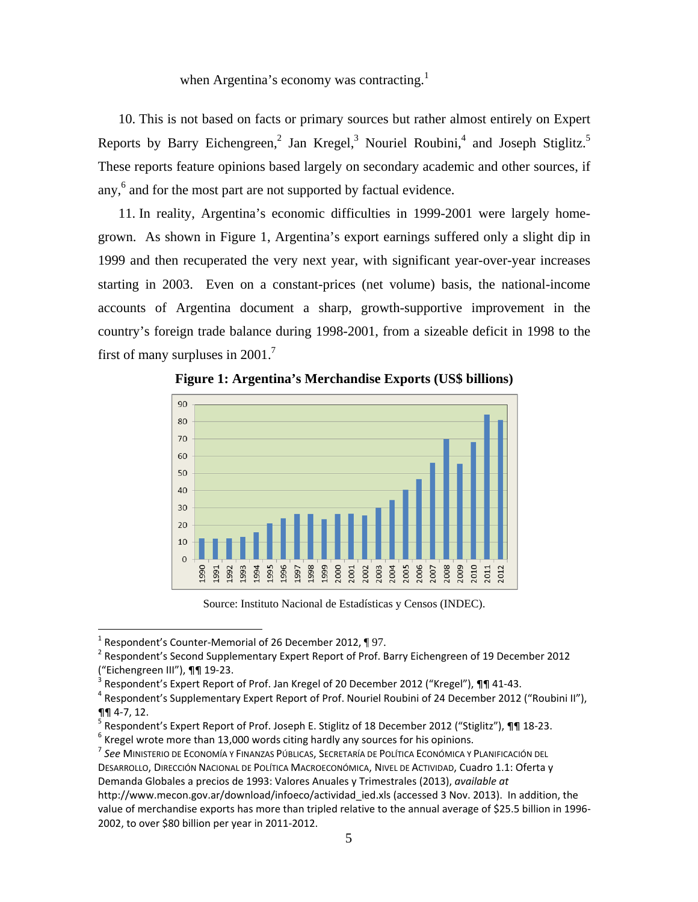when Argentina's economy was contracting.[1]

10. This is not based on facts or primary sources but rather almost entirely on Expert Reports by Barry Eichengreen,[2] Jan Kregel,[3] Nouriel Roubini,[4] and Joseph Stiglitz.[5] These reports feature opinions based largely on secondary academic and other sources, if any,[6] and for the most part are not supported by factual evidence.

11. In reality, Argentina's economic difficulties in 1999-2001 were largely home-grown. As shown in Figure 1, Argentina's export earnings suffered only a slight dip in 1999 and then recuperated the very next year, with significant year-over-year increases starting in 2003. Even on a constant-prices (net volume) basis, the national-income accounts of Argentina document a sharp, growth-supportive improvement in the country's foreign trade balance during 1998-2001, from a sizeable deficit in 1998 to the first of many surpluses in 2001.[7]

**Figure 1: Argentina's Merchandise Exports (US$ billions)**

Source: Instituto Nacional de Estadísticas y Censos (INDEC).

---

[1] Respondent's Counter-Memorial of 26 December 2012, ¶ 97.

[2] Respondent's Second Supplementary Expert Report of Prof. Barry Eichengreen of 19 December 2012 ("Eichengreen III"), ¶¶ 19-23.

[3] Respondent's Expert Report of Prof. Jan Kregel of 20 December 2012 ("Kregel"), ¶¶ 41-43.

[4] Respondent's Supplementary Expert Report of Prof. Nouriel Roubini of 24 December 2012 ("Roubini II"), ¶¶ 4-7, 12.

[5] Respondent's Expert Report of Prof. Joseph E. Stiglitz of 18 December 2012 ("Stiglitz"), ¶¶ 18-23.

[6] Kregel wrote more than 13,000 words citing hardly any sources for his opinions.

[7] *See* Ministerio de Economía y Finanzas Públicas, Secretaría de Política Económica y Planificación del Desarrollo, Dirección Nacional de Política Macroeconómica, Nivel de Actividad, Cuadro 1.1: Oferta y Demanda Globales a precios de 1993: Valores Anuales y Trimestrales (2013), *available at* http://www.mecon.gov.ar/download/infoeco/actividad_ied.xls (accessed 3 Nov. 2013). In addition, the value of merchandise exports has more than tripled relative to the annual average of $25.5 billion in 1996-2002, to over $80 billion per year in 2011-2012.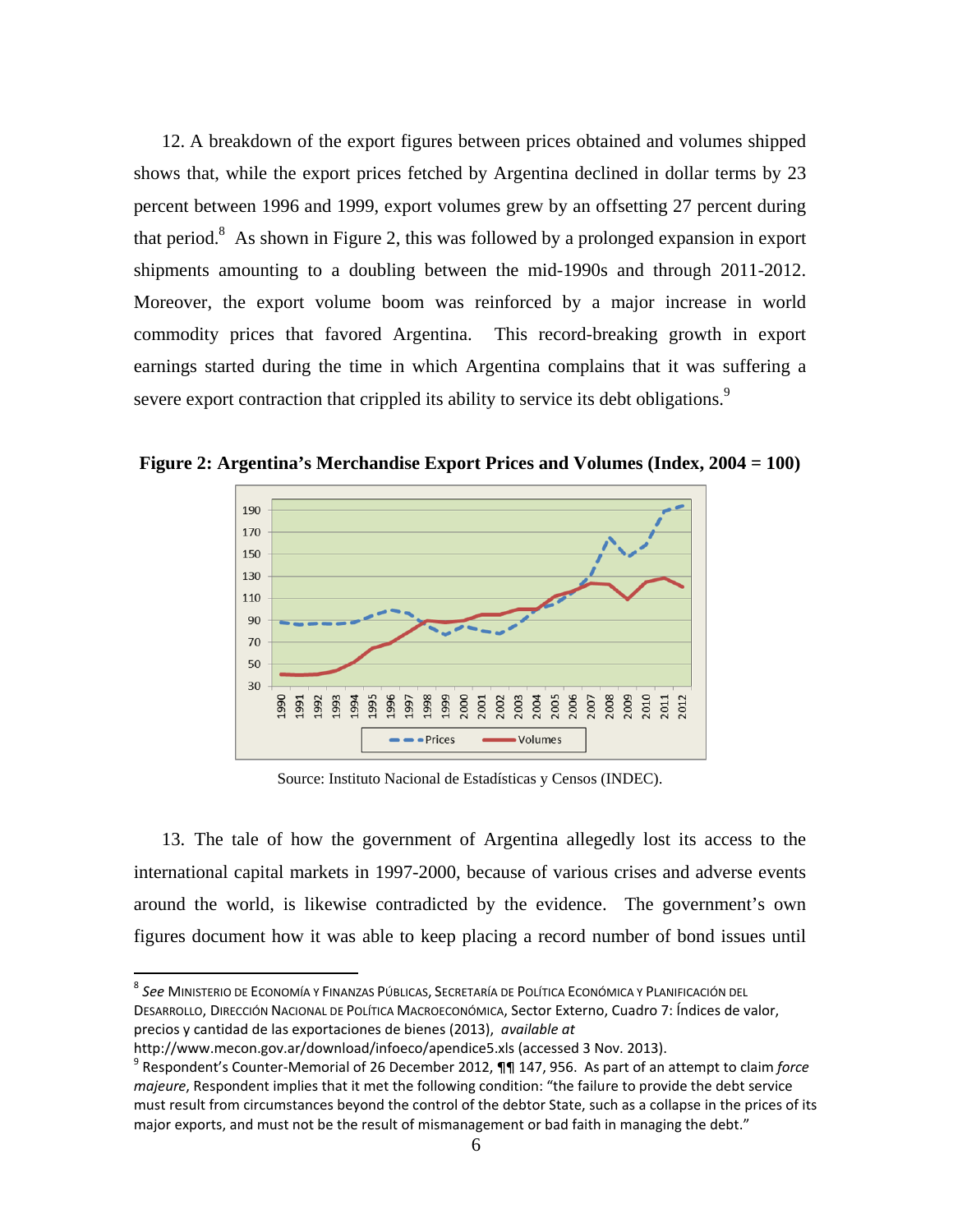12. A breakdown of the export figures between prices obtained and volumes shipped shows that, while the export prices fetched by Argentina declined in dollar terms by 23 percent between 1996 and 1999, export volumes grew by an offsetting 27 percent during that period.[8] As shown in Figure 2, this was followed by a prolonged expansion in export shipments amounting to a doubling between the mid-1990s and through 2011-2012. Moreover, the export volume boom was reinforced by a major increase in world commodity prices that favored Argentina. This record-breaking growth in export earnings started during the time in which Argentina complains that it was suffering a severe export contraction that crippled its ability to service its debt obligations.[9]

**Figure 2: Argentina's Merchandise Export Prices and Volumes (Index, 2004 = 100)**

Source: Instituto Nacional de Estadísticas y Censos (INDEC).

13. The tale of how the government of Argentina allegedly lost its access to the international capital markets in 1997-2000, because of various crises and adverse events around the world, is likewise contradicted by the evidence. The government's own figures document how it was able to keep placing a record number of bond issues until

---

[8] *See* MINISTERIO DE ECONOMÍA Y FINANZAS PÚBLICAS, SECRETARÍA DE POLÍTICA ECONÓMICA Y PLANIFICACIÓN DEL DESARROLLO, DIRECCIÓN NACIONAL DE POLÍTICA MACROECONÓMICA, Sector Externo, Cuadro 7: Índices de valor, precios y cantidad de las exportaciones de bienes (2013), *available at* http://www.mecon.gov.ar/download/infoeco/apendice5.xls (accessed 3 Nov. 2013).

[9] Respondent's Counter-Memorial of 26 December 2012, ¶¶ 147, 956. As part of an attempt to claim *force majeure*, Respondent implies that it met the following condition: "the failure to provide the debt service must result from circumstances beyond the control of the debtor State, such as a collapse in the prices of its major exports, and must not be the result of mismanagement or bad faith in managing the debt."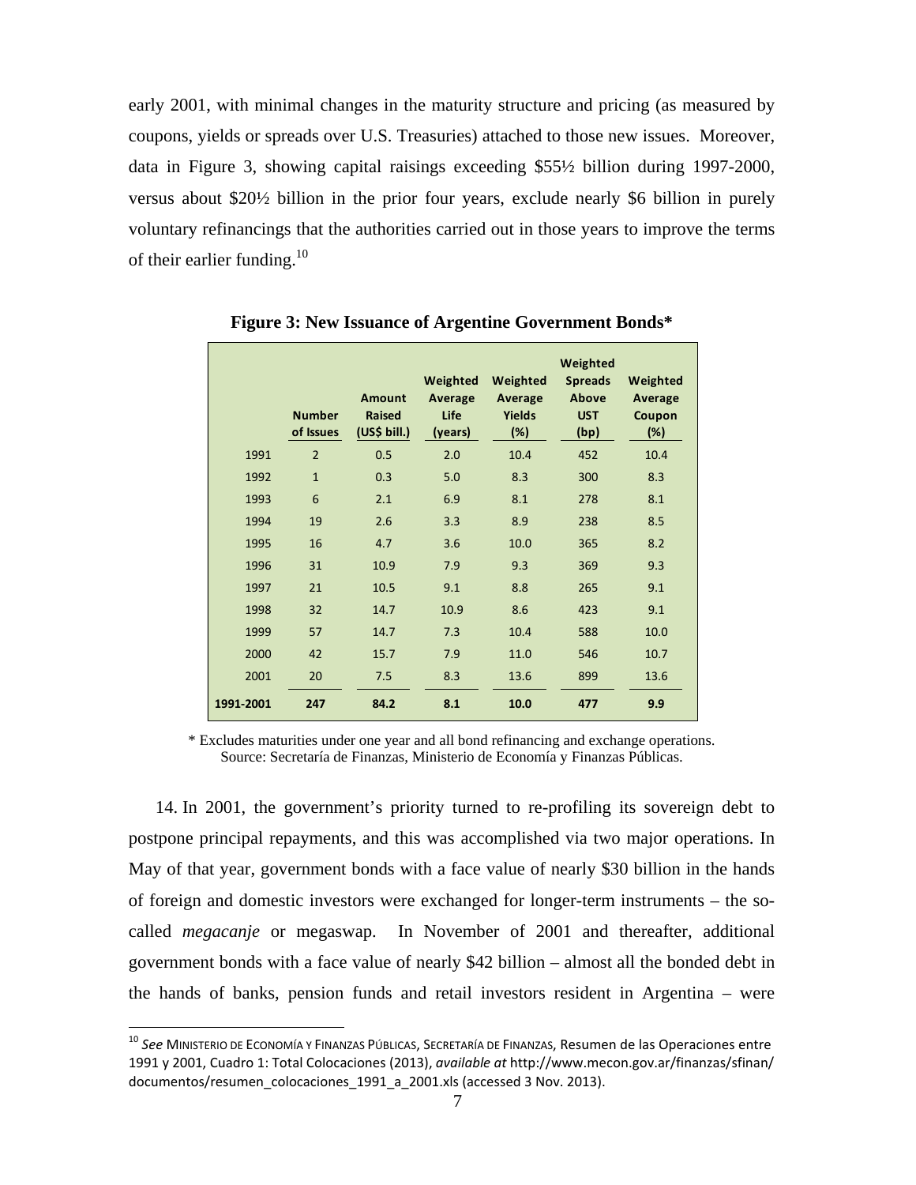early 2001, with minimal changes in the maturity structure and pricing (as measured by coupons, yields or spreads over U.S. Treasuries) attached to those new issues. Moreover, data in Figure 3, showing capital raisings exceeding $55½ billion during 1997-2000, versus about $20½ billion in the prior four years, exclude nearly $6 billion in purely voluntary refinancings that the authorities carried out in those years to improve the terms of their earlier funding.[10]

**Figure 3: New Issuance of Argentine Government Bonds***

| | Number of Issues | Amount Raised (US$ bill.) | Weighted Average Life (years) | Weighted Average Yields (%) | Weighted Spreads Above UST (bp) | Weighted Average Coupon (%) |
|---|---|---|---|---|---|---|
| 1991 | 2 | 0.5 | 2.0 | 10.4 | 452 | 10.4 |
| 1992 | 1 | 0.3 | 5.0 | 8.3 | 300 | 8.3 |
| 1993 | 6 | 2.1 | 6.9 | 8.1 | 278 | 8.1 |
| 1994 | 19 | 2.6 | 3.3 | 8.9 | 238 | 8.5 |
| 1995 | 16 | 4.7 | 3.6 | 10.0 | 365 | 8.2 |
| 1996 | 31 | 10.9 | 7.9 | 9.3 | 369 | 9.3 |
| 1997 | 21 | 10.5 | 9.1 | 8.8 | 265 | 9.1 |
| 1998 | 32 | 14.7 | 10.9 | 8.6 | 423 | 9.1 |
| 1999 | 57 | 14.7 | 7.3 | 10.4 | 588 | 10.0 |
| 2000 | 42 | 15.7 | 7.9 | 11.0 | 546 | 10.7 |
| 2001 | 20 | 7.5 | 8.3 | 13.6 | 899 | 13.6 |
| **1991-2001** | **247** | **84.2** | **8.1** | **10.0** | **477** | **9.9** |

* Excludes maturities under one year and all bond refinancing and exchange operations.
Source: Secretaría de Finanzas, Ministerio de Economía y Finanzas Públicas.

14. In 2001, the government's priority turned to re-profiling its sovereign debt to postpone principal repayments, and this was accomplished via two major operations. In May of that year, government bonds with a face value of nearly $30 billion in the hands of foreign and domestic investors were exchanged for longer-term instruments – the so-called *megacanje* or megaswap. In November of 2001 and thereafter, additional government bonds with a face value of nearly $42 billion – almost all the bonded debt in the hands of banks, pension funds and retail investors resident in Argentina – were

[10] *See* MINISTERIO DE ECONOMÍA Y FINANZAS PÚBLICAS, SECRETARÍA DE FINANZAS, Resumen de las Operaciones entre 1991 y 2001, Cuadro 1: Total Colocaciones (2013), *available at* http://www.mecon.gov.ar/finanzas/sfinan/documentos/resumen_colocaciones_1991_a_2001.xls (accessed 3 Nov. 2013).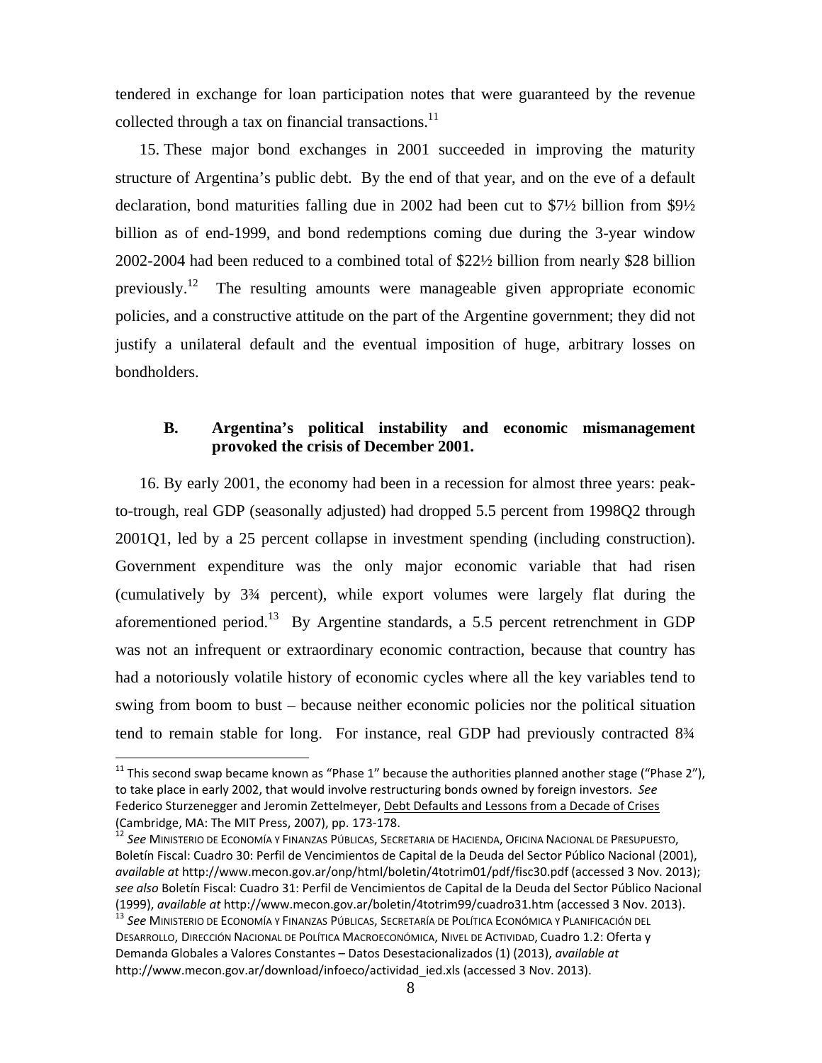tendered in exchange for loan participation notes that were guaranteed by the revenue collected through a tax on financial transactions.[11]

15. These major bond exchanges in 2001 succeeded in improving the maturity structure of Argentina's public debt. By the end of that year, and on the eve of a default declaration, bond maturities falling due in 2002 had been cut to $7½ billion from $9½ billion as of end-1999, and bond redemptions coming due during the 3-year window 2002-2004 had been reduced to a combined total of $22½ billion from nearly $28 billion previously.[12] The resulting amounts were manageable given appropriate economic policies, and a constructive attitude on the part of the Argentine government; they did not justify a unilateral default and the eventual imposition of huge, arbitrary losses on bondholders.

### B. Argentina's political instability and economic mismanagement provoked the crisis of December 2001.

16. By early 2001, the economy had been in a recession for almost three years: peak-to-trough, real GDP (seasonally adjusted) had dropped 5.5 percent from 1998Q2 through 2001Q1, led by a 25 percent collapse in investment spending (including construction). Government expenditure was the only major economic variable that had risen (cumulatively by 3¾ percent), while export volumes were largely flat during the aforementioned period.[13] By Argentine standards, a 5.5 percent retrenchment in GDP was not an infrequent or extraordinary economic contraction, because that country has had a notoriously volatile history of economic cycles where all the key variables tend to swing from boom to bust – because neither economic policies nor the political situation tend to remain stable for long. For instance, real GDP had previously contracted 8¾

---

[11] This second swap became known as "Phase 1" because the authorities planned another stage ("Phase 2"), to take place in early 2002, that would involve restructuring bonds owned by foreign investors. *See* Federico Sturzenegger and Jeromin Zettelmeyer, Debt Defaults and Lessons from a Decade of Crises (Cambridge, MA: The MIT Press, 2007), pp. 173-178.

[12] *See* Ministerio de Economía y Finanzas Públicas, Secretaria de Hacienda, Oficina Nacional de Presupuesto, Boletín Fiscal: Cuadro 30: Perfil de Vencimientos de Capital de la Deuda del Sector Público Nacional (2001), *available at* http://www.mecon.gov.ar/onp/html/boletin/4totrim01/pdf/fisc30.pdf (accessed 3 Nov. 2013); *see also* Boletín Fiscal: Cuadro 31: Perfil de Vencimientos de Capital de la Deuda del Sector Público Nacional (1999), *available at* http://www.mecon.gov.ar/boletin/4totrim99/cuadro31.htm (accessed 3 Nov. 2013).

[13] *See* Ministerio de Economía y Finanzas Públicas, Secretaría de Política Económica y Planificación del Desarrollo, Dirección Nacional de Política Macroeconómica, Nivel de Actividad, Cuadro 1.2: Oferta y Demanda Globales a Valores Constantes – Datos Desestacionalizados (1) (2013), *available at* http://www.mecon.gov.ar/download/infoeco/actividad_ied.xls (accessed 3 Nov. 2013).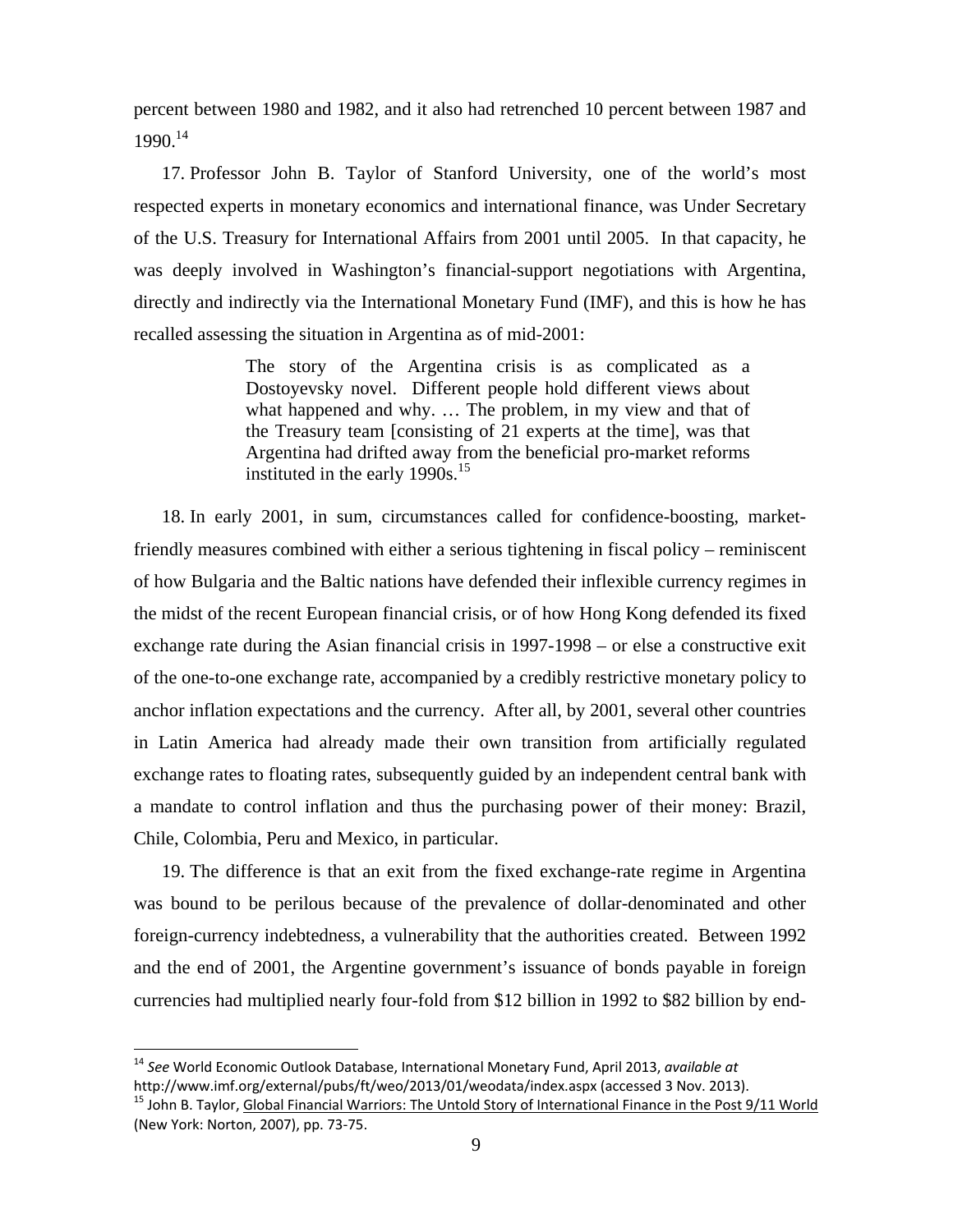percent between 1980 and 1982, and it also had retrenched 10 percent between 1987 and 1990.[14]

17. Professor John B. Taylor of Stanford University, one of the world's most respected experts in monetary economics and international finance, was Under Secretary of the U.S. Treasury for International Affairs from 2001 until 2005. In that capacity, he was deeply involved in Washington's financial-support negotiations with Argentina, directly and indirectly via the International Monetary Fund (IMF), and this is how he has recalled assessing the situation in Argentina as of mid-2001:

> The story of the Argentina crisis is as complicated as a Dostoyevsky novel. Different people hold different views about what happened and why. … The problem, in my view and that of the Treasury team [consisting of 21 experts at the time], was that Argentina had drifted away from the beneficial pro-market reforms instituted in the early 1990s.[15]

18. In early 2001, in sum, circumstances called for confidence-boosting, market-friendly measures combined with either a serious tightening in fiscal policy – reminiscent of how Bulgaria and the Baltic nations have defended their inflexible currency regimes in the midst of the recent European financial crisis, or of how Hong Kong defended its fixed exchange rate during the Asian financial crisis in 1997-1998 – or else a constructive exit of the one-to-one exchange rate, accompanied by a credibly restrictive monetary policy to anchor inflation expectations and the currency. After all, by 2001, several other countries in Latin America had already made their own transition from artificially regulated exchange rates to floating rates, subsequently guided by an independent central bank with a mandate to control inflation and thus the purchasing power of their money: Brazil, Chile, Colombia, Peru and Mexico, in particular.

19. The difference is that an exit from the fixed exchange-rate regime in Argentina was bound to be perilous because of the prevalence of dollar-denominated and other foreign-currency indebtedness, a vulnerability that the authorities created. Between 1992 and the end of 2001, the Argentine government's issuance of bonds payable in foreign currencies had multiplied nearly four-fold from $12 billion in 1992 to $82 billion by end-

---

[14] *See* World Economic Outlook Database, International Monetary Fund, April 2013, *available at* http://www.imf.org/external/pubs/ft/weo/2013/01/weodata/index.aspx (accessed 3 Nov. 2013).

[15] John B. Taylor, Global Financial Warriors: The Untold Story of International Finance in the Post 9/11 World (New York: Norton, 2007), pp. 73-75.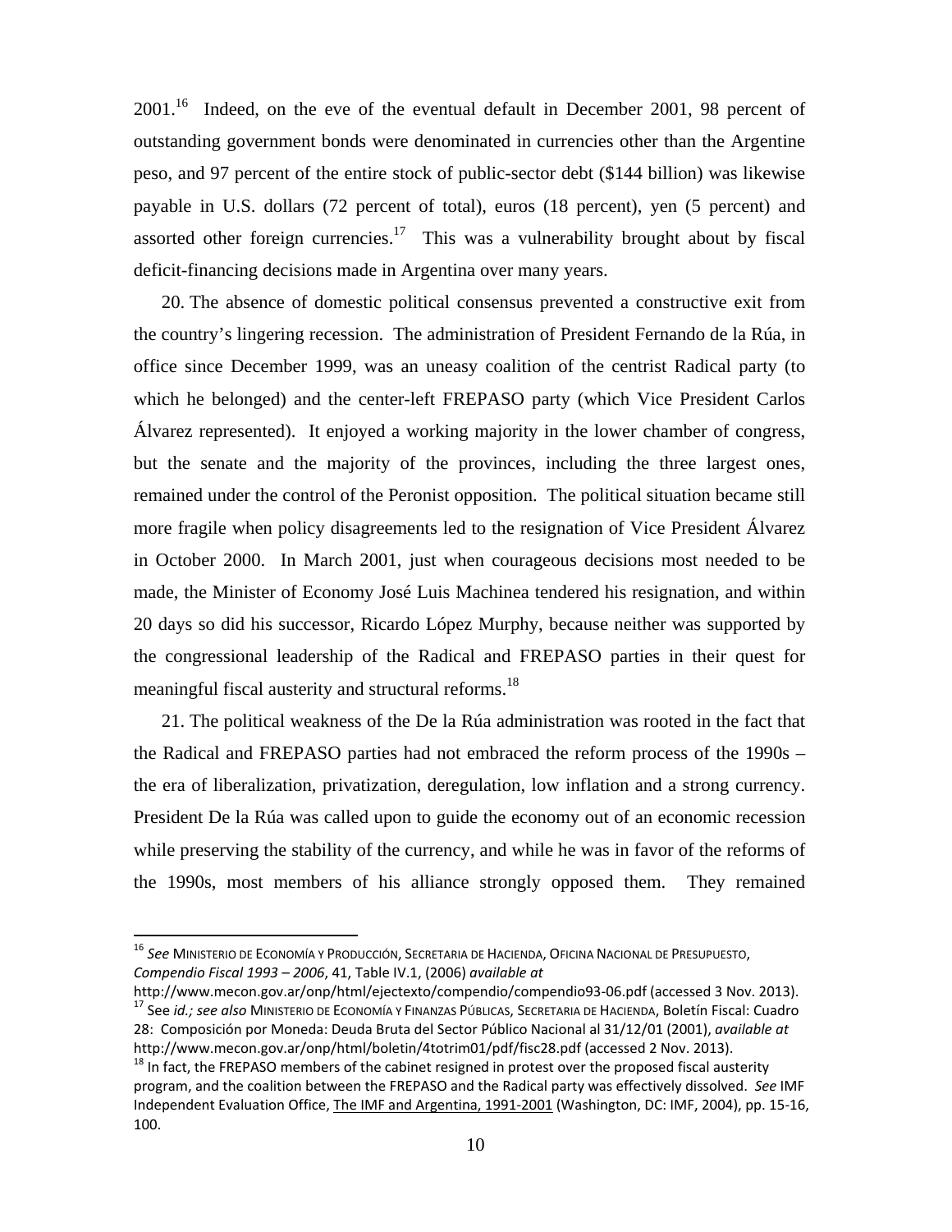2001.[16] Indeed, on the eve of the eventual default in December 2001, 98 percent of outstanding government bonds were denominated in currencies other than the Argentine peso, and 97 percent of the entire stock of public-sector debt ($144 billion) was likewise payable in U.S. dollars (72 percent of total), euros (18 percent), yen (5 percent) and assorted other foreign currencies.[17] This was a vulnerability brought about by fiscal deficit-financing decisions made in Argentina over many years.

20. The absence of domestic political consensus prevented a constructive exit from the country's lingering recession. The administration of President Fernando de la Rúa, in office since December 1999, was an uneasy coalition of the centrist Radical party (to which he belonged) and the center-left FREPASO party (which Vice President Carlos Álvarez represented). It enjoyed a working majority in the lower chamber of congress, but the senate and the majority of the provinces, including the three largest ones, remained under the control of the Peronist opposition. The political situation became still more fragile when policy disagreements led to the resignation of Vice President Álvarez in October 2000. In March 2001, just when courageous decisions most needed to be made, the Minister of Economy José Luis Machinea tendered his resignation, and within 20 days so did his successor, Ricardo López Murphy, because neither was supported by the congressional leadership of the Radical and FREPASO parties in their quest for meaningful fiscal austerity and structural reforms.[18]

21. The political weakness of the De la Rúa administration was rooted in the fact that the Radical and FREPASO parties had not embraced the reform process of the 1990s – the era of liberalization, privatization, deregulation, low inflation and a strong currency. President De la Rúa was called upon to guide the economy out of an economic recession while preserving the stability of the currency, and while he was in favor of the reforms of the 1990s, most members of his alliance strongly opposed them. They remained

---

[16] *See* Ministerio de Economía y Producción, Secretaria de Hacienda, Oficina Nacional de Presupuesto, *Compendio Fiscal 1993 – 2006*, 41, Table IV.1, (2006) *available at* http://www.mecon.gov.ar/onp/html/ejectexto/compendio/compendio93-06.pdf (accessed 3 Nov. 2013).

[17] See *id.; see also* Ministerio de Economía y Finanzas Públicas, Secretaria de Hacienda, Boletín Fiscal: Cuadro 28: Composición por Moneda: Deuda Bruta del Sector Público Nacional al 31/12/01 (2001), *available at* http://www.mecon.gov.ar/onp/html/boletin/4totrim01/pdf/fisc28.pdf (accessed 2 Nov. 2013).

[18] In fact, the FREPASO members of the cabinet resigned in protest over the proposed fiscal austerity program, and the coalition between the FREPASO and the Radical party was effectively dissolved. *See* IMF Independent Evaluation Office, The IMF and Argentina, 1991-2001 (Washington, DC: IMF, 2004), pp. 15-16, 100.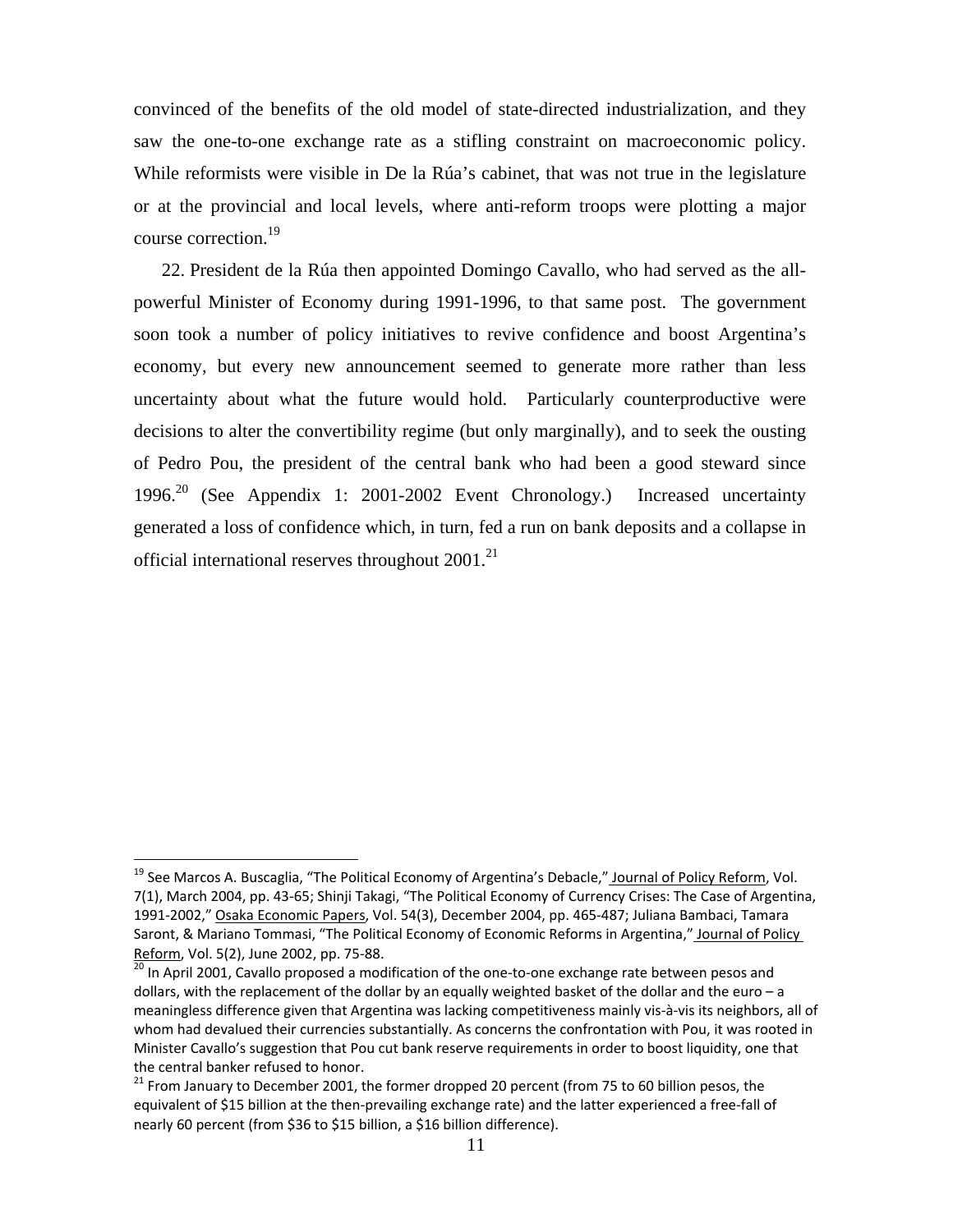convinced of the benefits of the old model of state-directed industrialization, and they saw the one-to-one exchange rate as a stifling constraint on macroeconomic policy. While reformists were visible in De la Rúa's cabinet, that was not true in the legislature or at the provincial and local levels, where anti-reform troops were plotting a major course correction.[19]

22. President de la Rúa then appointed Domingo Cavallo, who had served as the all-powerful Minister of Economy during 1991-1996, to that same post. The government soon took a number of policy initiatives to revive confidence and boost Argentina's economy, but every new announcement seemed to generate more rather than less uncertainty about what the future would hold. Particularly counterproductive were decisions to alter the convertibility regime (but only marginally), and to seek the ousting of Pedro Pou, the president of the central bank who had been a good steward since 1996.[20] (See Appendix 1: 2001-2002 Event Chronology.) Increased uncertainty generated a loss of confidence which, in turn, fed a run on bank deposits and a collapse in official international reserves throughout 2001.[21]

---

[19] See Marcos A. Buscaglia, "The Political Economy of Argentina's Debacle," Journal of Policy Reform, Vol. 7(1), March 2004, pp. 43-65; Shinji Takagi, "The Political Economy of Currency Crises: The Case of Argentina, 1991-2002," Osaka Economic Papers, Vol. 54(3), December 2004, pp. 465-487; Juliana Bambaci, Tamara Saront, & Mariano Tommasi, "The Political Economy of Economic Reforms in Argentina," Journal of Policy Reform, Vol. 5(2), June 2002, pp. 75-88.

[20] In April 2001, Cavallo proposed a modification of the one-to-one exchange rate between pesos and dollars, with the replacement of the dollar by an equally weighted basket of the dollar and the euro – a meaningless difference given that Argentina was lacking competitiveness mainly vis-à-vis its neighbors, all of whom had devalued their currencies substantially. As concerns the confrontation with Pou, it was rooted in Minister Cavallo's suggestion that Pou cut bank reserve requirements in order to boost liquidity, one that the central banker refused to honor.

[21] From January to December 2001, the former dropped 20 percent (from 75 to 60 billion pesos, the equivalent of $15 billion at the then-prevailing exchange rate) and the latter experienced a free-fall of nearly 60 percent (from $36 to $15 billion, a $16 billion difference).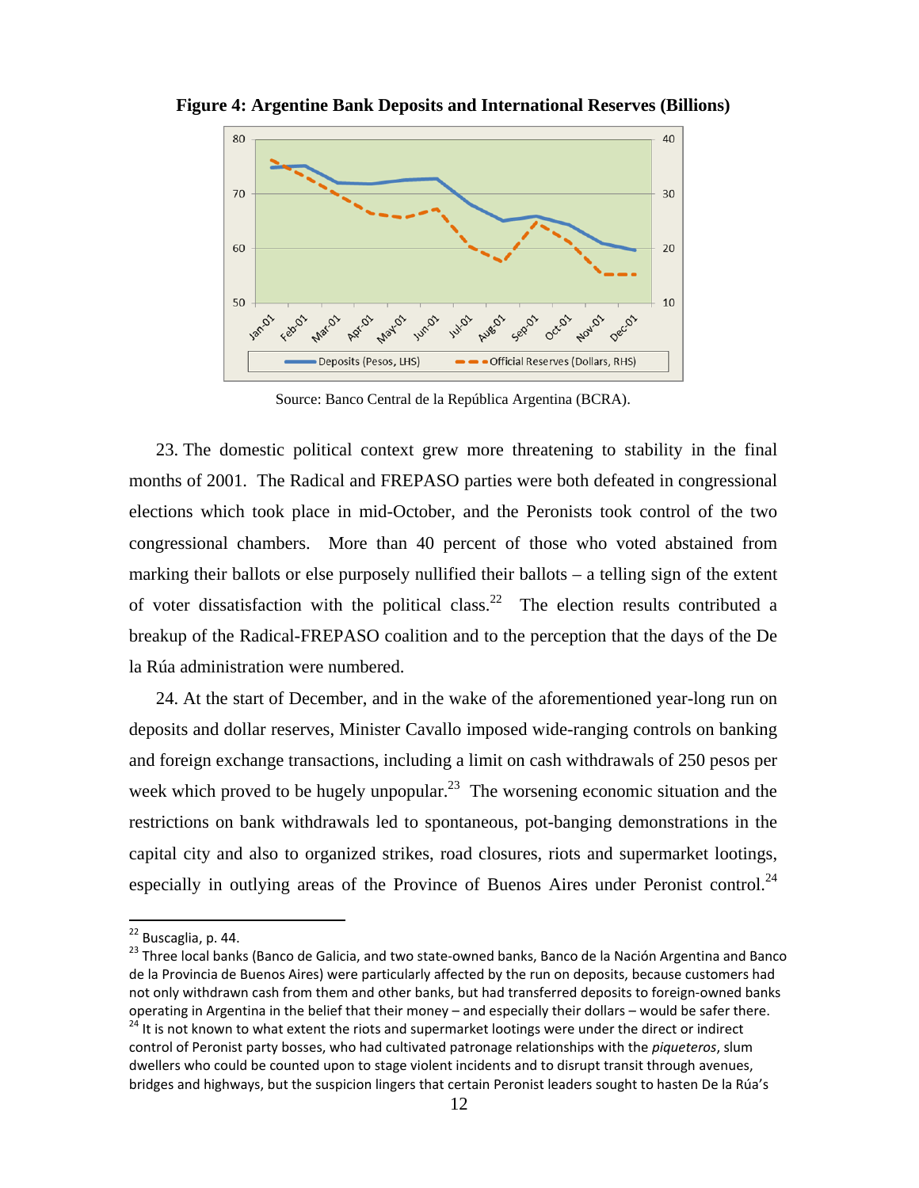**Figure 4: Argentine Bank Deposits and International Reserves (Billions)**

Source: Banco Central de la República Argentina (BCRA).

23. The domestic political context grew more threatening to stability in the final months of 2001. The Radical and FREPASO parties were both defeated in congressional elections which took place in mid-October, and the Peronists took control of the two congressional chambers. More than 40 percent of those who voted abstained from marking their ballots or else purposely nullified their ballots – a telling sign of the extent of voter dissatisfaction with the political class.[22] The election results contributed a breakup of the Radical-FREPASO coalition and to the perception that the days of the De la Rúa administration were numbered.

24. At the start of December, and in the wake of the aforementioned year-long run on deposits and dollar reserves, Minister Cavallo imposed wide-ranging controls on banking and foreign exchange transactions, including a limit on cash withdrawals of 250 pesos per week which proved to be hugely unpopular.[23] The worsening economic situation and the restrictions on bank withdrawals led to spontaneous, pot-banging demonstrations in the capital city and also to organized strikes, road closures, riots and supermarket lootings, especially in outlying areas of the Province of Buenos Aires under Peronist control.[24]

---

[22] Buscaglia, p. 44.

[23] Three local banks (Banco de Galicia, and two state-owned banks, Banco de la Nación Argentina and Banco de la Provincia de Buenos Aires) were particularly affected by the run on deposits, because customers had not only withdrawn cash from them and other banks, but had transferred deposits to foreign-owned banks operating in Argentina in the belief that their money – and especially their dollars – would be safer there.

[24] It is not known to what extent the riots and supermarket lootings were under the direct or indirect control of Peronist party bosses, who had cultivated patronage relationships with the *piqueteros*, slum dwellers who could be counted upon to stage violent incidents and to disrupt transit through avenues, bridges and highways, but the suspicion lingers that certain Peronist leaders sought to hasten De la Rúa's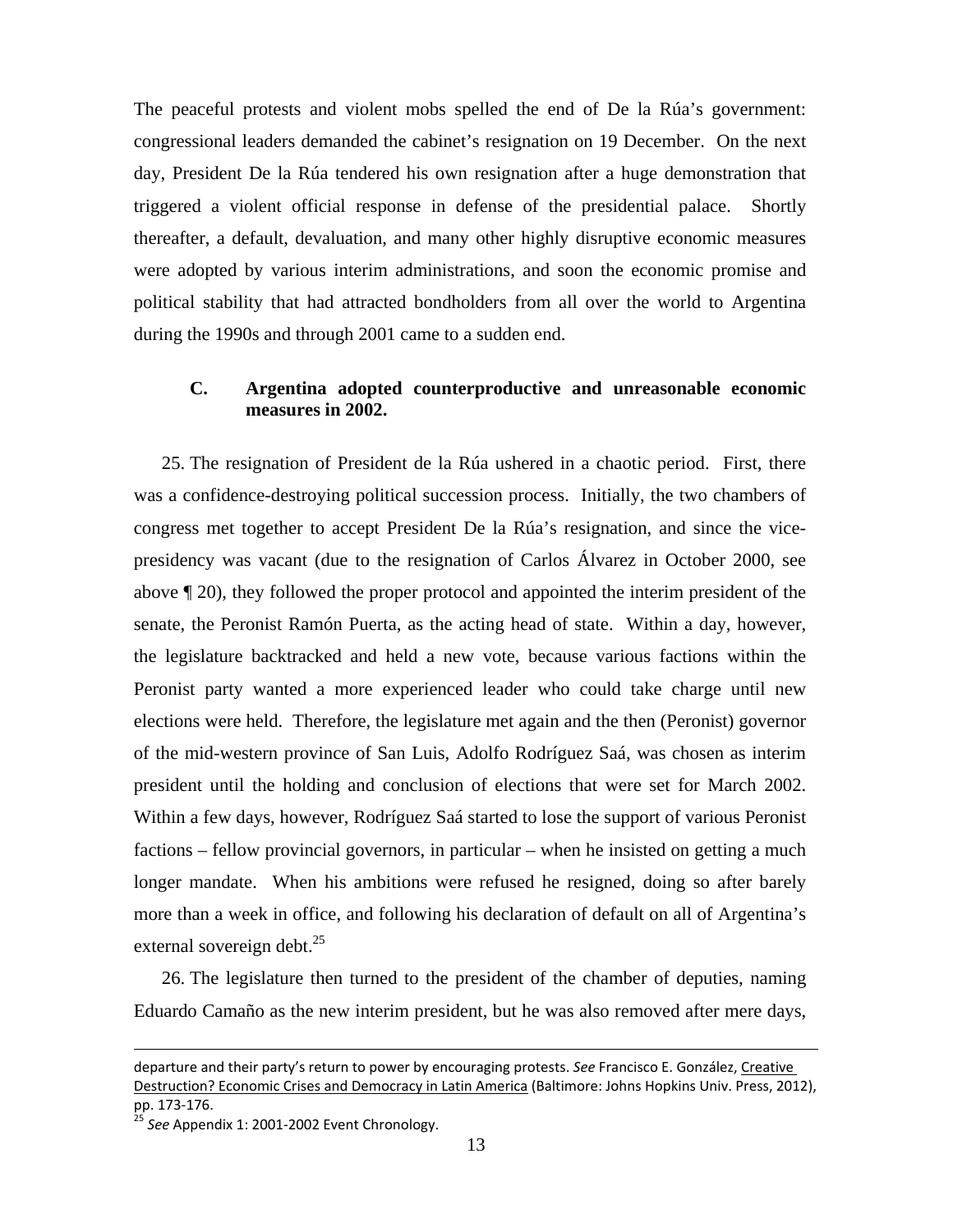The peaceful protests and violent mobs spelled the end of De la Rúa's government: congressional leaders demanded the cabinet's resignation on 19 December. On the next day, President De la Rúa tendered his own resignation after a huge demonstration that triggered a violent official response in defense of the presidential palace. Shortly thereafter, a default, devaluation, and many other highly disruptive economic measures were adopted by various interim administrations, and soon the economic promise and political stability that had attracted bondholders from all over the world to Argentina during the 1990s and through 2001 came to a sudden end.

### C. Argentina adopted counterproductive and unreasonable economic measures in 2002.

25. The resignation of President de la Rúa ushered in a chaotic period. First, there was a confidence-destroying political succession process. Initially, the two chambers of congress met together to accept President De la Rúa's resignation, and since the vice-presidency was vacant (due to the resignation of Carlos Álvarez in October 2000, see above ¶ 20), they followed the proper protocol and appointed the interim president of the senate, the Peronist Ramón Puerta, as the acting head of state. Within a day, however, the legislature backtracked and held a new vote, because various factions within the Peronist party wanted a more experienced leader who could take charge until new elections were held. Therefore, the legislature met again and the then (Peronist) governor of the mid-western province of San Luis, Adolfo Rodríguez Saá, was chosen as interim president until the holding and conclusion of elections that were set for March 2002. Within a few days, however, Rodríguez Saá started to lose the support of various Peronist factions – fellow provincial governors, in particular – when he insisted on getting a much longer mandate. When his ambitions were refused he resigned, doing so after barely more than a week in office, and following his declaration of default on all of Argentina's external sovereign debt.[25]

26. The legislature then turned to the president of the chamber of deputies, naming Eduardo Camaño as the new interim president, but he was also removed after mere days,

---

departure and their party's return to power by encouraging protests. *See* Francisco E. González, Creative Destruction? Economic Crises and Democracy in Latin America (Baltimore: Johns Hopkins Univ. Press, 2012), pp. 173-176.

[25] *See* Appendix 1: 2001-2002 Event Chronology.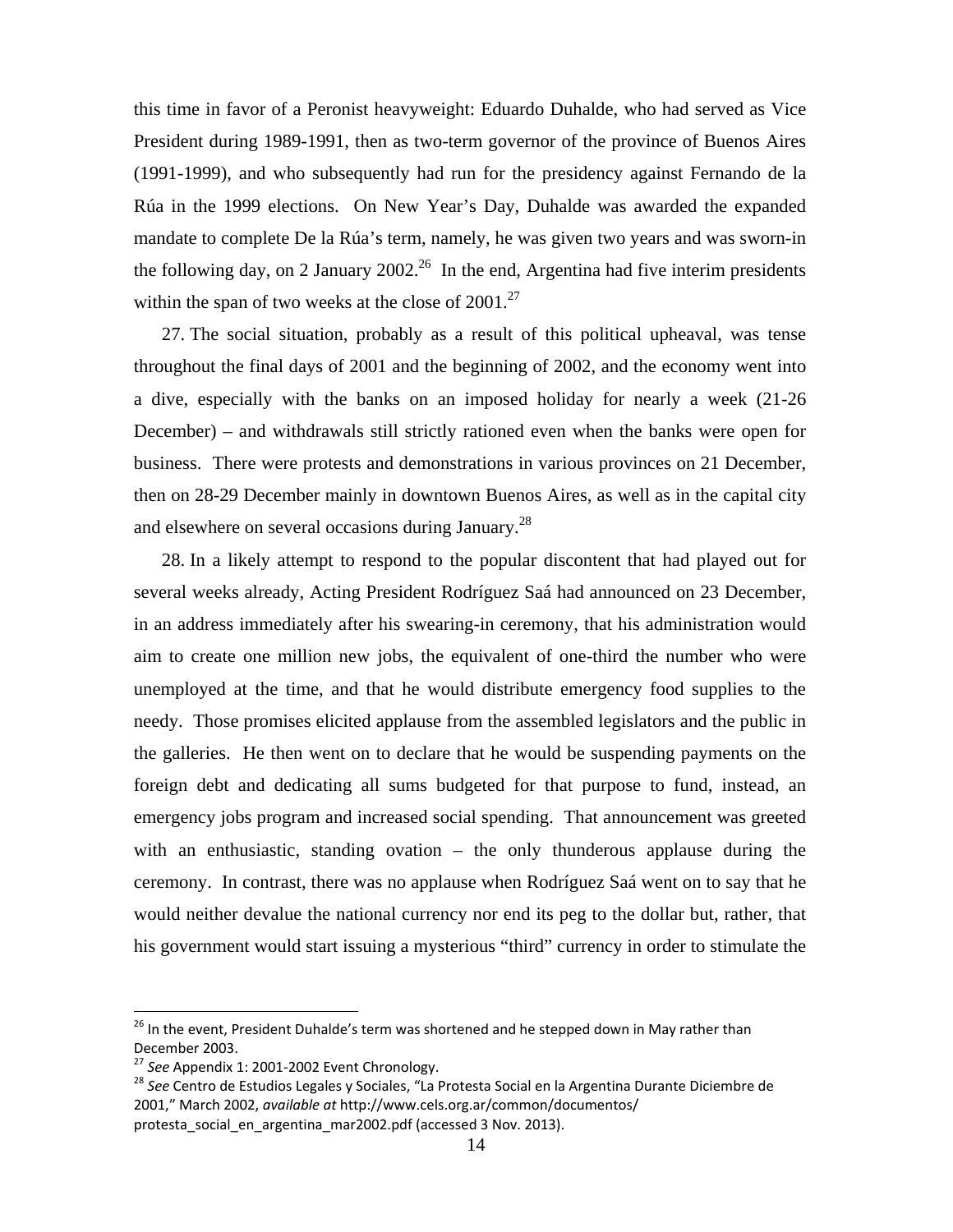this time in favor of a Peronist heavyweight: Eduardo Duhalde, who had served as Vice President during 1989-1991, then as two-term governor of the province of Buenos Aires (1991-1999), and who subsequently had run for the presidency against Fernando de la Rúa in the 1999 elections. On New Year's Day, Duhalde was awarded the expanded mandate to complete De la Rúa's term, namely, he was given two years and was sworn-in the following day, on 2 January 2002.[26] In the end, Argentina had five interim presidents within the span of two weeks at the close of 2001.[27]

27. The social situation, probably as a result of this political upheaval, was tense throughout the final days of 2001 and the beginning of 2002, and the economy went into a dive, especially with the banks on an imposed holiday for nearly a week (21-26 December) – and withdrawals still strictly rationed even when the banks were open for business. There were protests and demonstrations in various provinces on 21 December, then on 28-29 December mainly in downtown Buenos Aires, as well as in the capital city and elsewhere on several occasions during January.[28]

28. In a likely attempt to respond to the popular discontent that had played out for several weeks already, Acting President Rodríguez Saá had announced on 23 December, in an address immediately after his swearing-in ceremony, that his administration would aim to create one million new jobs, the equivalent of one-third the number who were unemployed at the time, and that he would distribute emergency food supplies to the needy. Those promises elicited applause from the assembled legislators and the public in the galleries. He then went on to declare that he would be suspending payments on the foreign debt and dedicating all sums budgeted for that purpose to fund, instead, an emergency jobs program and increased social spending. That announcement was greeted with an enthusiastic, standing ovation – the only thunderous applause during the ceremony. In contrast, there was no applause when Rodríguez Saá went on to say that he would neither devalue the national currency nor end its peg to the dollar but, rather, that his government would start issuing a mysterious "third" currency in order to stimulate the

---

[26] In the event, President Duhalde's term was shortened and he stepped down in May rather than December 2003.

[27] *See* Appendix 1: 2001-2002 Event Chronology.

[28] *See* Centro de Estudios Legales y Sociales, "La Protesta Social en la Argentina Durante Diciembre de 2001," March 2002, *available at* http://www.cels.org.ar/common/documentos/protesta_social_en_argentina_mar2002.pdf (accessed 3 Nov. 2013).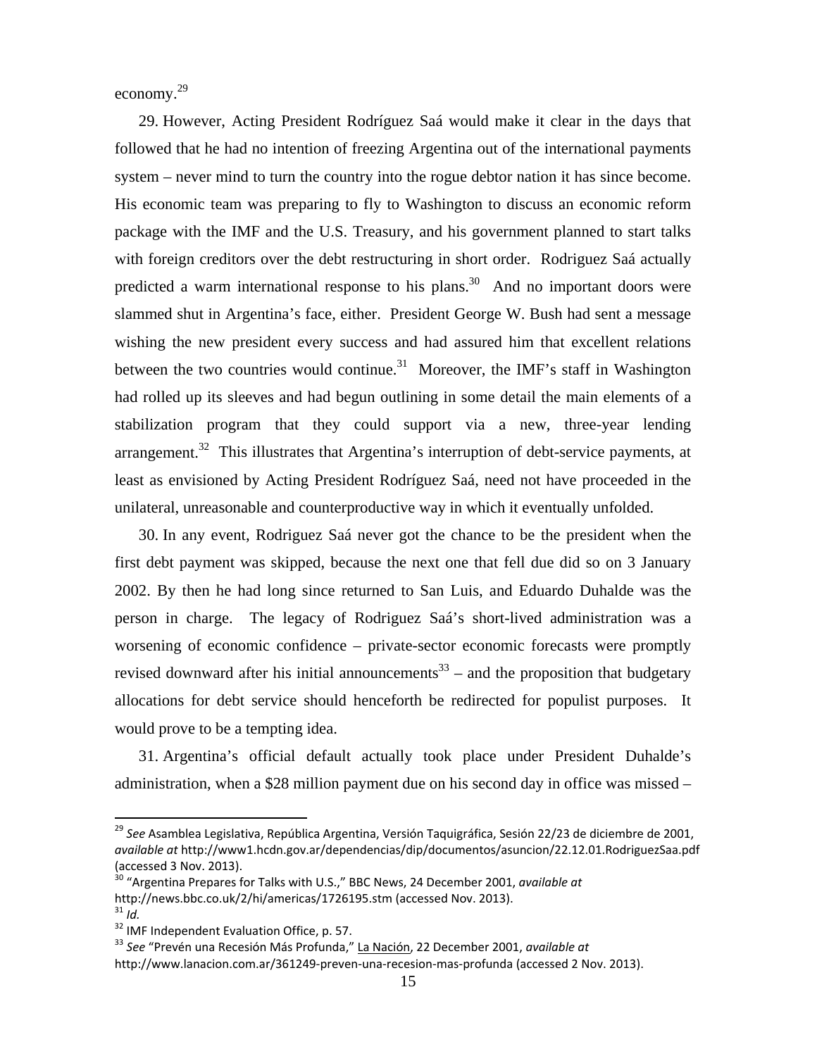economy.[29]

29. However, Acting President Rodríguez Saá would make it clear in the days that followed that he had no intention of freezing Argentina out of the international payments system – never mind to turn the country into the rogue debtor nation it has since become. His economic team was preparing to fly to Washington to discuss an economic reform package with the IMF and the U.S. Treasury, and his government planned to start talks with foreign creditors over the debt restructuring in short order. Rodriguez Saá actually predicted a warm international response to his plans.[30] And no important doors were slammed shut in Argentina's face, either. President George W. Bush had sent a message wishing the new president every success and had assured him that excellent relations between the two countries would continue.[31] Moreover, the IMF's staff in Washington had rolled up its sleeves and had begun outlining in some detail the main elements of a stabilization program that they could support via a new, three-year lending arrangement.[32] This illustrates that Argentina's interruption of debt-service payments, at least as envisioned by Acting President Rodríguez Saá, need not have proceeded in the unilateral, unreasonable and counterproductive way in which it eventually unfolded.

30. In any event, Rodriguez Saá never got the chance to be the president when the first debt payment was skipped, because the next one that fell due did so on 3 January 2002. By then he had long since returned to San Luis, and Eduardo Duhalde was the person in charge. The legacy of Rodriguez Saá's short-lived administration was a worsening of economic confidence – private-sector economic forecasts were promptly revised downward after his initial announcements[33] – and the proposition that budgetary allocations for debt service should henceforth be redirected for populist purposes. It would prove to be a tempting idea.

31. Argentina's official default actually took place under President Duhalde's administration, when a $28 million payment due on his second day in office was missed –

---

[29] *See* Asamblea Legislativa, República Argentina, Versión Taquigráfica, Sesión 22/23 de diciembre de 2001, *available at* http://www1.hcdn.gov.ar/dependencias/dip/documentos/asuncion/22.12.01.RodriguezSaa.pdf (accessed 3 Nov. 2013).

[30] "Argentina Prepares for Talks with U.S.," BBC News, 24 December 2001, *available at* http://news.bbc.co.uk/2/hi/americas/1726195.stm (accessed Nov. 2013).

[31] *Id.*

[32] IMF Independent Evaluation Office, p. 57.

[33] *See* "Prevén una Recesión Más Profunda," La Nación, 22 December 2001, *available at* http://www.lanacion.com.ar/361249-preven-una-recesion-mas-profunda (accessed 2 Nov. 2013).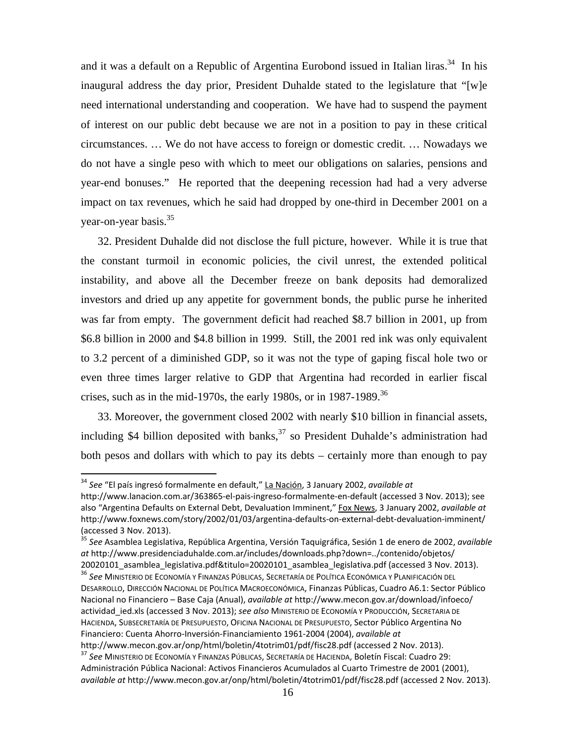and it was a default on a Republic of Argentina Eurobond issued in Italian liras.[34] In his inaugural address the day prior, President Duhalde stated to the legislature that "[w]e need international understanding and cooperation. We have had to suspend the payment of interest on our public debt because we are not in a position to pay in these critical circumstances. … We do not have access to foreign or domestic credit. … Nowadays we do not have a single peso with which to meet our obligations on salaries, pensions and year-end bonuses." He reported that the deepening recession had had a very adverse impact on tax revenues, which he said had dropped by one-third in December 2001 on a year-on-year basis.[35]

32. President Duhalde did not disclose the full picture, however. While it is true that the constant turmoil in economic policies, the civil unrest, the extended political instability, and above all the December freeze on bank deposits had demoralized investors and dried up any appetite for government bonds, the public purse he inherited was far from empty. The government deficit had reached $8.7 billion in 2001, up from $6.8 billion in 2000 and $4.8 billion in 1999. Still, the 2001 red ink was only equivalent to 3.2 percent of a diminished GDP, so it was not the type of gaping fiscal hole two or even three times larger relative to GDP that Argentina had recorded in earlier fiscal crises, such as in the mid-1970s, the early 1980s, or in 1987-1989.[36]

33. Moreover, the government closed 2002 with nearly $10 billion in financial assets, including $4 billion deposited with banks,[37] so President Duhalde's administration had both pesos and dollars with which to pay its debts – certainly more than enough to pay

---

[34] *See* "El país ingresó formalmente en default," La Nación, 3 January 2002, *available at* http://www.lanacion.com.ar/363865-el-pais-ingreso-formalmente-en-default (accessed 3 Nov. 2013); see also "Argentina Defaults on External Debt, Devaluation Imminent," Fox News, 3 January 2002, *available at* http://www.foxnews.com/story/2002/01/03/argentina-defaults-on-external-debt-devaluation-imminent/ (accessed 3 Nov. 2013).

[35] *See* Asamblea Legislativa, República Argentina, Versión Taquigráfica, Sesión 1 de enero de 2002, *available at* http://www.presidenciaduhalde.com.ar/includes/downloads.php?down=../contenido/objetos/20020101_asamblea_legislativa.pdf&titulo=20020101_asamblea_legislativa.pdf (accessed 3 Nov. 2013).

[36] *See* Ministerio de Economía y Finanzas Públicas, Secretaría de Política Económica y Planificación del Desarrollo, Dirección Nacional de Política Macroeconómica, Finanzas Públicas, Cuadro A6.1: Sector Público Nacional no Financiero – Base Caja (Anual), *available at* http://www.mecon.gov.ar/download/infoeco/actividad_ied.xls (accessed 3 Nov. 2013); *see also* Ministerio de Economía y Producción, Secretaria de Hacienda, Subsecretaría de Presupuesto, Oficina Nacional de Presupuesto, Sector Público Argentina No Financiero: Cuenta Ahorro-Inversión-Financiamiento 1961-2004 (2004), *available at* http://www.mecon.gov.ar/onp/html/boletin/4totrim01/pdf/fisc28.pdf (accessed 2 Nov. 2013).

[37] *See* Ministerio de Economía y Finanzas Públicas, Secretaría de Hacienda, Boletín Fiscal: Cuadro 29: Administración Pública Nacional: Activos Financieros Acumulados al Cuarto Trimestre de 2001 (2001), *available at* http://www.mecon.gov.ar/onp/html/boletin/4totrim01/pdf/fisc28.pdf (accessed 2 Nov. 2013).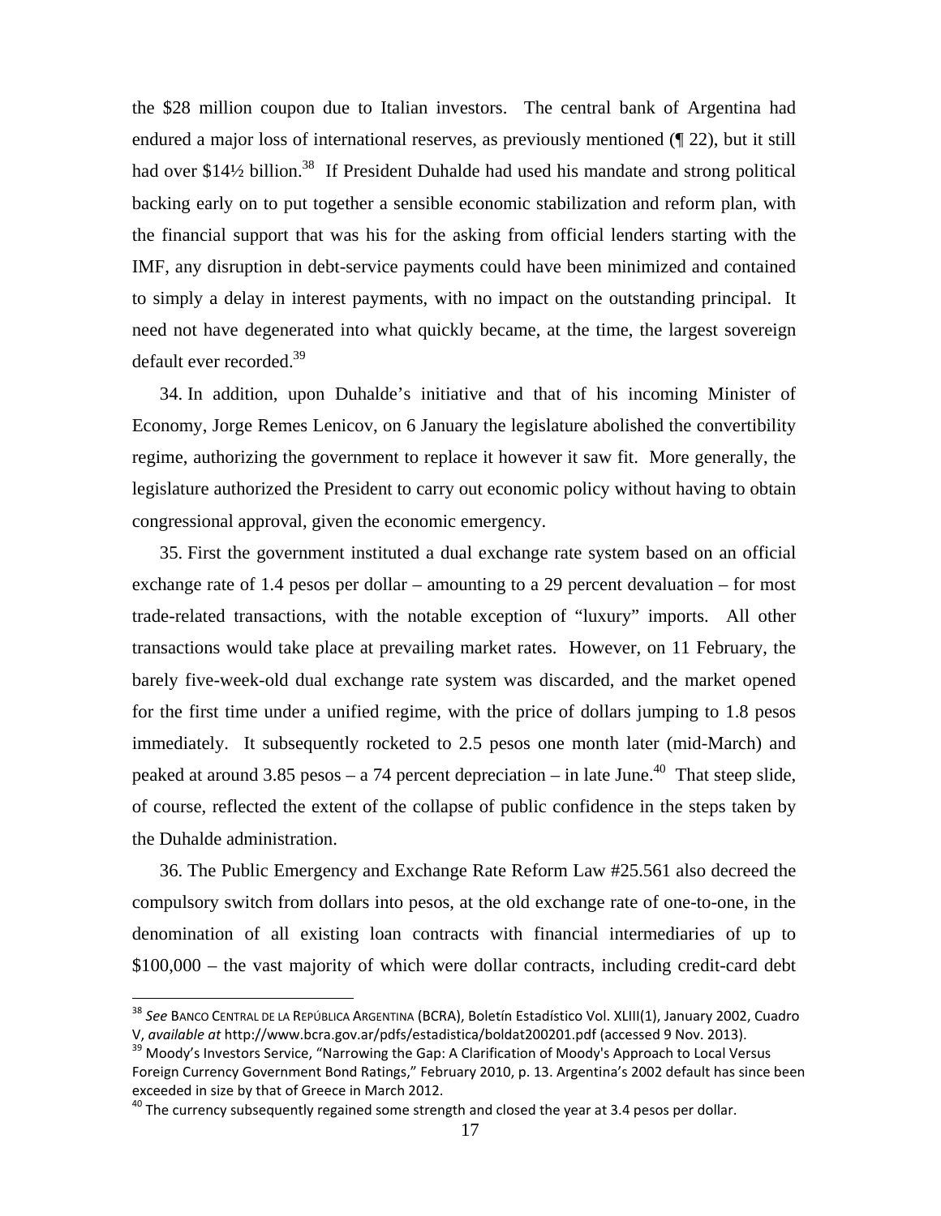the $28 million coupon due to Italian investors. The central bank of Argentina had endured a major loss of international reserves, as previously mentioned (¶ 22), but it still had over $14½ billion.[38] If President Duhalde had used his mandate and strong political backing early on to put together a sensible economic stabilization and reform plan, with the financial support that was his for the asking from official lenders starting with the IMF, any disruption in debt-service payments could have been minimized and contained to simply a delay in interest payments, with no impact on the outstanding principal. It need not have degenerated into what quickly became, at the time, the largest sovereign default ever recorded.[39]

34. In addition, upon Duhalde's initiative and that of his incoming Minister of Economy, Jorge Remes Lenicov, on 6 January the legislature abolished the convertibility regime, authorizing the government to replace it however it saw fit. More generally, the legislature authorized the President to carry out economic policy without having to obtain congressional approval, given the economic emergency.

35. First the government instituted a dual exchange rate system based on an official exchange rate of 1.4 pesos per dollar – amounting to a 29 percent devaluation – for most trade-related transactions, with the notable exception of "luxury" imports. All other transactions would take place at prevailing market rates. However, on 11 February, the barely five-week-old dual exchange rate system was discarded, and the market opened for the first time under a unified regime, with the price of dollars jumping to 1.8 pesos immediately. It subsequently rocketed to 2.5 pesos one month later (mid-March) and peaked at around 3.85 pesos – a 74 percent depreciation – in late June.[40] That steep slide, of course, reflected the extent of the collapse of public confidence in the steps taken by the Duhalde administration.

36. The Public Emergency and Exchange Rate Reform Law #25.561 also decreed the compulsory switch from dollars into pesos, at the old exchange rate of one-to-one, in the denomination of all existing loan contracts with financial intermediaries of up to $100,000 – the vast majority of which were dollar contracts, including credit-card debt

---

[38] *See* Banco Central de la República Argentina (BCRA), Boletín Estadístico Vol. XLIII(1), January 2002, Cuadro V, *available at* http://www.bcra.gov.ar/pdfs/estadistica/boldat200201.pdf (accessed 9 Nov. 2013).

[39] Moody's Investors Service, "Narrowing the Gap: A Clarification of Moody's Approach to Local Versus Foreign Currency Government Bond Ratings," February 2010, p. 13. Argentina's 2002 default has since been exceeded in size by that of Greece in March 2012.

[40] The currency subsequently regained some strength and closed the year at 3.4 pesos per dollar.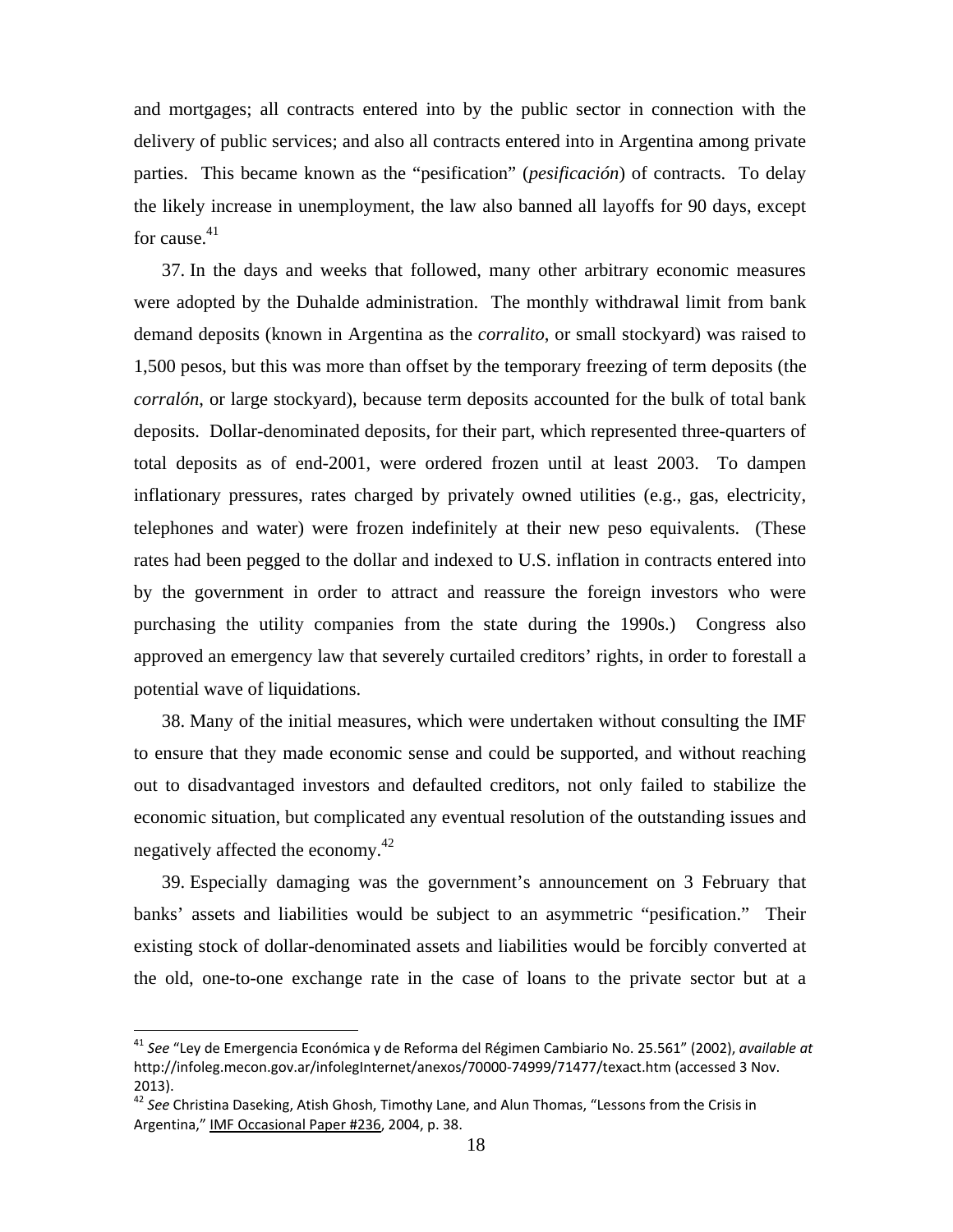and mortgages; all contracts entered into by the public sector in connection with the delivery of public services; and also all contracts entered into in Argentina among private parties. This became known as the "pesification" (*pesificación*) of contracts. To delay the likely increase in unemployment, the law also banned all layoffs for 90 days, except for cause.[41]

37. In the days and weeks that followed, many other arbitrary economic measures were adopted by the Duhalde administration. The monthly withdrawal limit from bank demand deposits (known in Argentina as the *corralito*, or small stockyard) was raised to 1,500 pesos, but this was more than offset by the temporary freezing of term deposits (the *corralón*, or large stockyard), because term deposits accounted for the bulk of total bank deposits. Dollar-denominated deposits, for their part, which represented three-quarters of total deposits as of end-2001, were ordered frozen until at least 2003. To dampen inflationary pressures, rates charged by privately owned utilities (e.g., gas, electricity, telephones and water) were frozen indefinitely at their new peso equivalents. (These rates had been pegged to the dollar and indexed to U.S. inflation in contracts entered into by the government in order to attract and reassure the foreign investors who were purchasing the utility companies from the state during the 1990s.) Congress also approved an emergency law that severely curtailed creditors' rights, in order to forestall a potential wave of liquidations.

38. Many of the initial measures, which were undertaken without consulting the IMF to ensure that they made economic sense and could be supported, and without reaching out to disadvantaged investors and defaulted creditors, not only failed to stabilize the economic situation, but complicated any eventual resolution of the outstanding issues and negatively affected the economy.[42]

39. Especially damaging was the government's announcement on 3 February that banks' assets and liabilities would be subject to an asymmetric "pesification." Their existing stock of dollar-denominated assets and liabilities would be forcibly converted at the old, one-to-one exchange rate in the case of loans to the private sector but at a

---

[41] *See* "Ley de Emergencia Económica y de Reforma del Régimen Cambiario No. 25.561" (2002), *available at* http://infoleg.mecon.gov.ar/infolegInternet/anexos/70000-74999/71477/texact.htm (accessed 3 Nov. 2013).

[42] *See* Christina Daseking, Atish Ghosh, Timothy Lane, and Alun Thomas, "Lessons from the Crisis in Argentina," IMF Occasional Paper #236, 2004, p. 38.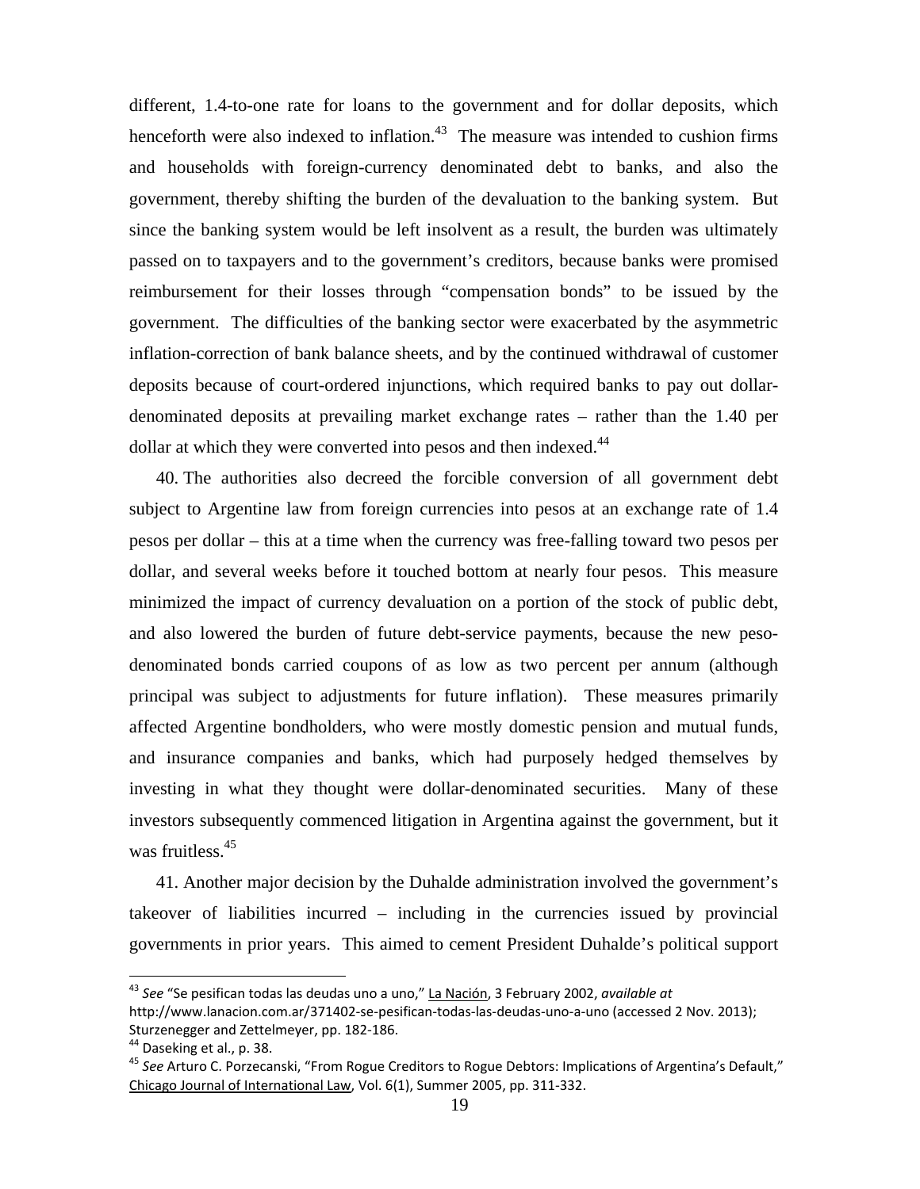different, 1.4-to-one rate for loans to the government and for dollar deposits, which henceforth were also indexed to inflation.[43] The measure was intended to cushion firms and households with foreign-currency denominated debt to banks, and also the government, thereby shifting the burden of the devaluation to the banking system. But since the banking system would be left insolvent as a result, the burden was ultimately passed on to taxpayers and to the government's creditors, because banks were promised reimbursement for their losses through "compensation bonds" to be issued by the government. The difficulties of the banking sector were exacerbated by the asymmetric inflation-correction of bank balance sheets, and by the continued withdrawal of customer deposits because of court-ordered injunctions, which required banks to pay out dollar-denominated deposits at prevailing market exchange rates – rather than the 1.40 per dollar at which they were converted into pesos and then indexed.[44]

40. The authorities also decreed the forcible conversion of all government debt subject to Argentine law from foreign currencies into pesos at an exchange rate of 1.4 pesos per dollar – this at a time when the currency was free-falling toward two pesos per dollar, and several weeks before it touched bottom at nearly four pesos. This measure minimized the impact of currency devaluation on a portion of the stock of public debt, and also lowered the burden of future debt-service payments, because the new peso-denominated bonds carried coupons of as low as two percent per annum (although principal was subject to adjustments for future inflation). These measures primarily affected Argentine bondholders, who were mostly domestic pension and mutual funds, and insurance companies and banks, which had purposely hedged themselves by investing in what they thought were dollar-denominated securities. Many of these investors subsequently commenced litigation in Argentina against the government, but it was fruitless.[45]

41. Another major decision by the Duhalde administration involved the government's takeover of liabilities incurred – including in the currencies issued by provincial governments in prior years. This aimed to cement President Duhalde's political support

---

[43] *See* "Se pesifican todas las deudas uno a uno," La Nación, 3 February 2002, *available at* http://www.lanacion.com.ar/371402-se-pesifican-todas-las-deudas-uno-a-uno (accessed 2 Nov. 2013); Sturzenegger and Zettelmeyer, pp. 182-186.

[44] Daseking et al., p. 38.

[45] *See* Arturo C. Porzecanski, "From Rogue Creditors to Rogue Debtors: Implications of Argentina's Default," Chicago Journal of International Law, Vol. 6(1), Summer 2005, pp. 311-332.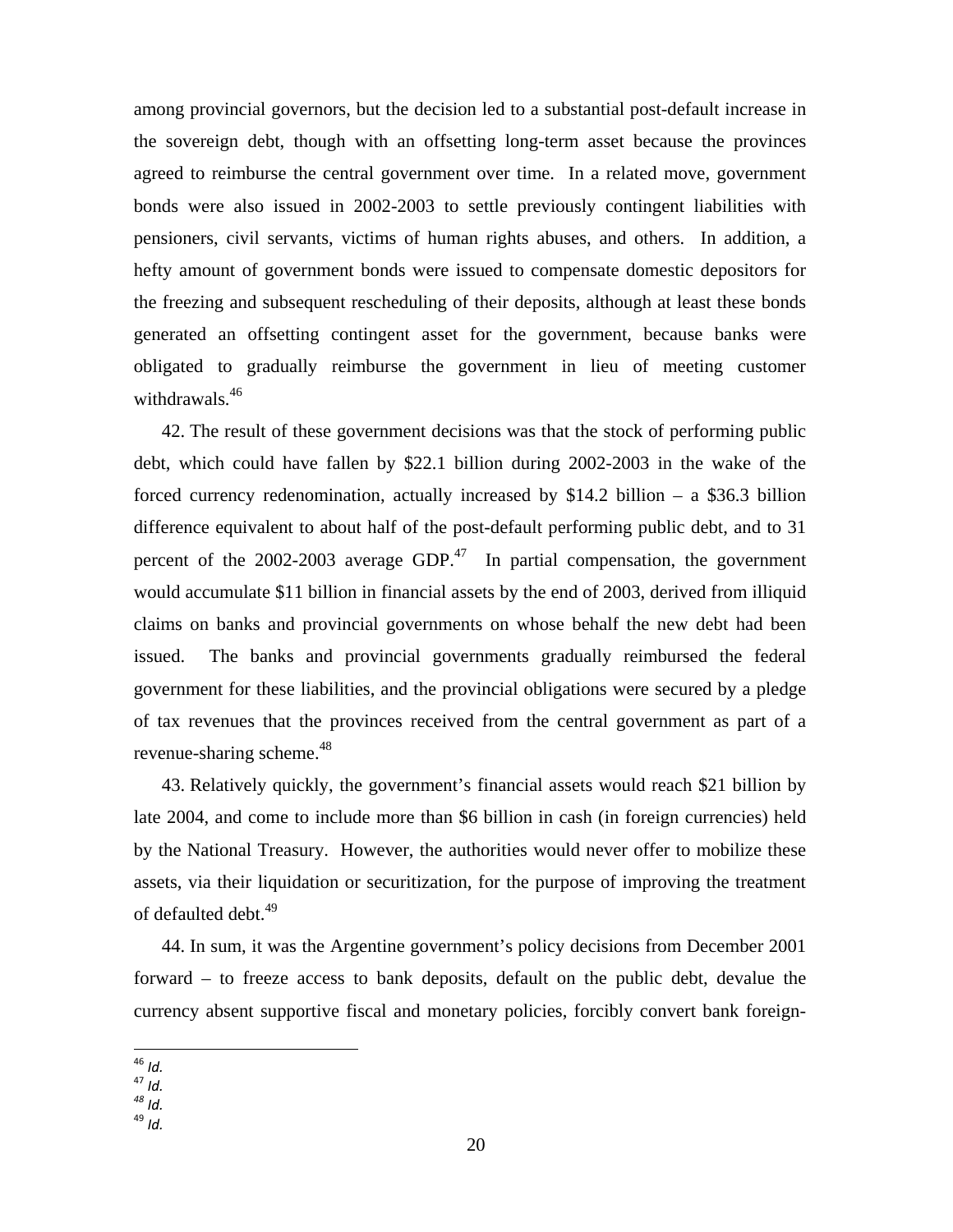among provincial governors, but the decision led to a substantial post-default increase in the sovereign debt, though with an offsetting long-term asset because the provinces agreed to reimburse the central government over time. In a related move, government bonds were also issued in 2002-2003 to settle previously contingent liabilities with pensioners, civil servants, victims of human rights abuses, and others. In addition, a hefty amount of government bonds were issued to compensate domestic depositors for the freezing and subsequent rescheduling of their deposits, although at least these bonds generated an offsetting contingent asset for the government, because banks were obligated to gradually reimburse the government in lieu of meeting customer withdrawals.[46]

42. The result of these government decisions was that the stock of performing public debt, which could have fallen by $22.1 billion during 2002-2003 in the wake of the forced currency redenomination, actually increased by $14.2 billion – a $36.3 billion difference equivalent to about half of the post-default performing public debt, and to 31 percent of the 2002-2003 average GDP.[47] In partial compensation, the government would accumulate $11 billion in financial assets by the end of 2003, derived from illiquid claims on banks and provincial governments on whose behalf the new debt had been issued. The banks and provincial governments gradually reimbursed the federal government for these liabilities, and the provincial obligations were secured by a pledge of tax revenues that the provinces received from the central government as part of a revenue-sharing scheme.[48]

43. Relatively quickly, the government's financial assets would reach $21 billion by late 2004, and come to include more than $6 billion in cash (in foreign currencies) held by the National Treasury. However, the authorities would never offer to mobilize these assets, via their liquidation or securitization, for the purpose of improving the treatment of defaulted debt.[49]

44. In sum, it was the Argentine government's policy decisions from December 2001 forward – to freeze access to bank deposits, default on the public debt, devalue the currency absent supportive fiscal and monetary policies, forcibly convert bank foreign-

---

[46] *Id.*
[47] *Id.*
[48] *Id.*
[49] *Id.*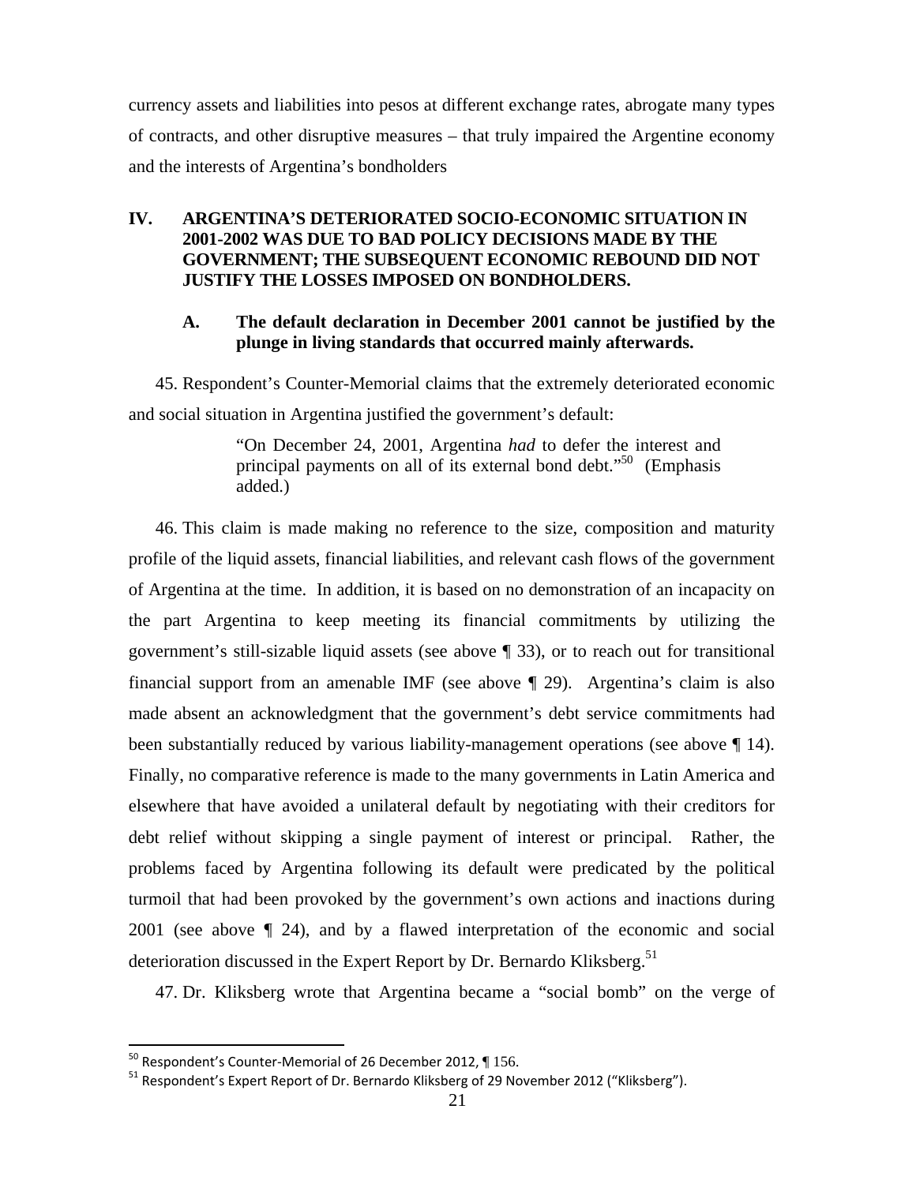currency assets and liabilities into pesos at different exchange rates, abrogate many types of contracts, and other disruptive measures – that truly impaired the Argentine economy and the interests of Argentina's bondholders

## IV. ARGENTINA'S DETERIORATED SOCIO-ECONOMIC SITUATION IN 2001-2002 WAS DUE TO BAD POLICY DECISIONS MADE BY THE GOVERNMENT; THE SUBSEQUENT ECONOMIC REBOUND DID NOT JUSTIFY THE LOSSES IMPOSED ON BONDHOLDERS.

### A. The default declaration in December 2001 cannot be justified by the plunge in living standards that occurred mainly afterwards.

45. Respondent's Counter-Memorial claims that the extremely deteriorated economic and social situation in Argentina justified the government's default:

> "On December 24, 2001, Argentina *had* to defer the interest and principal payments on all of its external bond debt."[50] (Emphasis added.)

46. This claim is made making no reference to the size, composition and maturity profile of the liquid assets, financial liabilities, and relevant cash flows of the government of Argentina at the time. In addition, it is based on no demonstration of an incapacity on the part Argentina to keep meeting its financial commitments by utilizing the government's still-sizable liquid assets (see above ¶ 33), or to reach out for transitional financial support from an amenable IMF (see above ¶ 29). Argentina's claim is also made absent an acknowledgment that the government's debt service commitments had been substantially reduced by various liability-management operations (see above ¶ 14). Finally, no comparative reference is made to the many governments in Latin America and elsewhere that have avoided a unilateral default by negotiating with their creditors for debt relief without skipping a single payment of interest or principal. Rather, the problems faced by Argentina following its default were predicated by the political turmoil that had been provoked by the government's own actions and inactions during 2001 (see above ¶ 24), and by a flawed interpretation of the economic and social deterioration discussed in the Expert Report by Dr. Bernardo Kliksberg.[51]

47. Dr. Kliksberg wrote that Argentina became a "social bomb" on the verge of

---

[50] Respondent's Counter-Memorial of 26 December 2012, ¶ 156.

[51] Respondent's Expert Report of Dr. Bernardo Kliksberg of 29 November 2012 ("Kliksberg").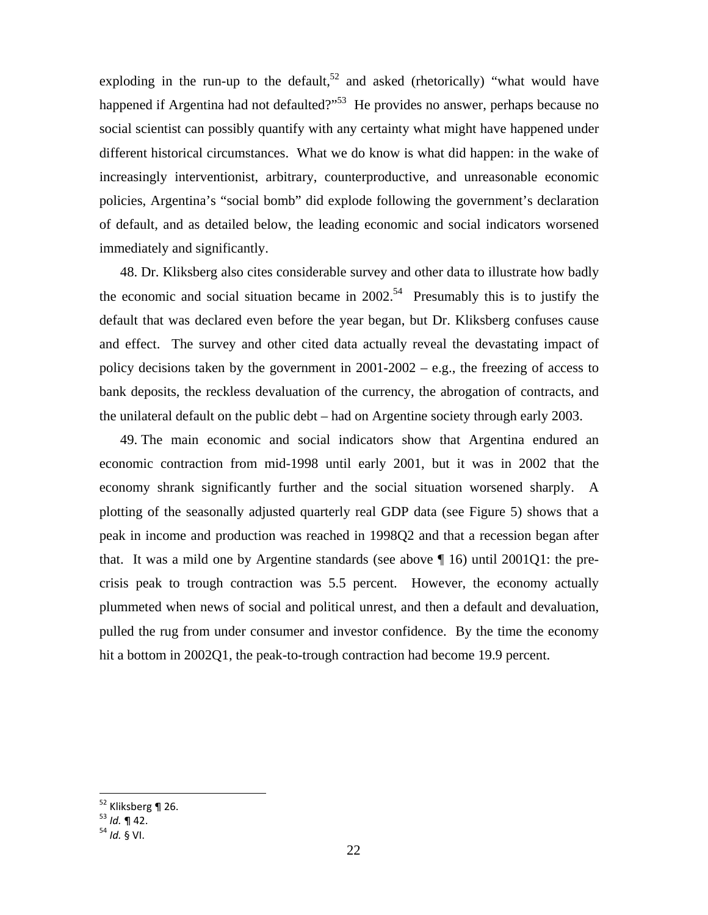exploding in the run-up to the default,[52] and asked (rhetorically) "what would have happened if Argentina had not defaulted?"[53] He provides no answer, perhaps because no social scientist can possibly quantify with any certainty what might have happened under different historical circumstances. What we do know is what did happen: in the wake of increasingly interventionist, arbitrary, counterproductive, and unreasonable economic policies, Argentina's "social bomb" did explode following the government's declaration of default, and as detailed below, the leading economic and social indicators worsened immediately and significantly.

48. Dr. Kliksberg also cites considerable survey and other data to illustrate how badly the economic and social situation became in 2002.[54] Presumably this is to justify the default that was declared even before the year began, but Dr. Kliksberg confuses cause and effect. The survey and other cited data actually reveal the devastating impact of policy decisions taken by the government in 2001-2002 – e.g., the freezing of access to bank deposits, the reckless devaluation of the currency, the abrogation of contracts, and the unilateral default on the public debt – had on Argentine society through early 2003.

49. The main economic and social indicators show that Argentina endured an economic contraction from mid-1998 until early 2001, but it was in 2002 that the economy shrank significantly further and the social situation worsened sharply. A plotting of the seasonally adjusted quarterly real GDP data (see Figure 5) shows that a peak in income and production was reached in 1998Q2 and that a recession began after that. It was a mild one by Argentine standards (see above ¶ 16) until 2001Q1: the pre-crisis peak to trough contraction was 5.5 percent. However, the economy actually plummeted when news of social and political unrest, and then a default and devaluation, pulled the rug from under consumer and investor confidence. By the time the economy hit a bottom in 2002Q1, the peak-to-trough contraction had become 19.9 percent.

---

[52] Kliksberg ¶ 26.

[53] *Id.* ¶ 42.

[54] *Id.* § VI.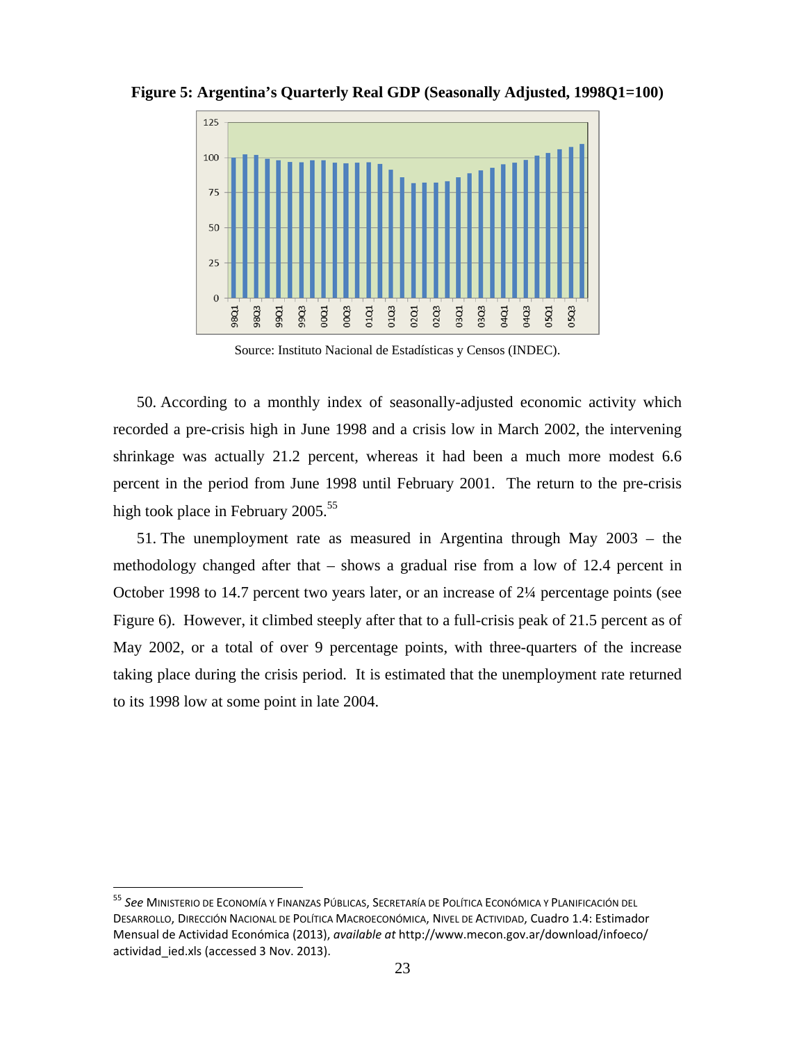**Figure 5: Argentina's Quarterly Real GDP (Seasonally Adjusted, 1998Q1=100)**

Source: Instituto Nacional de Estadísticas y Censos (INDEC).

50. According to a monthly index of seasonally-adjusted economic activity which recorded a pre-crisis high in June 1998 and a crisis low in March 2002, the intervening shrinkage was actually 21.2 percent, whereas it had been a much more modest 6.6 percent in the period from June 1998 until February 2001. The return to the pre-crisis high took place in February 2005.[55]

51. The unemployment rate as measured in Argentina through May 2003 – the methodology changed after that – shows a gradual rise from a low of 12.4 percent in October 1998 to 14.7 percent two years later, or an increase of 2¼ percentage points (see Figure 6). However, it climbed steeply after that to a full-crisis peak of 21.5 percent as of May 2002, or a total of over 9 percentage points, with three-quarters of the increase taking place during the crisis period. It is estimated that the unemployment rate returned to its 1998 low at some point in late 2004.

---

[55] *See* MINISTERIO DE ECONOMÍA Y FINANZAS PÚBLICAS, SECRETARÍA DE POLÍTICA ECONÓMICA Y PLANIFICACIÓN DEL DESARROLLO, DIRECCIÓN NACIONAL DE POLÍTICA MACROECONÓMICA, NIVEL DE ACTIVIDAD, Cuadro 1.4: Estimador Mensual de Actividad Económica (2013), *available at* http://www.mecon.gov.ar/download/infoeco/actividad_ied.xls (accessed 3 Nov. 2013).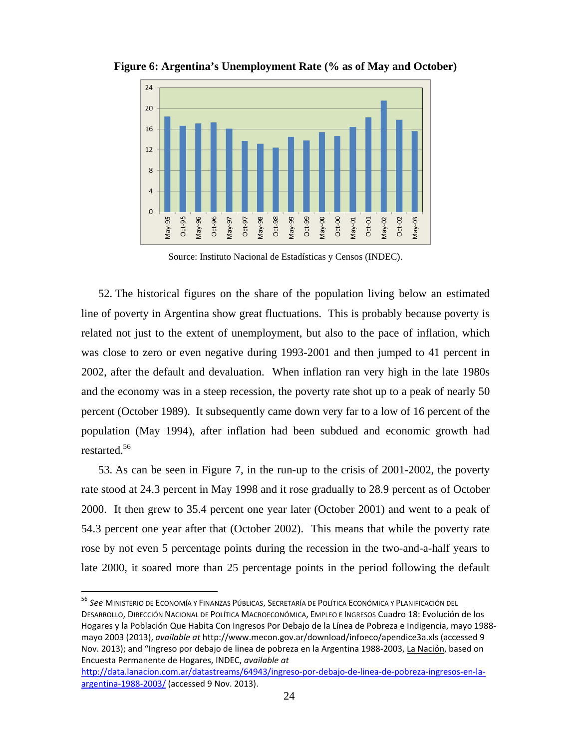**Figure 6: Argentina's Unemployment Rate (% as of May and October)**

Source: Instituto Nacional de Estadísticas y Censos (INDEC).

52. The historical figures on the share of the population living below an estimated line of poverty in Argentina show great fluctuations. This is probably because poverty is related not just to the extent of unemployment, but also to the pace of inflation, which was close to zero or even negative during 1993-2001 and then jumped to 41 percent in 2002, after the default and devaluation. When inflation ran very high in the late 1980s and the economy was in a steep recession, the poverty rate shot up to a peak of nearly 50 percent (October 1989). It subsequently came down very far to a low of 16 percent of the population (May 1994), after inflation had been subdued and economic growth had restarted.[56]

53. As can be seen in Figure 7, in the run-up to the crisis of 2001-2002, the poverty rate stood at 24.3 percent in May 1998 and it rose gradually to 28.9 percent as of October 2000. It then grew to 35.4 percent one year later (October 2001) and went to a peak of 54.3 percent one year after that (October 2002). This means that while the poverty rate rose by not even 5 percentage points during the recession in the two-and-a-half years to late 2000, it soared more than 25 percentage points in the period following the default

---

[56] *See* Ministerio de Economía y Finanzas Públicas, Secretaría de Política Económica y Planificación del Desarrollo, Dirección Nacional de Política Macroeconómica, Empleo e Ingresos Cuadro 18: Evolución de los Hogares y la Población Que Habita Con Ingresos Por Debajo de la Línea de Pobreza e Indigencia, mayo 1988-mayo 2003 (2013), *available at* http://www.mecon.gov.ar/download/infoeco/apendice3a.xls (accessed 9 Nov. 2013); and "Ingreso por debajo de linea de pobreza en la Argentina 1988-2003, La Nación, based on Encuesta Permanente de Hogares, INDEC, *available at* http://data.lanacion.com.ar/datastreams/64943/ingreso-por-debajo-de-linea-de-pobreza-ingresos-en-la-argentina-1988-2003/ (accessed 9 Nov. 2013).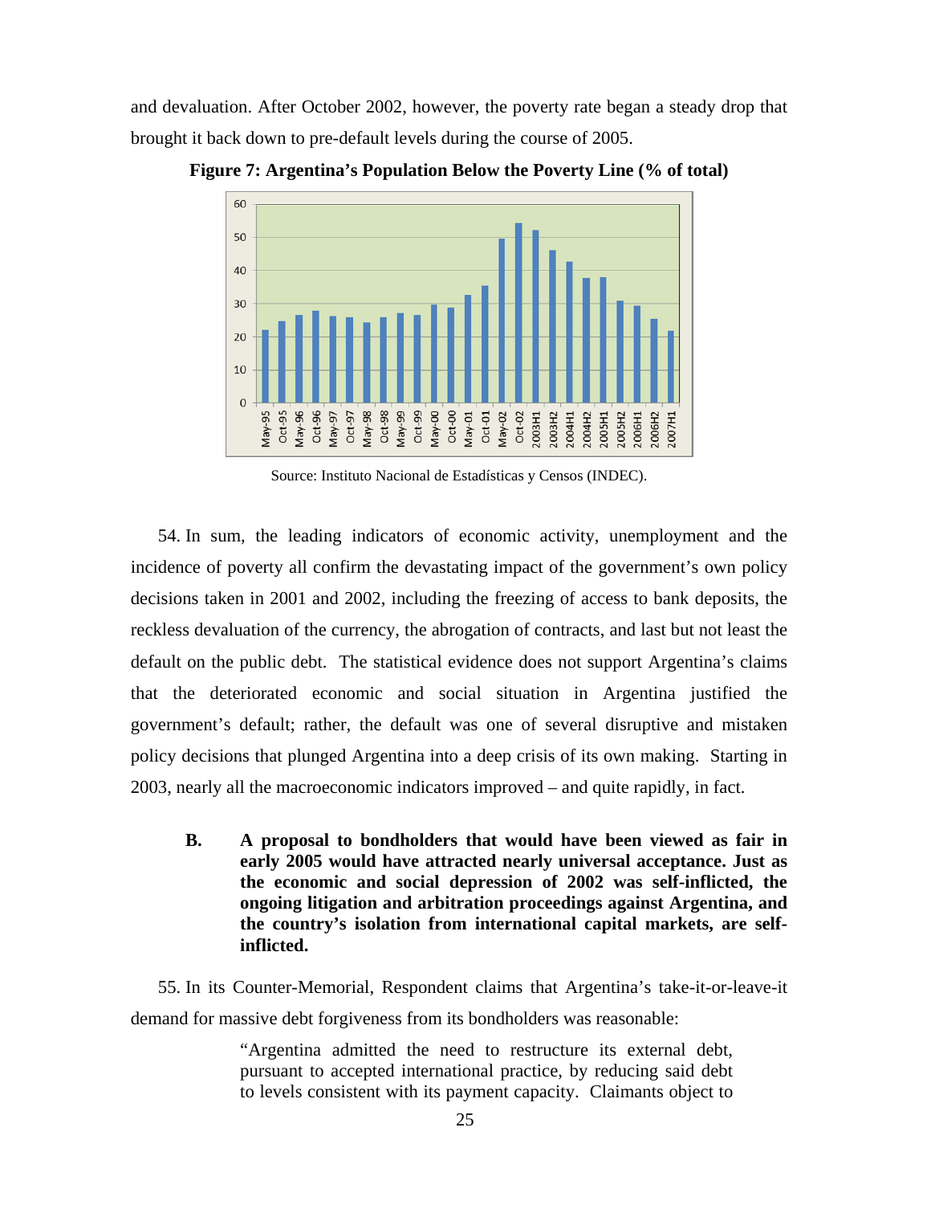and devaluation. After October 2002, however, the poverty rate began a steady drop that brought it back down to pre-default levels during the course of 2005.

**Figure 7: Argentina's Population Below the Poverty Line (% of total)**

Source: Instituto Nacional de Estadísticas y Censos (INDEC).

54. In sum, the leading indicators of economic activity, unemployment and the incidence of poverty all confirm the devastating impact of the government's own policy decisions taken in 2001 and 2002, including the freezing of access to bank deposits, the reckless devaluation of the currency, the abrogation of contracts, and last but not least the default on the public debt. The statistical evidence does not support Argentina's claims that the deteriorated economic and social situation in Argentina justified the government's default; rather, the default was one of several disruptive and mistaken policy decisions that plunged Argentina into a deep crisis of its own making. Starting in 2003, nearly all the macroeconomic indicators improved – and quite rapidly, in fact.

### B. A proposal to bondholders that would have been viewed as fair in early 2005 would have attracted nearly universal acceptance. Just as the economic and social depression of 2002 was self-inflicted, the ongoing litigation and arbitration proceedings against Argentina, and the country's isolation from international capital markets, are self-inflicted.

55. In its Counter-Memorial, Respondent claims that Argentina's take-it-or-leave-it demand for massive debt forgiveness from its bondholders was reasonable:

> "Argentina admitted the need to restructure its external debt, pursuant to accepted international practice, by reducing said debt to levels consistent with its payment capacity. Claimants object to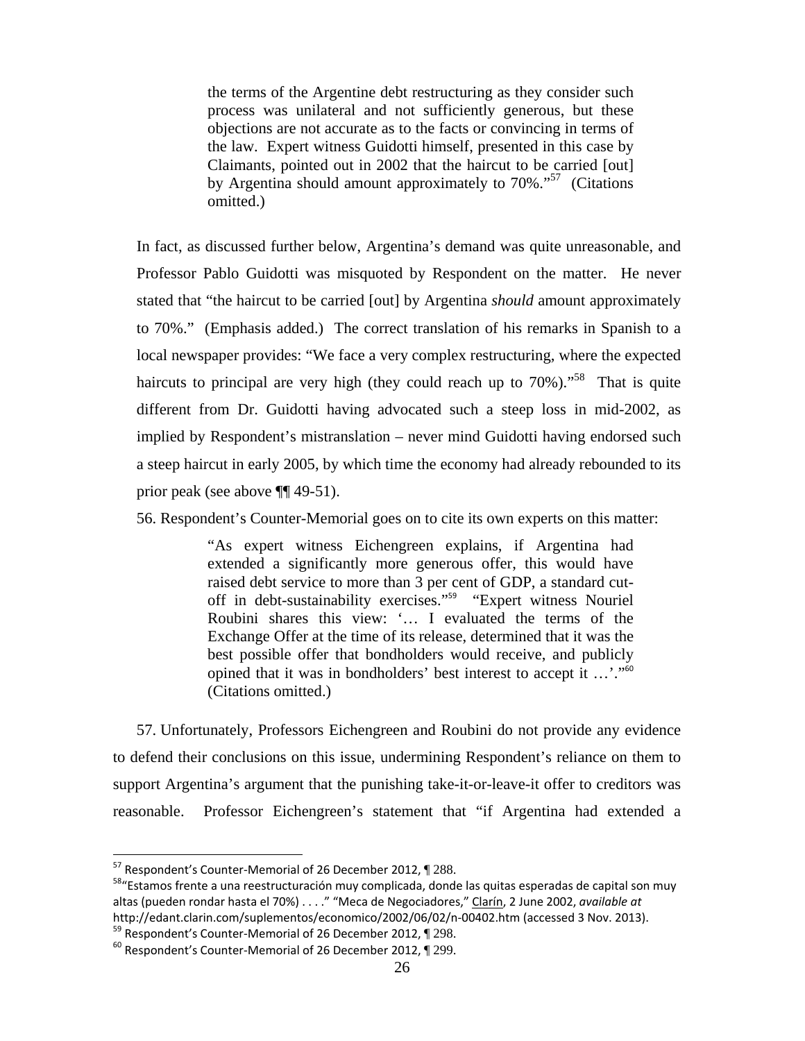> the terms of the Argentine debt restructuring as they consider such process was unilateral and not sufficiently generous, but these objections are not accurate as to the facts or convincing in terms of the law. Expert witness Guidotti himself, presented in this case by Claimants, pointed out in 2002 that the haircut to be carried [out] by Argentina should amount approximately to 70%."[57] (Citations omitted.)

In fact, as discussed further below, Argentina's demand was quite unreasonable, and Professor Pablo Guidotti was misquoted by Respondent on the matter. He never stated that "the haircut to be carried [out] by Argentina *should* amount approximately to 70%." (Emphasis added.) The correct translation of his remarks in Spanish to a local newspaper provides: "We face a very complex restructuring, where the expected haircuts to principal are very high (they could reach up to 70%)."[58] That is quite different from Dr. Guidotti having advocated such a steep loss in mid-2002, as implied by Respondent's mistranslation – never mind Guidotti having endorsed such a steep haircut in early 2005, by which time the economy had already rebounded to its prior peak (see above ¶¶ 49-51).

56. Respondent's Counter-Memorial goes on to cite its own experts on this matter:

> "As expert witness Eichengreen explains, if Argentina had extended a significantly more generous offer, this would have raised debt service to more than 3 per cent of GDP, a standard cut-off in debt-sustainability exercises."[59] "Expert witness Nouriel Roubini shares this view: '… I evaluated the terms of the Exchange Offer at the time of its release, determined that it was the best possible offer that bondholders would receive, and publicly opined that it was in bondholders' best interest to accept it …'."[60] (Citations omitted.)

57. Unfortunately, Professors Eichengreen and Roubini do not provide any evidence to defend their conclusions on this issue, undermining Respondent's reliance on them to support Argentina's argument that the punishing take-it-or-leave-it offer to creditors was reasonable. Professor Eichengreen's statement that "if Argentina had extended a

---

[57] Respondent's Counter-Memorial of 26 December 2012, ¶ 288.

[58] "Estamos frente a una reestructuración muy complicada, donde las quitas esperadas de capital son muy altas (pueden rondar hasta el 70%) . . . ." "Meca de Negociadores," Clarín, 2 June 2002, *available at* http://edant.clarin.com/suplementos/economico/2002/06/02/n-00402.htm (accessed 3 Nov. 2013).

[59] Respondent's Counter-Memorial of 26 December 2012, ¶ 298.

[60] Respondent's Counter-Memorial of 26 December 2012, ¶ 299.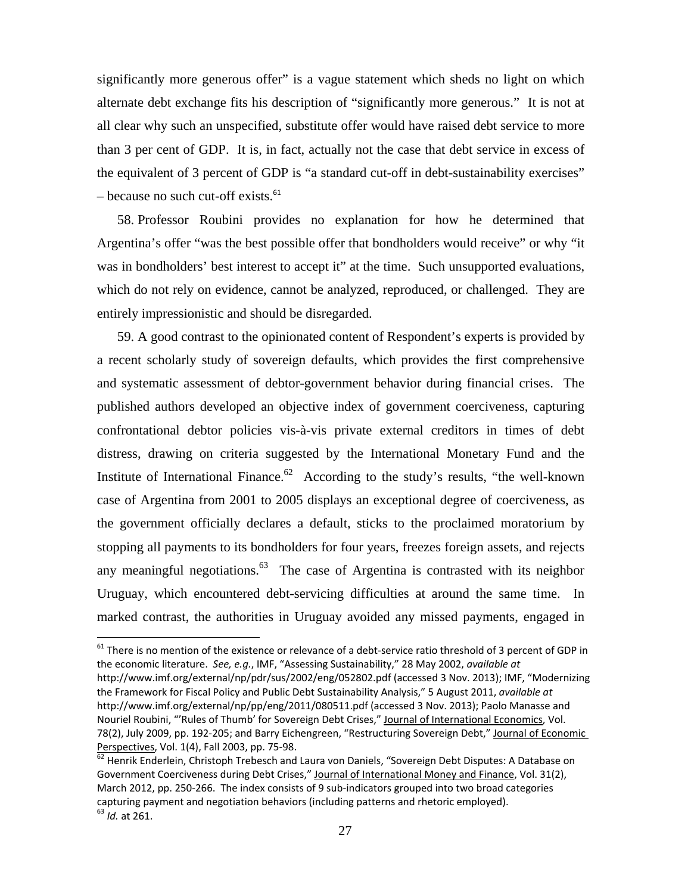significantly more generous offer" is a vague statement which sheds no light on which alternate debt exchange fits his description of "significantly more generous." It is not at all clear why such an unspecified, substitute offer would have raised debt service to more than 3 per cent of GDP. It is, in fact, actually not the case that debt service in excess of the equivalent of 3 percent of GDP is "a standard cut-off in debt-sustainability exercises" – because no such cut-off exists.[61]

58. Professor Roubini provides no explanation for how he determined that Argentina's offer "was the best possible offer that bondholders would receive" or why "it was in bondholders' best interest to accept it" at the time. Such unsupported evaluations, which do not rely on evidence, cannot be analyzed, reproduced, or challenged. They are entirely impressionistic and should be disregarded.

59. A good contrast to the opinionated content of Respondent's experts is provided by a recent scholarly study of sovereign defaults, which provides the first comprehensive and systematic assessment of debtor-government behavior during financial crises. The published authors developed an objective index of government coerciveness, capturing confrontational debtor policies vis-à-vis private external creditors in times of debt distress, drawing on criteria suggested by the International Monetary Fund and the Institute of International Finance.[62] According to the study's results, "the well-known case of Argentina from 2001 to 2005 displays an exceptional degree of coerciveness, as the government officially declares a default, sticks to the proclaimed moratorium by stopping all payments to its bondholders for four years, freezes foreign assets, and rejects any meaningful negotiations.[63] The case of Argentina is contrasted with its neighbor Uruguay, which encountered debt-servicing difficulties at around the same time. In marked contrast, the authorities in Uruguay avoided any missed payments, engaged in

---

[61] There is no mention of the existence or relevance of a debt-service ratio threshold of 3 percent of GDP in the economic literature. *See, e.g.*, IMF, "Assessing Sustainability," 28 May 2002, *available at* http://www.imf.org/external/np/pdr/sus/2002/eng/052802.pdf (accessed 3 Nov. 2013); IMF, "Modernizing the Framework for Fiscal Policy and Public Debt Sustainability Analysis," 5 August 2011, *available at* http://www.imf.org/external/np/pp/eng/2011/080511.pdf (accessed 3 Nov. 2013); Paolo Manasse and Nouriel Roubini, "'Rules of Thumb' for Sovereign Debt Crises," Journal of International Economics, Vol. 78(2), July 2009, pp. 192-205; and Barry Eichengreen, "Restructuring Sovereign Debt," Journal of Economic Perspectives, Vol. 1(4), Fall 2003, pp. 75-98.

[62] Henrik Enderlein, Christoph Trebesch and Laura von Daniels, "Sovereign Debt Disputes: A Database on Government Coerciveness during Debt Crises," Journal of International Money and Finance, Vol. 31(2), March 2012, pp. 250-266. The index consists of 9 sub-indicators grouped into two broad categories capturing payment and negotiation behaviors (including patterns and rhetoric employed).

[63] *Id.* at 261.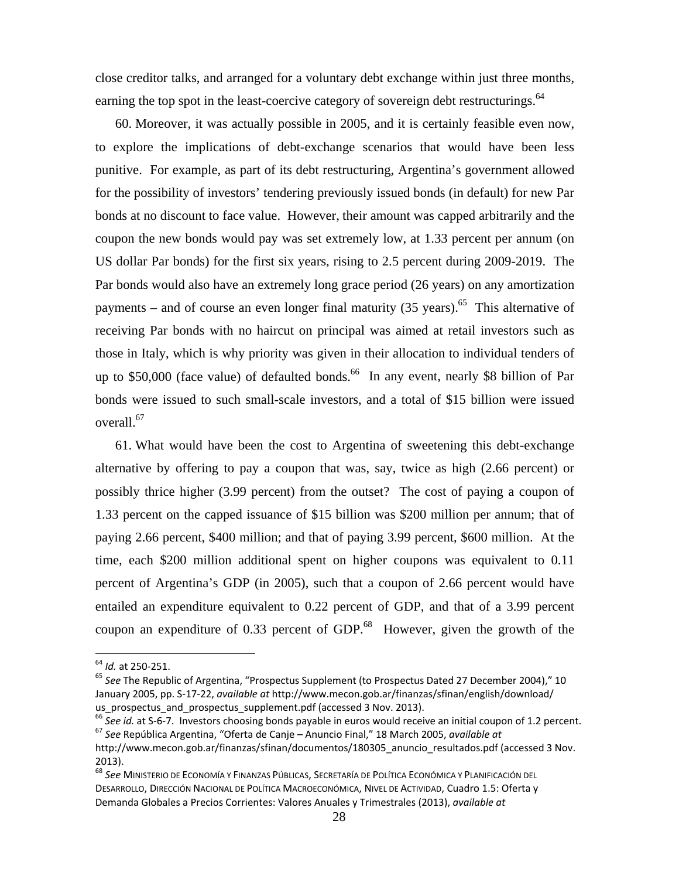close creditor talks, and arranged for a voluntary debt exchange within just three months, earning the top spot in the least-coercive category of sovereign debt restructurings.[64]

60. Moreover, it was actually possible in 2005, and it is certainly feasible even now, to explore the implications of debt-exchange scenarios that would have been less punitive. For example, as part of its debt restructuring, Argentina's government allowed for the possibility of investors' tendering previously issued bonds (in default) for new Par bonds at no discount to face value. However, their amount was capped arbitrarily and the coupon the new bonds would pay was set extremely low, at 1.33 percent per annum (on US dollar Par bonds) for the first six years, rising to 2.5 percent during 2009-2019. The Par bonds would also have an extremely long grace period (26 years) on any amortization payments – and of course an even longer final maturity (35 years).[65] This alternative of receiving Par bonds with no haircut on principal was aimed at retail investors such as those in Italy, which is why priority was given in their allocation to individual tenders of up to $50,000 (face value) of defaulted bonds.[66] In any event, nearly $8 billion of Par bonds were issued to such small-scale investors, and a total of $15 billion were issued overall.[67]

61. What would have been the cost to Argentina of sweetening this debt-exchange alternative by offering to pay a coupon that was, say, twice as high (2.66 percent) or possibly thrice higher (3.99 percent) from the outset? The cost of paying a coupon of 1.33 percent on the capped issuance of $15 billion was $200 million per annum; that of paying 2.66 percent, $400 million; and that of paying 3.99 percent, $600 million. At the time, each $200 million additional spent on higher coupons was equivalent to 0.11 percent of Argentina's GDP (in 2005), such that a coupon of 2.66 percent would have entailed an expenditure equivalent to 0.22 percent of GDP, and that of a 3.99 percent coupon an expenditure of 0.33 percent of GDP.[68] However, given the growth of the

---

[64] *Id.* at 250-251.

[65] *See* The Republic of Argentina, "Prospectus Supplement (to Prospectus Dated 27 December 2004)," 10 January 2005, pp. S-17-22, *available at* http://www.mecon.gob.ar/finanzas/sfinan/english/download/us_prospectus_and_prospectus_supplement.pdf (accessed 3 Nov. 2013).

[66] *See id.* at S-6-7. Investors choosing bonds payable in euros would receive an initial coupon of 1.2 percent.

[67] *See* República Argentina, "Oferta de Canje – Anuncio Final," 18 March 2005, *available at* http://www.mecon.gob.ar/finanzas/sfinan/documentos/180305_anuncio_resultados.pdf (accessed 3 Nov. 2013).

[68] *See* Ministerio de Economía y Finanzas Públicas, Secretaría de Política Económica y Planificación del Desarrollo, Dirección Nacional de Política Macroeconómica, Nivel de Actividad, Cuadro 1.5: Oferta y Demanda Globales a Precios Corrientes: Valores Anuales y Trimestrales (2013), *available at*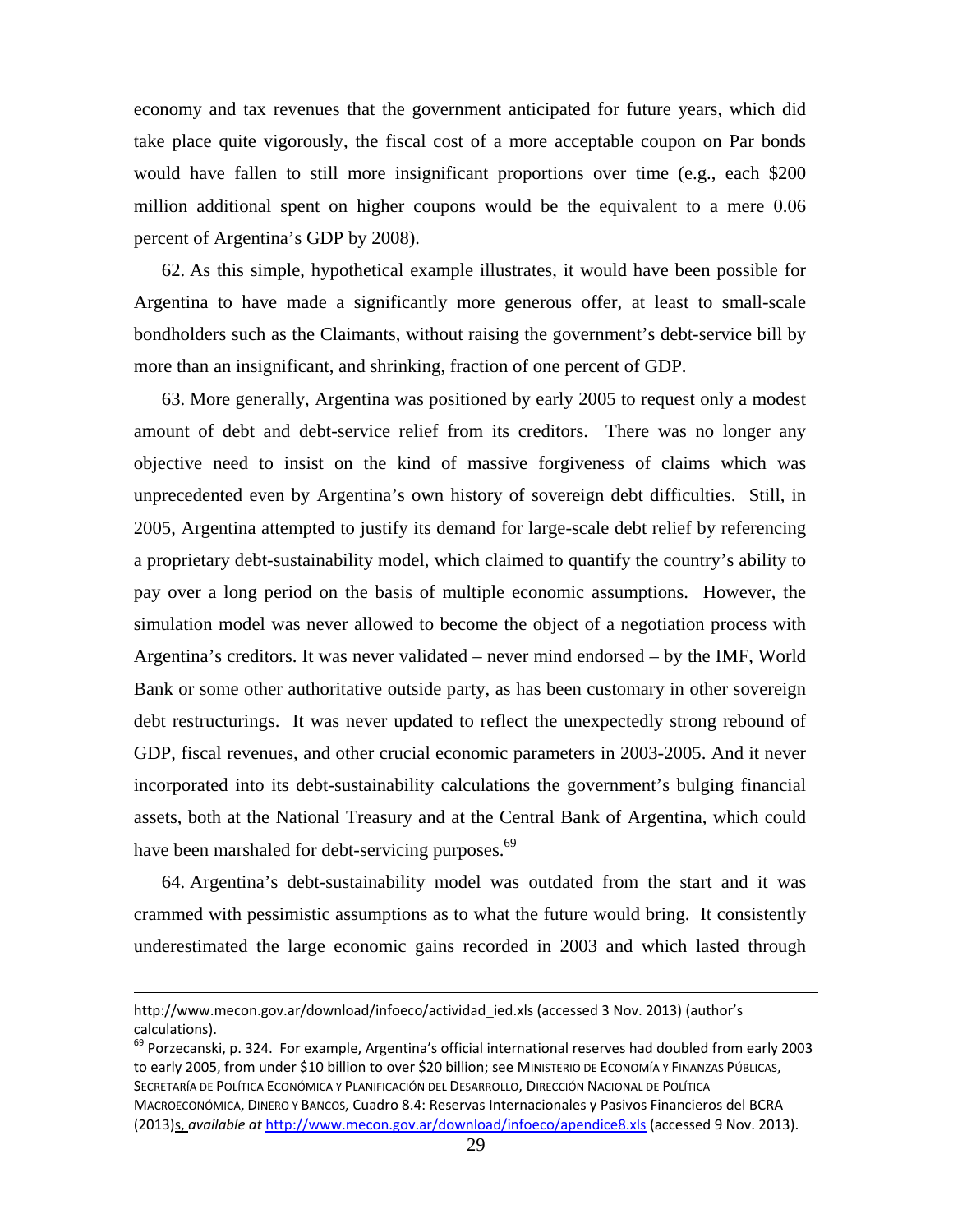economy and tax revenues that the government anticipated for future years, which did take place quite vigorously, the fiscal cost of a more acceptable coupon on Par bonds would have fallen to still more insignificant proportions over time (e.g., each $200 million additional spent on higher coupons would be the equivalent to a mere 0.06 percent of Argentina's GDP by 2008).

62. As this simple, hypothetical example illustrates, it would have been possible for Argentina to have made a significantly more generous offer, at least to small-scale bondholders such as the Claimants, without raising the government's debt-service bill by more than an insignificant, and shrinking, fraction of one percent of GDP.

63. More generally, Argentina was positioned by early 2005 to request only a modest amount of debt and debt-service relief from its creditors. There was no longer any objective need to insist on the kind of massive forgiveness of claims which was unprecedented even by Argentina's own history of sovereign debt difficulties. Still, in 2005, Argentina attempted to justify its demand for large-scale debt relief by referencing a proprietary debt-sustainability model, which claimed to quantify the country's ability to pay over a long period on the basis of multiple economic assumptions. However, the simulation model was never allowed to become the object of a negotiation process with Argentina's creditors. It was never validated – never mind endorsed – by the IMF, World Bank or some other authoritative outside party, as has been customary in other sovereign debt restructurings. It was never updated to reflect the unexpectedly strong rebound of GDP, fiscal revenues, and other crucial economic parameters in 2003-2005. And it never incorporated into its debt-sustainability calculations the government's bulging financial assets, both at the National Treasury and at the Central Bank of Argentina, which could have been marshaled for debt-servicing purposes.[69]

64. Argentina's debt-sustainability model was outdated from the start and it was crammed with pessimistic assumptions as to what the future would bring. It consistently underestimated the large economic gains recorded in 2003 and which lasted through

---

http://www.mecon.gov.ar/download/infoeco/actividad_ied.xls (accessed 3 Nov. 2013) (author's calculations).

[69] Porzecanski, p. 324. For example, Argentina's official international reserves had doubled from early 2003 to early 2005, from under $10 billion to over $20 billion; see MINISTERIO DE ECONOMÍA Y FINANZAS PÚBLICAS, SECRETARÍA DE POLÍTICA ECONÓMICA Y PLANIFICACIÓN DEL DESARROLLO, DIRECCIÓN NACIONAL DE POLÍTICA MACROECONÓMICA, DINERO Y BANCOS, Cuadro 8.4: Reservas Internacionales y Pasivos Financieros del BCRA (2013)s, *available at* http://www.mecon.gov.ar/download/infoeco/apendice8.xls (accessed 9 Nov. 2013).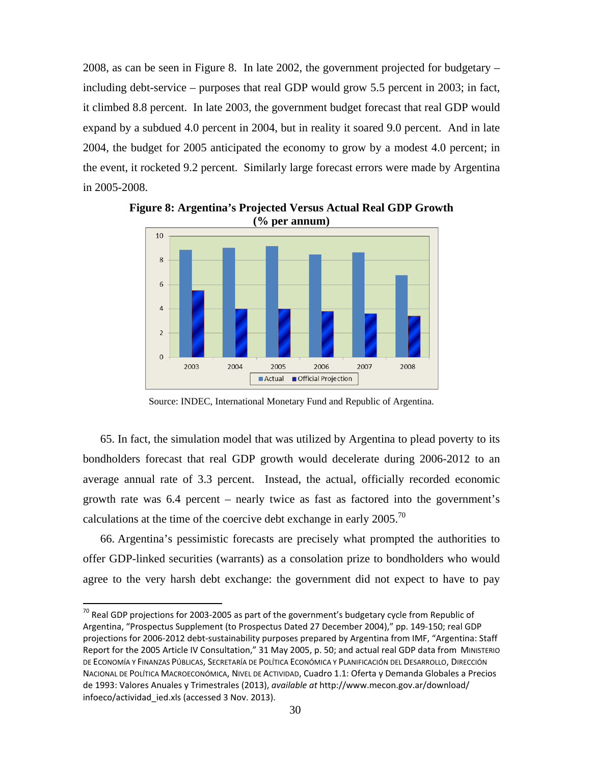2008, as can be seen in Figure 8. In late 2002, the government projected for budgetary – including debt-service – purposes that real GDP would grow 5.5 percent in 2003; in fact, it climbed 8.8 percent. In late 2003, the government budget forecast that real GDP would expand by a subdued 4.0 percent in 2004, but in reality it soared 9.0 percent. And in late 2004, the budget for 2005 anticipated the economy to grow by a modest 4.0 percent; in the event, it rocketed 9.2 percent. Similarly large forecast errors were made by Argentina in 2005-2008.

**Figure 8: Argentina's Projected Versus Actual Real GDP Growth (% per annum)**

Source: INDEC, International Monetary Fund and Republic of Argentina.

65. In fact, the simulation model that was utilized by Argentina to plead poverty to its bondholders forecast that real GDP growth would decelerate during 2006-2012 to an average annual rate of 3.3 percent. Instead, the actual, officially recorded economic growth rate was 6.4 percent – nearly twice as fast as factored into the government's calculations at the time of the coercive debt exchange in early 2005.[70]

66. Argentina's pessimistic forecasts are precisely what prompted the authorities to offer GDP-linked securities (warrants) as a consolation prize to bondholders who would agree to the very harsh debt exchange: the government did not expect to have to pay

---

[70] Real GDP projections for 2003-2005 as part of the government's budgetary cycle from Republic of Argentina, "Prospectus Supplement (to Prospectus Dated 27 December 2004)," pp. 149-150; real GDP projections for 2006-2012 debt-sustainability purposes prepared by Argentina from IMF, "Argentina: Staff Report for the 2005 Article IV Consultation," 31 May 2005, p. 50; and actual real GDP data from MINISTERIO DE ECONOMÍA Y FINANZAS PÚBLICAS, SECRETARÍA DE POLÍTICA ECONÓMICA Y PLANIFICACIÓN DEL DESARROLLO, DIRECCIÓN NACIONAL DE POLÍTICA MACROECONÓMICA, NIVEL DE ACTIVIDAD, Cuadro 1.1: Oferta y Demanda Globales a Precios de 1993: Valores Anuales y Trimestrales (2013), *available at* http://www.mecon.gov.ar/download/infoeco/actividad_ied.xls (accessed 3 Nov. 2013).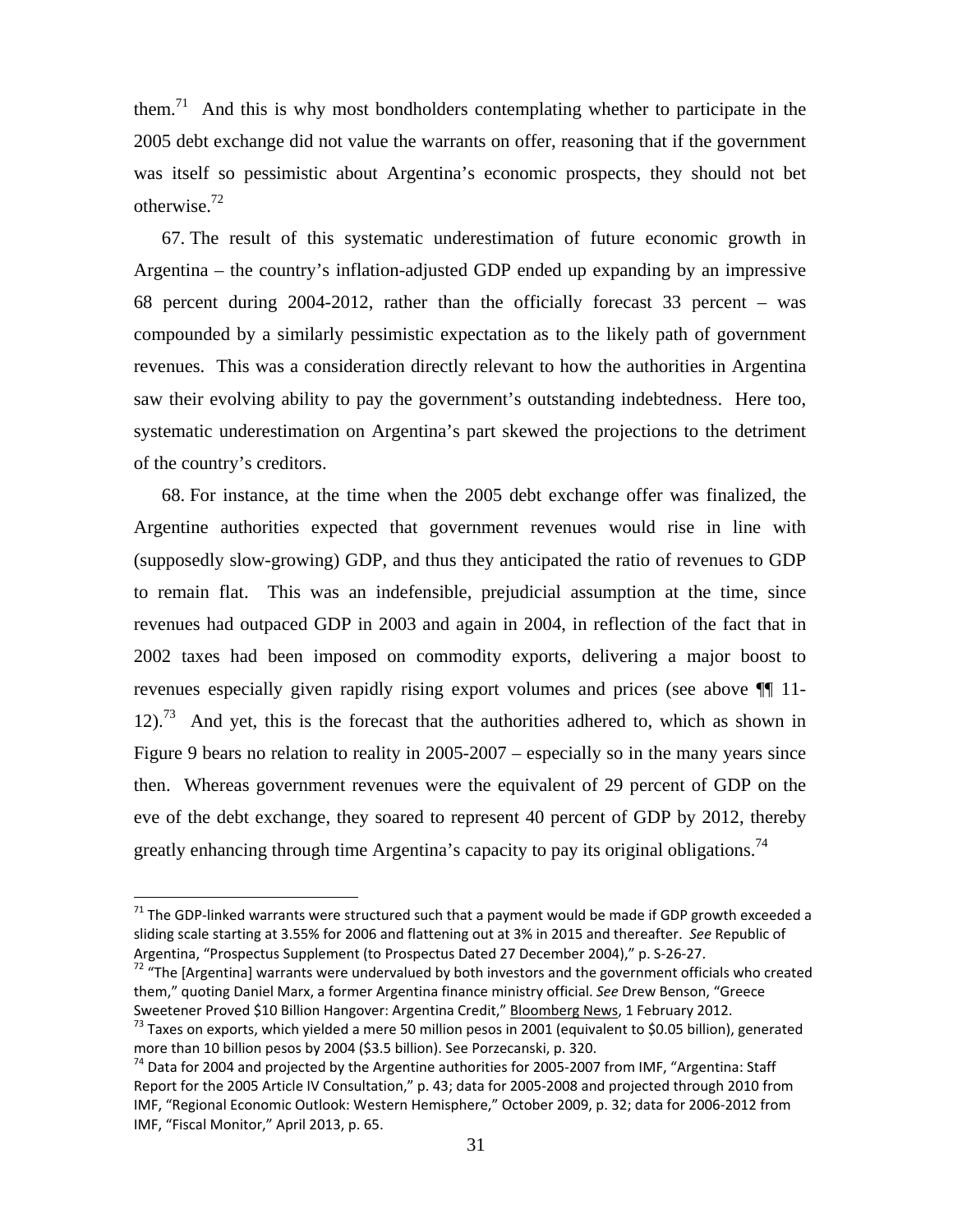them.[71] And this is why most bondholders contemplating whether to participate in the 2005 debt exchange did not value the warrants on offer, reasoning that if the government was itself so pessimistic about Argentina's economic prospects, they should not bet otherwise.[72]

67. The result of this systematic underestimation of future economic growth in Argentina – the country's inflation-adjusted GDP ended up expanding by an impressive 68 percent during 2004-2012, rather than the officially forecast 33 percent – was compounded by a similarly pessimistic expectation as to the likely path of government revenues. This was a consideration directly relevant to how the authorities in Argentina saw their evolving ability to pay the government's outstanding indebtedness. Here too, systematic underestimation on Argentina's part skewed the projections to the detriment of the country's creditors.

68. For instance, at the time when the 2005 debt exchange offer was finalized, the Argentine authorities expected that government revenues would rise in line with (supposedly slow-growing) GDP, and thus they anticipated the ratio of revenues to GDP to remain flat. This was an indefensible, prejudicial assumption at the time, since revenues had outpaced GDP in 2003 and again in 2004, in reflection of the fact that in 2002 taxes had been imposed on commodity exports, delivering a major boost to revenues especially given rapidly rising export volumes and prices (see above ¶¶ 11-12).[73] And yet, this is the forecast that the authorities adhered to, which as shown in Figure 9 bears no relation to reality in 2005-2007 – especially so in the many years since then. Whereas government revenues were the equivalent of 29 percent of GDP on the eve of the debt exchange, they soared to represent 40 percent of GDP by 2012, thereby greatly enhancing through time Argentina's capacity to pay its original obligations.[74]

---

[71] The GDP-linked warrants were structured such that a payment would be made if GDP growth exceeded a sliding scale starting at 3.55% for 2006 and flattening out at 3% in 2015 and thereafter. *See* Republic of Argentina, "Prospectus Supplement (to Prospectus Dated 27 December 2004)," p. S-26-27.

[72] "The [Argentina] warrants were undervalued by both investors and the government officials who created them," quoting Daniel Marx, a former Argentina finance ministry official. *See* Drew Benson, "Greece Sweetener Proved $10 Billion Hangover: Argentina Credit," Bloomberg News, 1 February 2012.

[73] Taxes on exports, which yielded a mere 50 million pesos in 2001 (equivalent to $0.05 billion), generated more than 10 billion pesos by 2004 ($3.5 billion). See Porzecanski, p. 320.

[74] Data for 2004 and projected by the Argentine authorities for 2005-2007 from IMF, "Argentina: Staff Report for the 2005 Article IV Consultation," p. 43; data for 2005-2008 and projected through 2010 from IMF, "Regional Economic Outlook: Western Hemisphere," October 2009, p. 32; data for 2006-2012 from IMF, "Fiscal Monitor," April 2013, p. 65.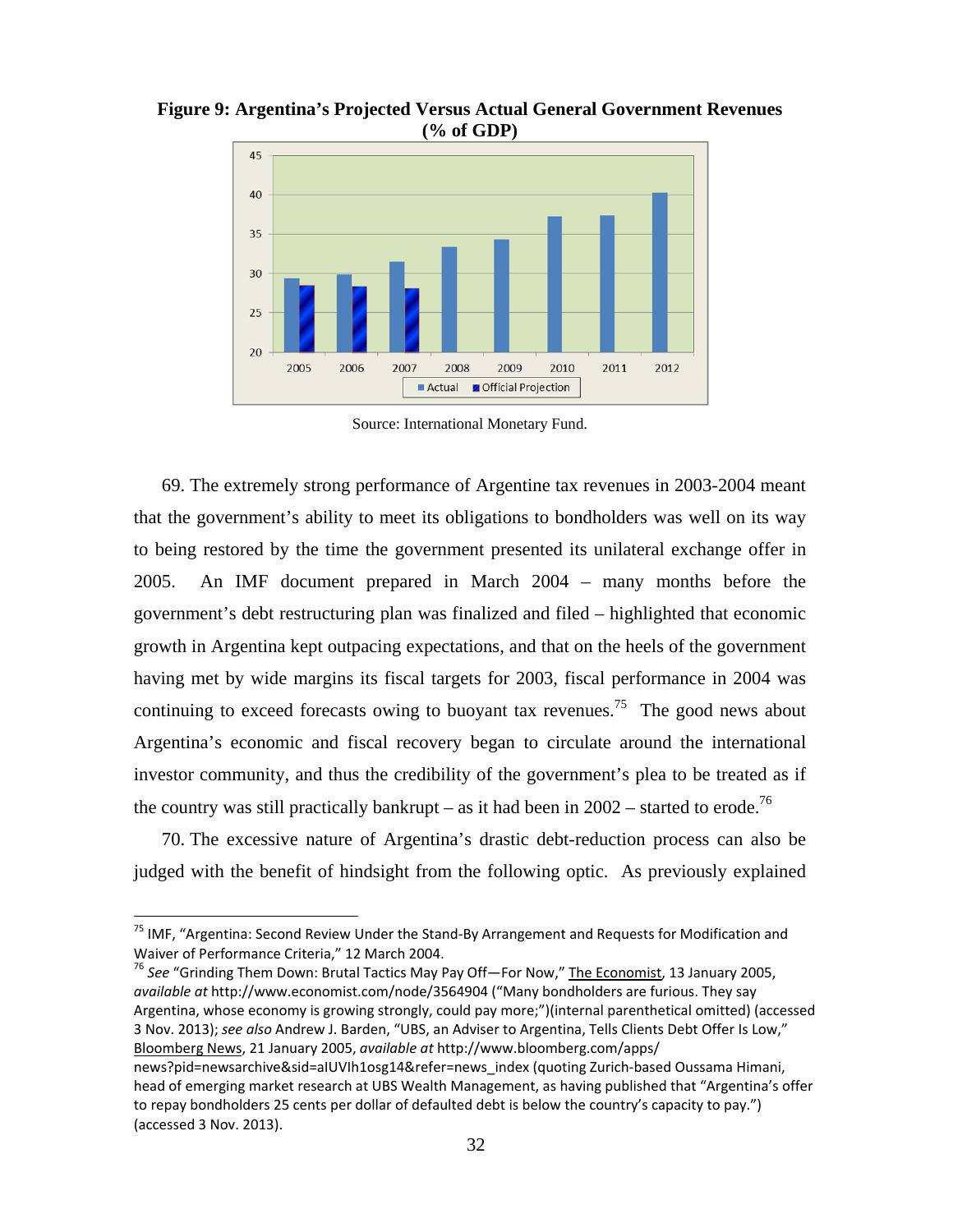**Figure 9: Argentina's Projected Versus Actual General Government Revenues (% of GDP)**

Source: International Monetary Fund.

69. The extremely strong performance of Argentine tax revenues in 2003-2004 meant that the government's ability to meet its obligations to bondholders was well on its way to being restored by the time the government presented its unilateral exchange offer in 2005. An IMF document prepared in March 2004 – many months before the government's debt restructuring plan was finalized and filed – highlighted that economic growth in Argentina kept outpacing expectations, and that on the heels of the government having met by wide margins its fiscal targets for 2003, fiscal performance in 2004 was continuing to exceed forecasts owing to buoyant tax revenues.[75] The good news about Argentina's economic and fiscal recovery began to circulate around the international investor community, and thus the credibility of the government's plea to be treated as if the country was still practically bankrupt – as it had been in 2002 – started to erode.[76]

70. The excessive nature of Argentina's drastic debt-reduction process can also be judged with the benefit of hindsight from the following optic. As previously explained

---

[75] IMF, "Argentina: Second Review Under the Stand-By Arrangement and Requests for Modification and Waiver of Performance Criteria," 12 March 2004.

[76] *See* "Grinding Them Down: Brutal Tactics May Pay Off—For Now," The Economist, 13 January 2005, *available at* http://www.economist.com/node/3564904 ("Many bondholders are furious. They say Argentina, whose economy is growing strongly, could pay more;")(internal parenthetical omitted) (accessed 3 Nov. 2013); *see also* Andrew J. Barden, "UBS, an Adviser to Argentina, Tells Clients Debt Offer Is Low," Bloomberg News, 21 January 2005, *available at* http://www.bloomberg.com/apps/news?pid=newsarchive&sid=aIUVIh1osg14&refer=news_index (quoting Zurich-based Oussama Himani, head of emerging market research at UBS Wealth Management, as having published that "Argentina's offer to repay bondholders 25 cents per dollar of defaulted debt is below the country's capacity to pay.") (accessed 3 Nov. 2013).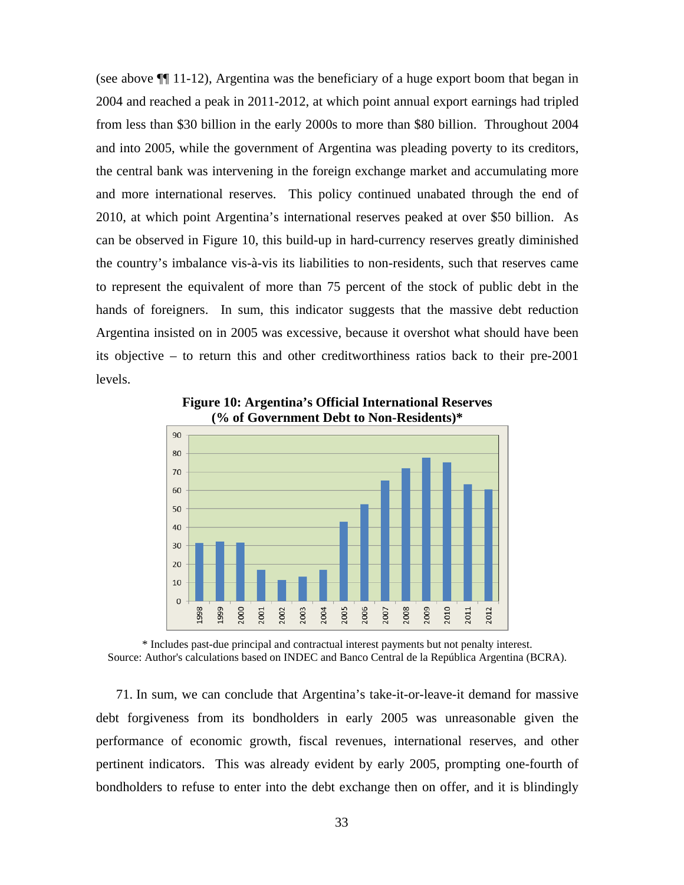(see above ¶¶ 11-12), Argentina was the beneficiary of a huge export boom that began in 2004 and reached a peak in 2011-2012, at which point annual export earnings had tripled from less than $30 billion in the early 2000s to more than $80 billion. Throughout 2004 and into 2005, while the government of Argentina was pleading poverty to its creditors, the central bank was intervening in the foreign exchange market and accumulating more and more international reserves. This policy continued unabated through the end of 2010, at which point Argentina's international reserves peaked at over $50 billion. As can be observed in Figure 10, this build-up in hard-currency reserves greatly diminished the country's imbalance vis-à-vis its liabilities to non-residents, such that reserves came to represent the equivalent of more than 75 percent of the stock of public debt in the hands of foreigners. In sum, this indicator suggests that the massive debt reduction Argentina insisted on in 2005 was excessive, because it overshot what should have been its objective – to return this and other creditworthiness ratios back to their pre-2001 levels.

**Figure 10: Argentina's Official International Reserves (% of Government Debt to Non-Residents)***

\* Includes past-due principal and contractual interest payments but not penalty interest.
Source: Author's calculations based on INDEC and Banco Central de la República Argentina (BCRA).

71. In sum, we can conclude that Argentina's take-it-or-leave-it demand for massive debt forgiveness from its bondholders in early 2005 was unreasonable given the performance of economic growth, fiscal revenues, international reserves, and other pertinent indicators. This was already evident by early 2005, prompting one-fourth of bondholders to refuse to enter into the debt exchange then on offer, and it is blindingly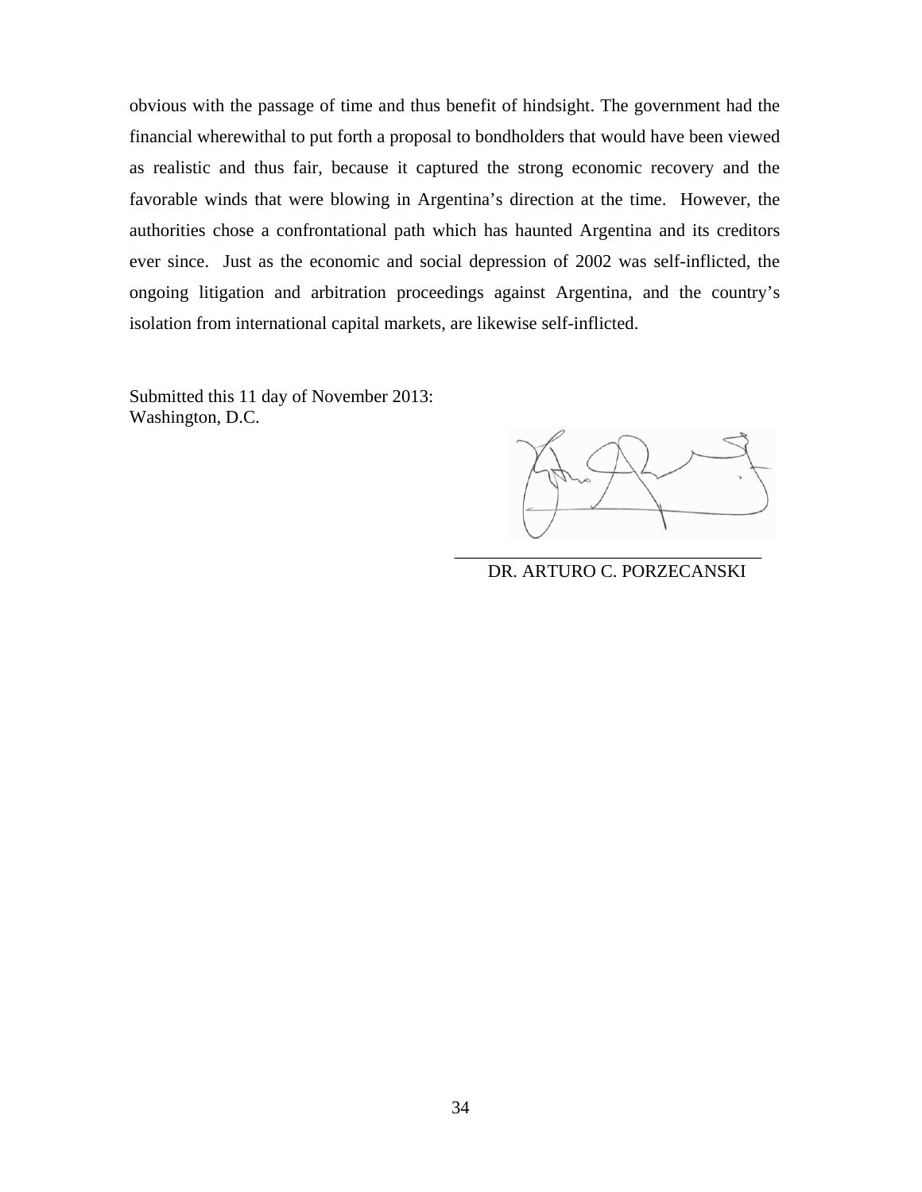obvious with the passage of time and thus benefit of hindsight. The government had the financial wherewithal to put forth a proposal to bondholders that would have been viewed as realistic and thus fair, because it captured the strong economic recovery and the favorable winds that were blowing in Argentina's direction at the time. However, the authorities chose a confrontational path which has haunted Argentina and its creditors ever since. Just as the economic and social depression of 2002 was self-inflicted, the ongoing litigation and arbitration proceedings against Argentina, and the country's isolation from international capital markets, are likewise self-inflicted.

Submitted this 11 day of November 2013:
Washington, D.C.

___________________________________
DR. ARTURO C. PORZECANSKI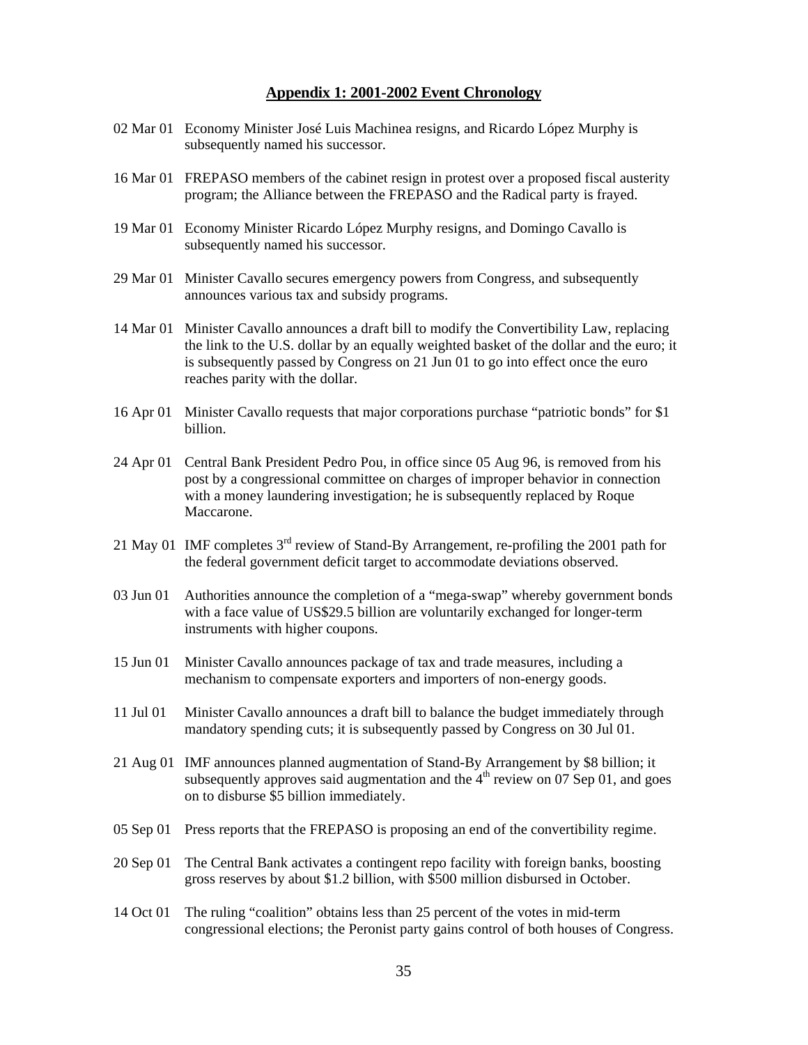## Appendix 1: 2001-2002 Event Chronology

02 Mar 01 Economy Minister José Luis Machinea resigns, and Ricardo López Murphy is subsequently named his successor.

16 Mar 01 FREPASO members of the cabinet resign in protest over a proposed fiscal austerity program; the Alliance between the FREPASO and the Radical party is frayed.

19 Mar 01 Economy Minister Ricardo López Murphy resigns, and Domingo Cavallo is subsequently named his successor.

29 Mar 01 Minister Cavallo secures emergency powers from Congress, and subsequently announces various tax and subsidy programs.

14 Mar 01 Minister Cavallo announces a draft bill to modify the Convertibility Law, replacing the link to the U.S. dollar by an equally weighted basket of the dollar and the euro; it is subsequently passed by Congress on 21 Jun 01 to go into effect once the euro reaches parity with the dollar.

16 Apr 01 Minister Cavallo requests that major corporations purchase "patriotic bonds" for $1 billion.

24 Apr 01 Central Bank President Pedro Pou, in office since 05 Aug 96, is removed from his post by a congressional committee on charges of improper behavior in connection with a money laundering investigation; he is subsequently replaced by Roque Maccarone.

21 May 01 IMF completes 3rd review of Stand-By Arrangement, re-profiling the 2001 path for the federal government deficit target to accommodate deviations observed.

03 Jun 01 Authorities announce the completion of a "mega-swap" whereby government bonds with a face value of US$29.5 billion are voluntarily exchanged for longer-term instruments with higher coupons.

15 Jun 01 Minister Cavallo announces package of tax and trade measures, including a mechanism to compensate exporters and importers of non-energy goods.

11 Jul 01 Minister Cavallo announces a draft bill to balance the budget immediately through mandatory spending cuts; it is subsequently passed by Congress on 30 Jul 01.

21 Aug 01 IMF announces planned augmentation of Stand-By Arrangement by $8 billion; it subsequently approves said augmentation and the 4th review on 07 Sep 01, and goes on to disburse $5 billion immediately.

05 Sep 01 Press reports that the FREPASO is proposing an end of the convertibility regime.

20 Sep 01 The Central Bank activates a contingent repo facility with foreign banks, boosting gross reserves by about $1.2 billion, with $500 million disbursed in October.

14 Oct 01 The ruling "coalition" obtains less than 25 percent of the votes in mid-term congressional elections; the Peronist party gains control of both houses of Congress.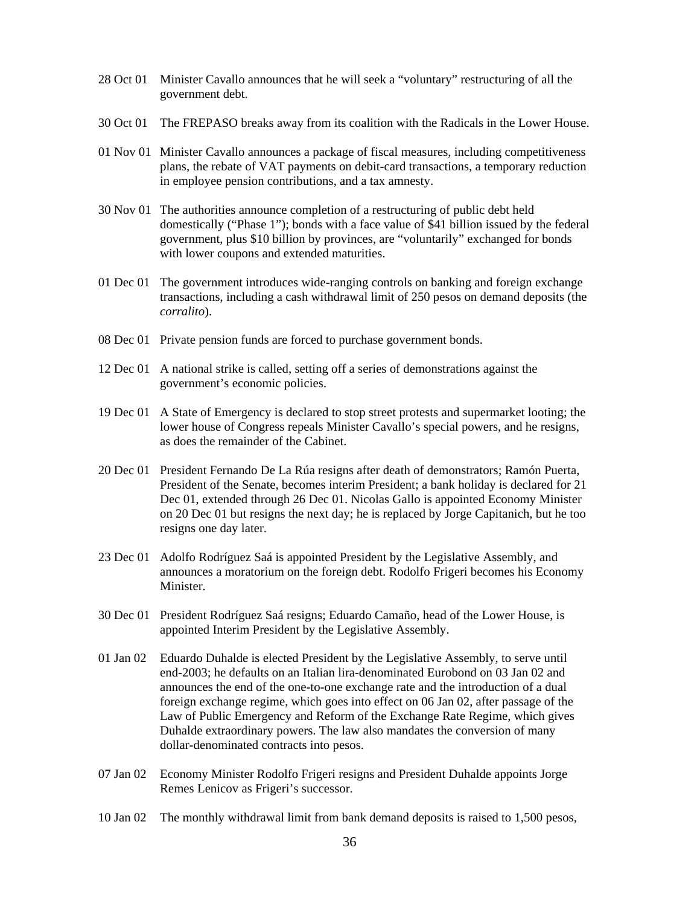28 Oct 01 Minister Cavallo announces that he will seek a "voluntary" restructuring of all the government debt.

30 Oct 01 The FREPASO breaks away from its coalition with the Radicals in the Lower House.

01 Nov 01 Minister Cavallo announces a package of fiscal measures, including competitiveness plans, the rebate of VAT payments on debit-card transactions, a temporary reduction in employee pension contributions, and a tax amnesty.

30 Nov 01 The authorities announce completion of a restructuring of public debt held domestically ("Phase 1"); bonds with a face value of $41 billion issued by the federal government, plus $10 billion by provinces, are "voluntarily" exchanged for bonds with lower coupons and extended maturities.

01 Dec 01 The government introduces wide-ranging controls on banking and foreign exchange transactions, including a cash withdrawal limit of 250 pesos on demand deposits (the *corralito*).

08 Dec 01 Private pension funds are forced to purchase government bonds.

12 Dec 01 A national strike is called, setting off a series of demonstrations against the government's economic policies.

19 Dec 01 A State of Emergency is declared to stop street protests and supermarket looting; the lower house of Congress repeals Minister Cavallo's special powers, and he resigns, as does the remainder of the Cabinet.

20 Dec 01 President Fernando De La Rúa resigns after death of demonstrators; Ramón Puerta, President of the Senate, becomes interim President; a bank holiday is declared for 21 Dec 01, extended through 26 Dec 01. Nicolas Gallo is appointed Economy Minister on 20 Dec 01 but resigns the next day; he is replaced by Jorge Capitanich, but he too resigns one day later.

23 Dec 01 Adolfo Rodríguez Saá is appointed President by the Legislative Assembly, and announces a moratorium on the foreign debt. Rodolfo Frigeri becomes his Economy Minister.

30 Dec 01 President Rodríguez Saá resigns; Eduardo Camaño, head of the Lower House, is appointed Interim President by the Legislative Assembly.

01 Jan 02 Eduardo Duhalde is elected President by the Legislative Assembly, to serve until end-2003; he defaults on an Italian lira-denominated Eurobond on 03 Jan 02 and announces the end of the one-to-one exchange rate and the introduction of a dual foreign exchange regime, which goes into effect on 06 Jan 02, after passage of the Law of Public Emergency and Reform of the Exchange Rate Regime, which gives Duhalde extraordinary powers. The law also mandates the conversion of many dollar-denominated contracts into pesos.

07 Jan 02 Economy Minister Rodolfo Frigeri resigns and President Duhalde appoints Jorge Remes Lenicov as Frigeri's successor.

10 Jan 02 The monthly withdrawal limit from bank demand deposits is raised to 1,500 pesos,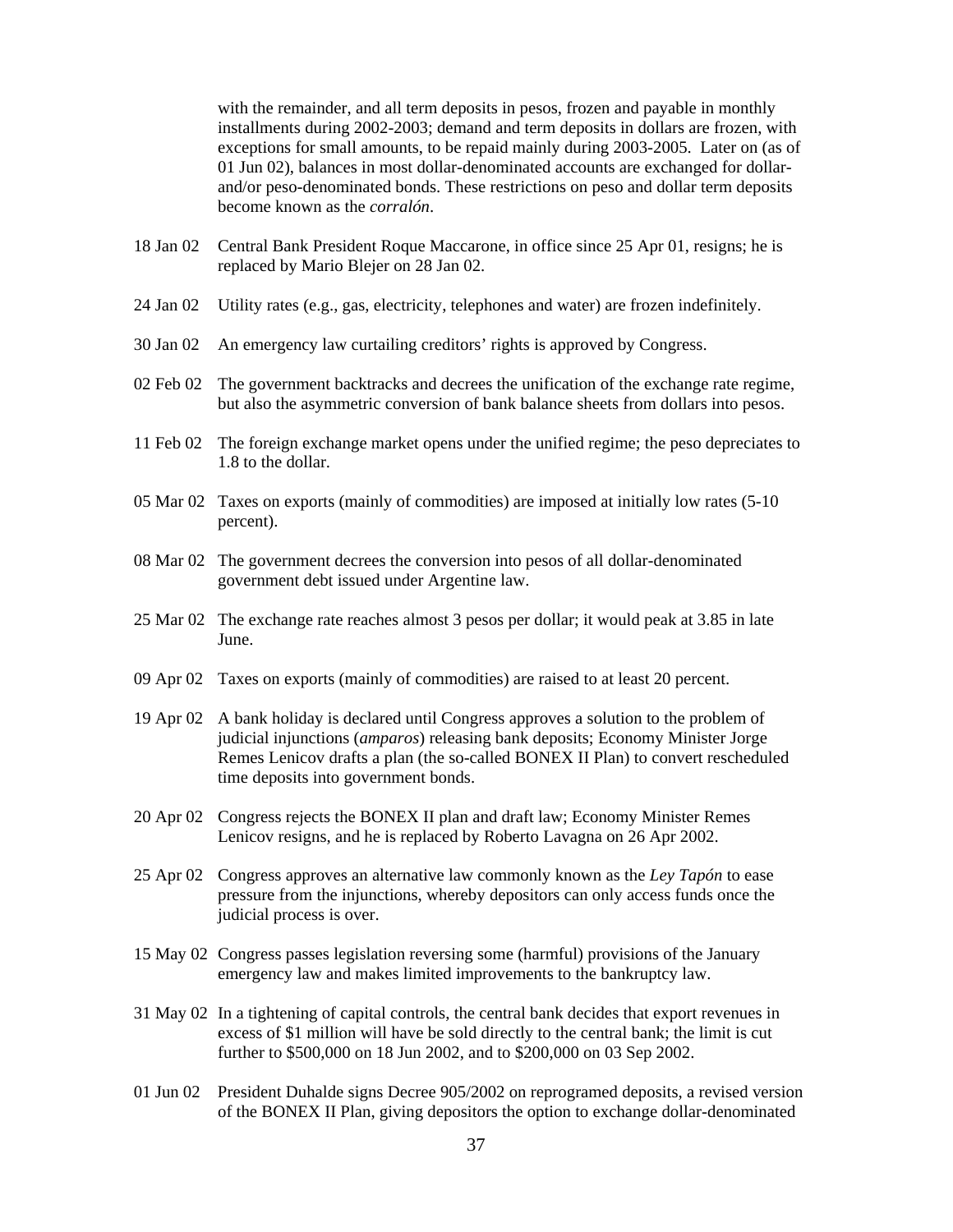with the remainder, and all term deposits in pesos, frozen and payable in monthly installments during 2002-2003; demand and term deposits in dollars are frozen, with exceptions for small amounts, to be repaid mainly during 2003-2005. Later on (as of 01 Jun 02), balances in most dollar-denominated accounts are exchanged for dollar- and/or peso-denominated bonds. These restrictions on peso and dollar term deposits become known as the *corralón*.

18 Jan 02 Central Bank President Roque Maccarone, in office since 25 Apr 01, resigns; he is replaced by Mario Blejer on 28 Jan 02.

24 Jan 02 Utility rates (e.g., gas, electricity, telephones and water) are frozen indefinitely.

30 Jan 02 An emergency law curtailing creditors' rights is approved by Congress.

02 Feb 02 The government backtracks and decrees the unification of the exchange rate regime, but also the asymmetric conversion of bank balance sheets from dollars into pesos.

11 Feb 02 The foreign exchange market opens under the unified regime; the peso depreciates to 1.8 to the dollar.

05 Mar 02 Taxes on exports (mainly of commodities) are imposed at initially low rates (5-10 percent).

08 Mar 02 The government decrees the conversion into pesos of all dollar-denominated government debt issued under Argentine law.

25 Mar 02 The exchange rate reaches almost 3 pesos per dollar; it would peak at 3.85 in late June.

09 Apr 02 Taxes on exports (mainly of commodities) are raised to at least 20 percent.

19 Apr 02 A bank holiday is declared until Congress approves a solution to the problem of judicial injunctions (*amparos*) releasing bank deposits; Economy Minister Jorge Remes Lenicov drafts a plan (the so-called BONEX II Plan) to convert rescheduled time deposits into government bonds.

20 Apr 02 Congress rejects the BONEX II plan and draft law; Economy Minister Remes Lenicov resigns, and he is replaced by Roberto Lavagna on 26 Apr 2002.

25 Apr 02 Congress approves an alternative law commonly known as the *Ley Tapón* to ease pressure from the injunctions, whereby depositors can only access funds once the judicial process is over.

15 May 02 Congress passes legislation reversing some (harmful) provisions of the January emergency law and makes limited improvements to the bankruptcy law.

31 May 02 In a tightening of capital controls, the central bank decides that export revenues in excess of $1 million will have be sold directly to the central bank; the limit is cut further to $500,000 on 18 Jun 2002, and to $200,000 on 03 Sep 2002.

01 Jun 02 President Duhalde signs Decree 905/2002 on reprogramed deposits, a revised version of the BONEX II Plan, giving depositors the option to exchange dollar-denominated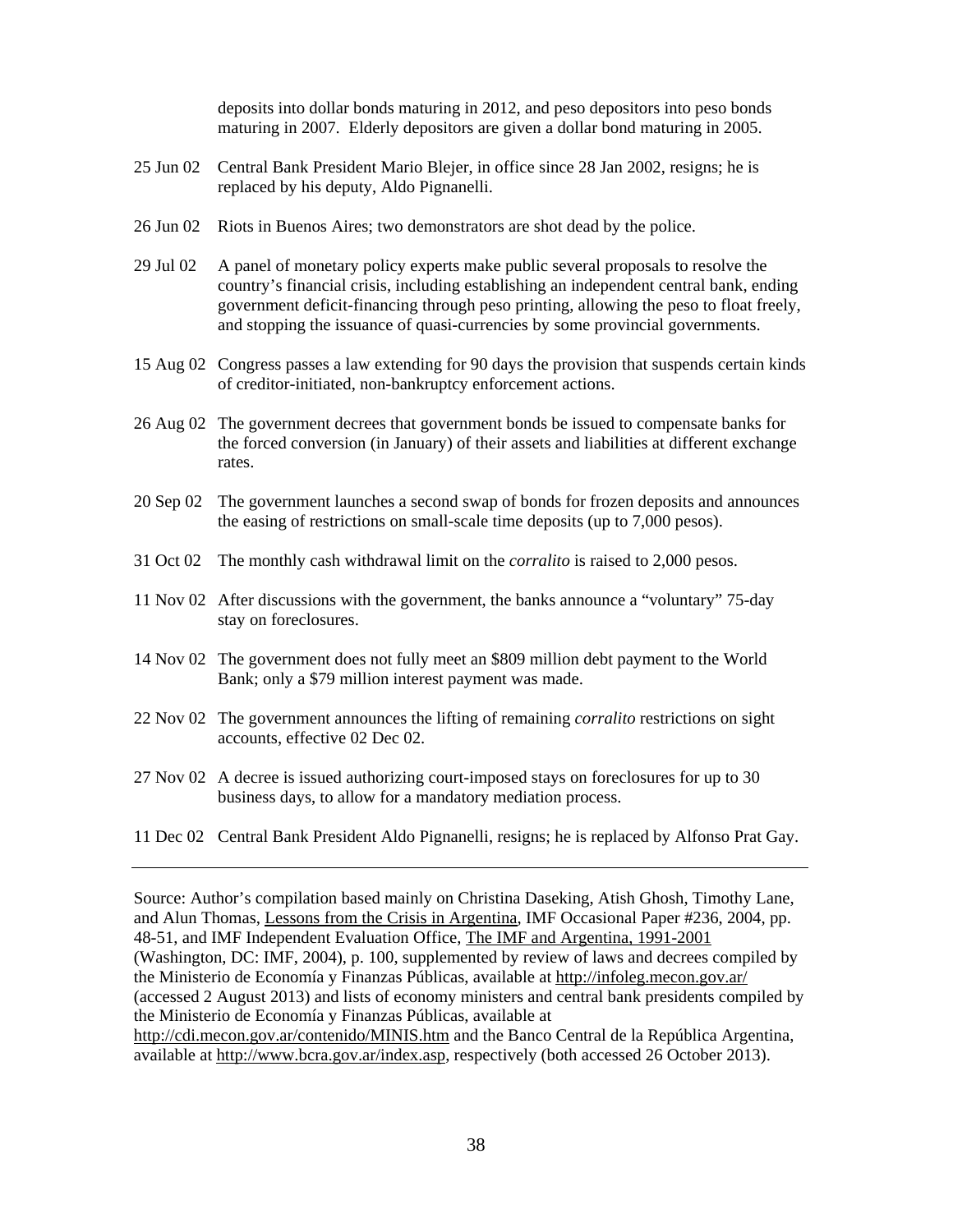deposits into dollar bonds maturing in 2012, and peso depositors into peso bonds maturing in 2007. Elderly depositors are given a dollar bond maturing in 2005.

| | |
|---|---|
| 25 Jun 02 | Central Bank President Mario Blejer, in office since 28 Jan 2002, resigns; he is replaced by his deputy, Aldo Pignanelli. |
| 26 Jun 02 | Riots in Buenos Aires; two demonstrators are shot dead by the police. |
| 29 Jul 02 | A panel of monetary policy experts make public several proposals to resolve the country's financial crisis, including establishing an independent central bank, ending government deficit-financing through peso printing, allowing the peso to float freely, and stopping the issuance of quasi-currencies by some provincial governments. |
| 15 Aug 02 | Congress passes a law extending for 90 days the provision that suspends certain kinds of creditor-initiated, non-bankruptcy enforcement actions. |
| 26 Aug 02 | The government decrees that government bonds be issued to compensate banks for the forced conversion (in January) of their assets and liabilities at different exchange rates. |
| 20 Sep 02 | The government launches a second swap of bonds for frozen deposits and announces the easing of restrictions on small-scale time deposits (up to 7,000 pesos). |
| 31 Oct 02 | The monthly cash withdrawal limit on the *corralito* is raised to 2,000 pesos. |
| 11 Nov 02 | After discussions with the government, the banks announce a "voluntary" 75-day stay on foreclosures. |
| 14 Nov 02 | The government does not fully meet an $809 million debt payment to the World Bank; only a $79 million interest payment was made. |
| 22 Nov 02 | The government announces the lifting of remaining *corralito* restrictions on sight accounts, effective 02 Dec 02. |
| 27 Nov 02 | A decree is issued authorizing court-imposed stays on foreclosures for up to 30 business days, to allow for a mandatory mediation process. |
| 11 Dec 02 | Central Bank President Aldo Pignanelli, resigns; he is replaced by Alfonso Prat Gay. |

Source: Author's compilation based mainly on Christina Daseking, Atish Ghosh, Timothy Lane, and Alun Thomas, Lessons from the Crisis in Argentina, IMF Occasional Paper #236, 2004, pp. 48-51, and IMF Independent Evaluation Office, The IMF and Argentina, 1991-2001 (Washington, DC: IMF, 2004), p. 100, supplemented by review of laws and decrees compiled by the Ministerio de Economía y Finanzas Públicas, available at http://infoleg.mecon.gov.ar/ (accessed 2 August 2013) and lists of economy ministers and central bank presidents compiled by the Ministerio de Economía y Finanzas Públicas, available at http://cdi.mecon.gov.ar/contenido/MINIS.htm and the Banco Central de la República Argentina, available at http://www.bcra.gov.ar/index.asp, respectively (both accessed 26 October 2013).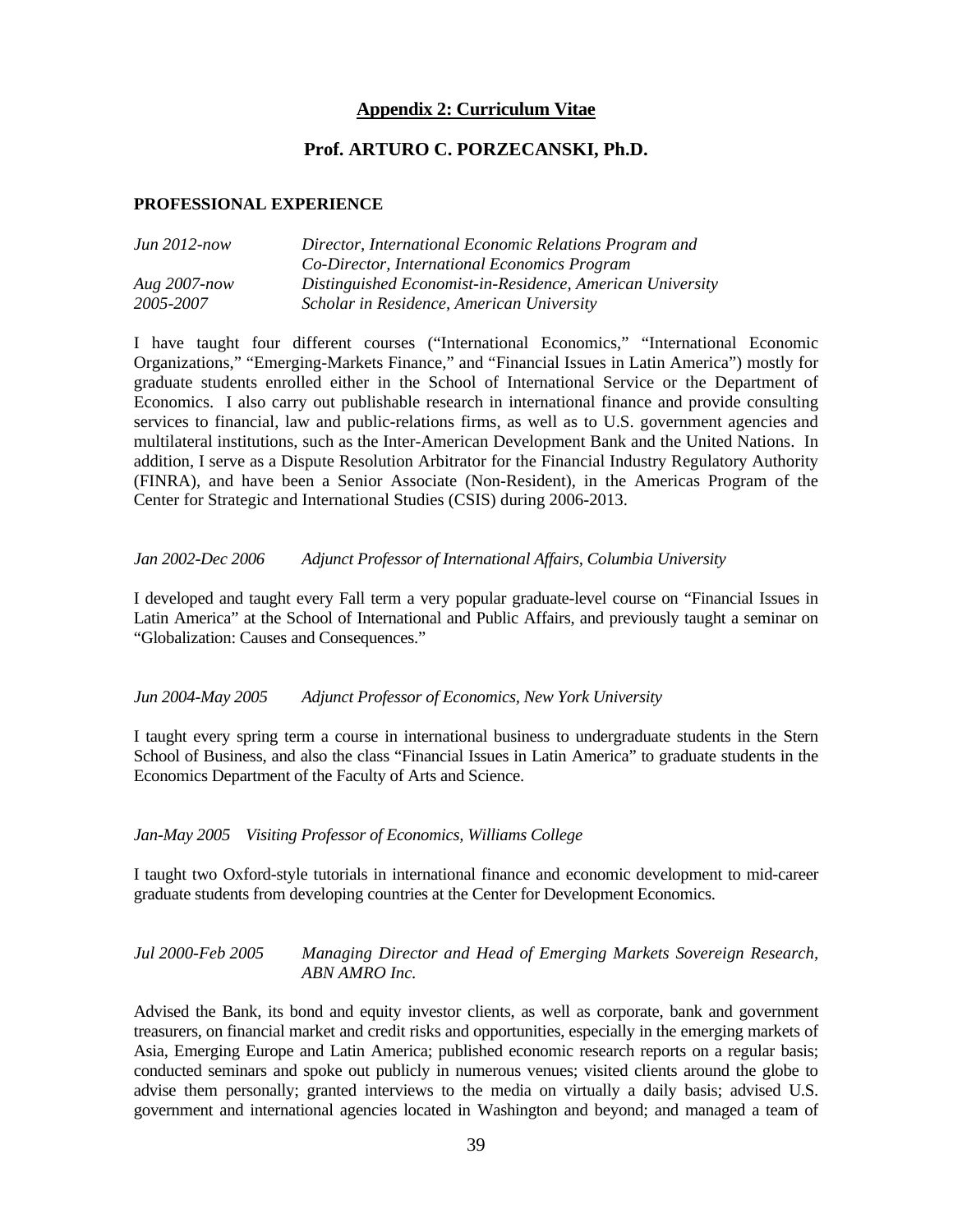## Appendix 2: Curriculum Vitae

### Prof. ARTURO C. PORZECANSKI, Ph.D.

**PROFESSIONAL EXPERIENCE**

*Jun 2012-now* *Director, International Economic Relations Program and Co-Director, International Economics Program*

*Aug 2007-now* *Distinguished Economist-in-Residence, American University*

*2005-2007* *Scholar in Residence, American University*

I have taught four different courses ("International Economics," "International Economic Organizations," "Emerging-Markets Finance," and "Financial Issues in Latin America") mostly for graduate students enrolled either in the School of International Service or the Department of Economics. I also carry out publishable research in international finance and provide consulting services to financial, law and public-relations firms, as well as to U.S. government agencies and multilateral institutions, such as the Inter-American Development Bank and the United Nations. In addition, I serve as a Dispute Resolution Arbitrator for the Financial Industry Regulatory Authority (FINRA), and have been a Senior Associate (Non-Resident), in the Americas Program of the Center for Strategic and International Studies (CSIS) during 2006-2013.

*Jan 2002-Dec 2006* *Adjunct Professor of International Affairs, Columbia University*

I developed and taught every Fall term a very popular graduate-level course on "Financial Issues in Latin America" at the School of International and Public Affairs, and previously taught a seminar on "Globalization: Causes and Consequences."

*Jun 2004-May 2005* *Adjunct Professor of Economics, New York University*

I taught every spring term a course in international business to undergraduate students in the Stern School of Business, and also the class "Financial Issues in Latin America" to graduate students in the Economics Department of the Faculty of Arts and Science.

*Jan-May 2005* *Visiting Professor of Economics, Williams College*

I taught two Oxford-style tutorials in international finance and economic development to mid-career graduate students from developing countries at the Center for Development Economics.

*Jul 2000-Feb 2005* *Managing Director and Head of Emerging Markets Sovereign Research, ABN AMRO Inc.*

Advised the Bank, its bond and equity investor clients, as well as corporate, bank and government treasurers, on financial market and credit risks and opportunities, especially in the emerging markets of Asia, Emerging Europe and Latin America; published economic research reports on a regular basis; conducted seminars and spoke out publicly in numerous venues; visited clients around the globe to advise them personally; granted interviews to the media on virtually a daily basis; advised U.S. government and international agencies located in Washington and beyond; and managed a team of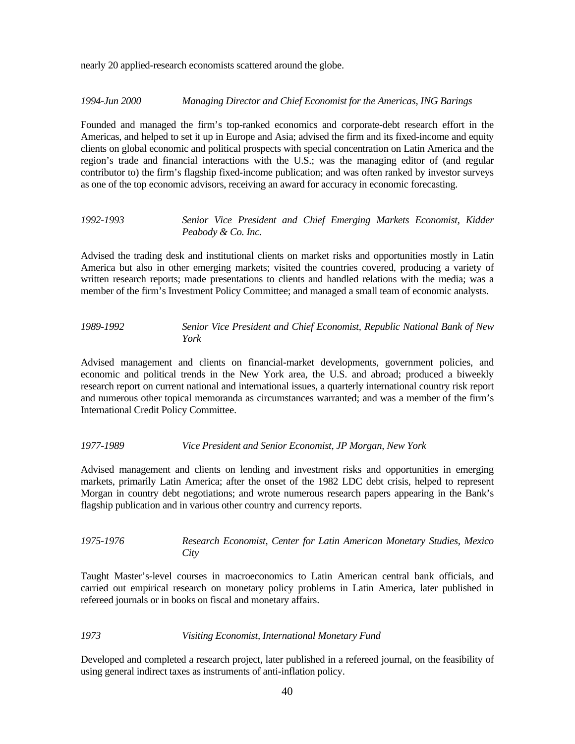nearly 20 applied-research economists scattered around the globe.

*1994-Jun 2000* *Managing Director and Chief Economist for the Americas, ING Barings*

Founded and managed the firm's top-ranked economics and corporate-debt research effort in the Americas, and helped to set it up in Europe and Asia; advised the firm and its fixed-income and equity clients on global economic and political prospects with special concentration on Latin America and the region's trade and financial interactions with the U.S.; was the managing editor of (and regular contributor to) the firm's flagship fixed-income publication; and was often ranked by investor surveys as one of the top economic advisors, receiving an award for accuracy in economic forecasting.

*1992-1993* *Senior Vice President and Chief Emerging Markets Economist, Kidder Peabody & Co. Inc.*

Advised the trading desk and institutional clients on market risks and opportunities mostly in Latin America but also in other emerging markets; visited the countries covered, producing a variety of written research reports; made presentations to clients and handled relations with the media; was a member of the firm's Investment Policy Committee; and managed a small team of economic analysts.

*1989-1992* *Senior Vice President and Chief Economist, Republic National Bank of New York*

Advised management and clients on financial-market developments, government policies, and economic and political trends in the New York area, the U.S. and abroad; produced a biweekly research report on current national and international issues, a quarterly international country risk report and numerous other topical memoranda as circumstances warranted; and was a member of the firm's International Credit Policy Committee.

*1977-1989* *Vice President and Senior Economist, JP Morgan, New York*

Advised management and clients on lending and investment risks and opportunities in emerging markets, primarily Latin America; after the onset of the 1982 LDC debt crisis, helped to represent Morgan in country debt negotiations; and wrote numerous research papers appearing in the Bank's flagship publication and in various other country and currency reports.

*1975-1976* *Research Economist, Center for Latin American Monetary Studies, Mexico City*

Taught Master's-level courses in macroeconomics to Latin American central bank officials, and carried out empirical research on monetary policy problems in Latin America, later published in refereed journals or in books on fiscal and monetary affairs.

*1973* *Visiting Economist, International Monetary Fund*

Developed and completed a research project, later published in a refereed journal, on the feasibility of using general indirect taxes as instruments of anti-inflation policy.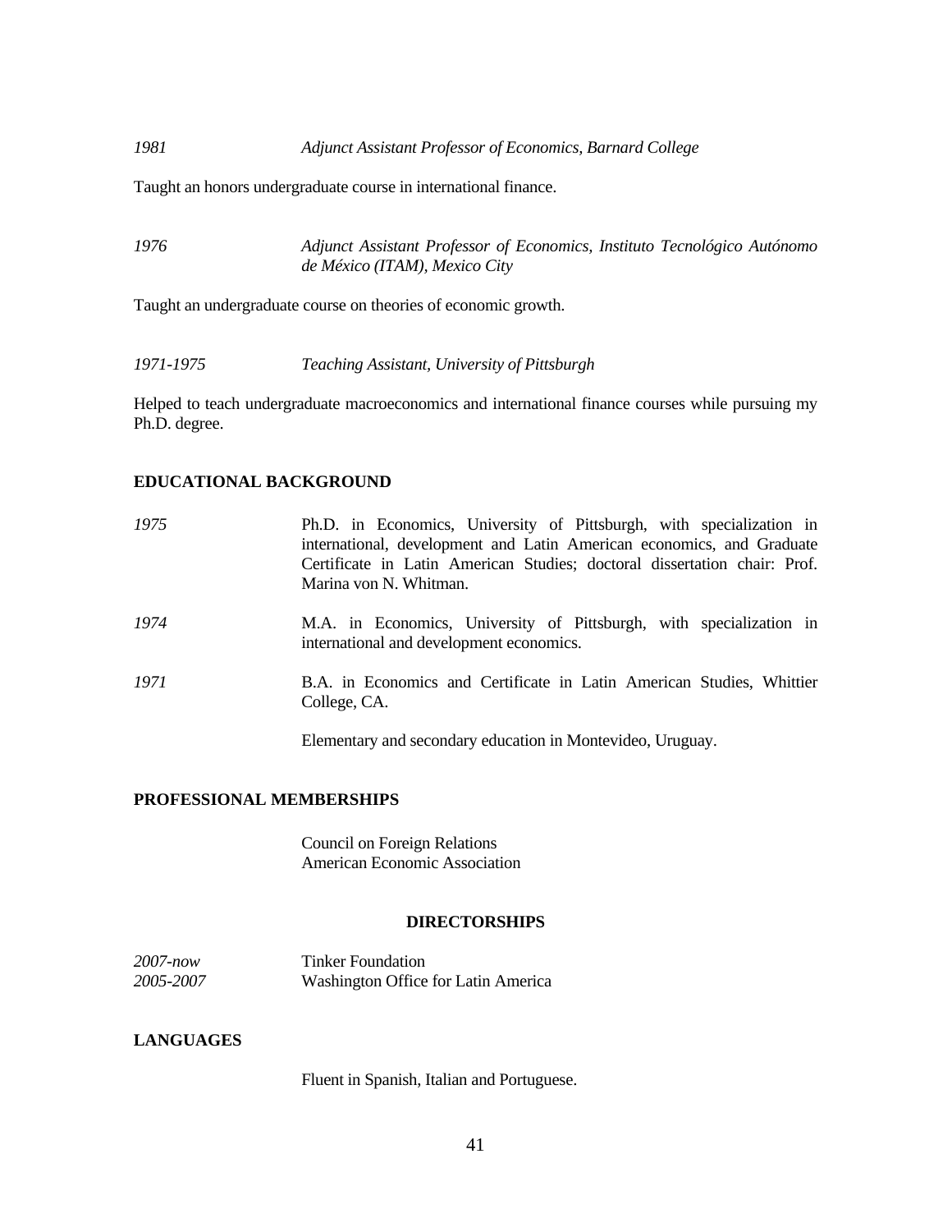*1981* *Adjunct Assistant Professor of Economics, Barnard College*

Taught an honors undergraduate course in international finance.

*1976* *Adjunct Assistant Professor of Economics, Instituto Tecnológico Autónomo de México (ITAM), Mexico City*

Taught an undergraduate course on theories of economic growth.

*1971-1975* *Teaching Assistant, University of Pittsburgh*

Helped to teach undergraduate macroeconomics and international finance courses while pursuing my Ph.D. degree.

## EDUCATIONAL BACKGROUND

*1975* Ph.D. in Economics, University of Pittsburgh, with specialization in international, development and Latin American economics, and Graduate Certificate in Latin American Studies; doctoral dissertation chair: Prof. Marina von N. Whitman.

*1974* M.A. in Economics, University of Pittsburgh, with specialization in international and development economics.

*1971* B.A. in Economics and Certificate in Latin American Studies, Whittier College, CA.

Elementary and secondary education in Montevideo, Uruguay.

## PROFESSIONAL MEMBERSHIPS

Council on Foreign Relations
American Economic Association

## DIRECTORSHIPS

*2007-now* Tinker Foundation
*2005-2007* Washington Office for Latin America

## LANGUAGES

Fluent in Spanish, Italian and Portuguese.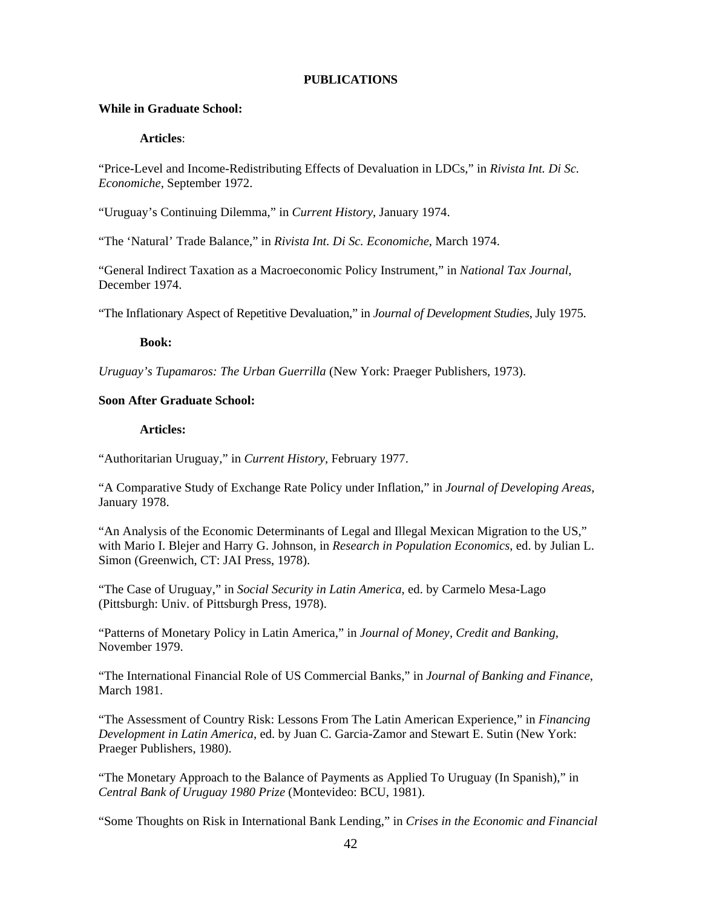## PUBLICATIONS

### While in Graduate School:

#### Articles:

"Price-Level and Income-Redistributing Effects of Devaluation in LDCs," in *Rivista Int. Di Sc. Economiche*, September 1972.

"Uruguay's Continuing Dilemma," in *Current History*, January 1974.

"The 'Natural' Trade Balance," in *Rivista Int. Di Sc. Economiche*, March 1974.

"General Indirect Taxation as a Macroeconomic Policy Instrument," in *National Tax Journal*, December 1974.

"The Inflationary Aspect of Repetitive Devaluation," in *Journal of Development Studies*, July 1975.

#### Book:

*Uruguay's Tupamaros: The Urban Guerrilla* (New York: Praeger Publishers, 1973).

### Soon After Graduate School:

#### Articles:

"Authoritarian Uruguay," in *Current History*, February 1977.

"A Comparative Study of Exchange Rate Policy under Inflation," in *Journal of Developing Areas*, January 1978.

"An Analysis of the Economic Determinants of Legal and Illegal Mexican Migration to the US," with Mario I. Blejer and Harry G. Johnson, in *Research in Population Economics*, ed. by Julian L. Simon (Greenwich, CT: JAI Press, 1978).

"The Case of Uruguay," in *Social Security in Latin America*, ed. by Carmelo Mesa-Lago (Pittsburgh: Univ. of Pittsburgh Press, 1978).

"Patterns of Monetary Policy in Latin America," in *Journal of Money, Credit and Banking*, November 1979.

"The International Financial Role of US Commercial Banks," in *Journal of Banking and Finance*, March 1981.

"The Assessment of Country Risk: Lessons From The Latin American Experience," in *Financing Development in Latin America*, ed. by Juan C. Garcia-Zamor and Stewart E. Sutin (New York: Praeger Publishers, 1980).

"The Monetary Approach to the Balance of Payments as Applied To Uruguay (In Spanish)," in *Central Bank of Uruguay 1980 Prize* (Montevideo: BCU, 1981).

"Some Thoughts on Risk in International Bank Lending," in *Crises in the Economic and Financial*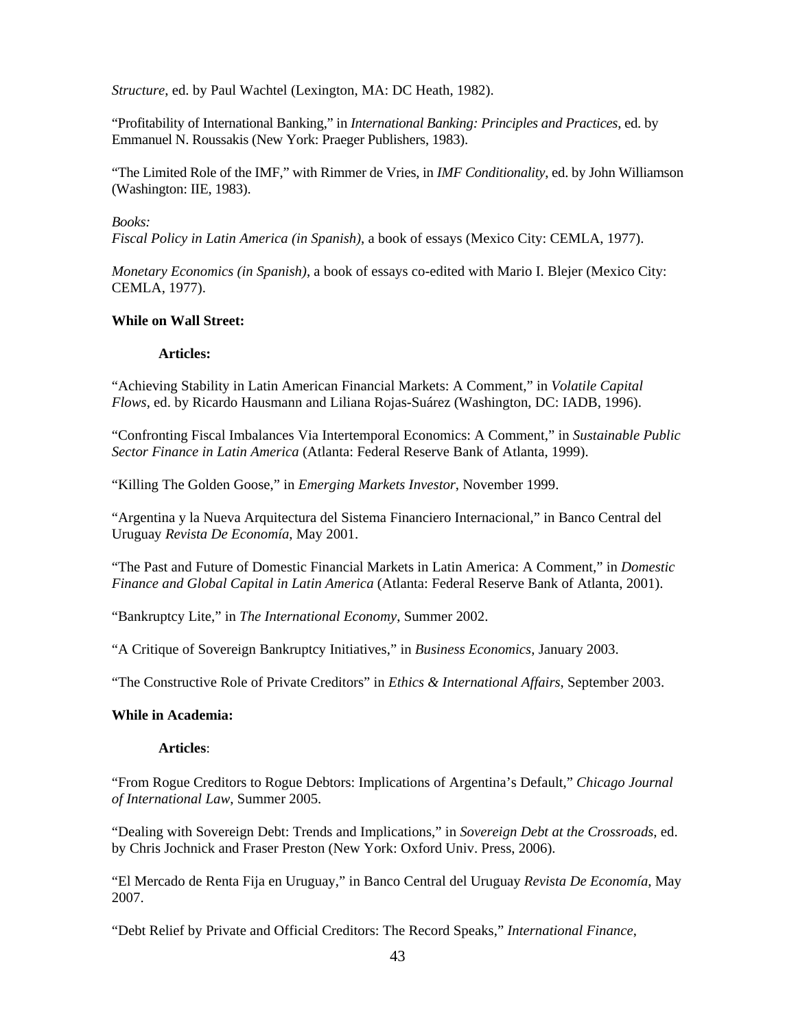*Structure*, ed. by Paul Wachtel (Lexington, MA: DC Heath, 1982).

"Profitability of International Banking," in *International Banking: Principles and Practices*, ed. by Emmanuel N. Roussakis (New York: Praeger Publishers, 1983).

"The Limited Role of the IMF," with Rimmer de Vries, in *IMF Conditionality*, ed. by John Williamson (Washington: IIE, 1983).

*Books:*
*Fiscal Policy in Latin America (in Spanish)*, a book of essays (Mexico City: CEMLA, 1977).

*Monetary Economics (in Spanish)*, a book of essays co-edited with Mario I. Blejer (Mexico City: CEMLA, 1977).

**While on Wall Street:**

**Articles:**

"Achieving Stability in Latin American Financial Markets: A Comment," in *Volatile Capital Flows*, ed. by Ricardo Hausmann and Liliana Rojas-Suárez (Washington, DC: IADB, 1996).

"Confronting Fiscal Imbalances Via Intertemporal Economics: A Comment," in *Sustainable Public Sector Finance in Latin America* (Atlanta: Federal Reserve Bank of Atlanta, 1999).

"Killing The Golden Goose," in *Emerging Markets Investor*, November 1999.

"Argentina y la Nueva Arquitectura del Sistema Financiero Internacional," in Banco Central del Uruguay *Revista De Economía*, May 2001.

"The Past and Future of Domestic Financial Markets in Latin America: A Comment," in *Domestic Finance and Global Capital in Latin America* (Atlanta: Federal Reserve Bank of Atlanta, 2001).

"Bankruptcy Lite," in *The International Economy*, Summer 2002.

"A Critique of Sovereign Bankruptcy Initiatives," in *Business Economics*, January 2003.

"The Constructive Role of Private Creditors" in *Ethics & International Affairs*, September 2003.

**While in Academia:**

**Articles**:

"From Rogue Creditors to Rogue Debtors: Implications of Argentina's Default," *Chicago Journal of International Law*, Summer 2005.

"Dealing with Sovereign Debt: Trends and Implications," in *Sovereign Debt at the Crossroads*, ed. by Chris Jochnick and Fraser Preston (New York: Oxford Univ. Press, 2006).

"El Mercado de Renta Fija en Uruguay," in Banco Central del Uruguay *Revista De Economía*, May 2007.

"Debt Relief by Private and Official Creditors: The Record Speaks," *International Finance*,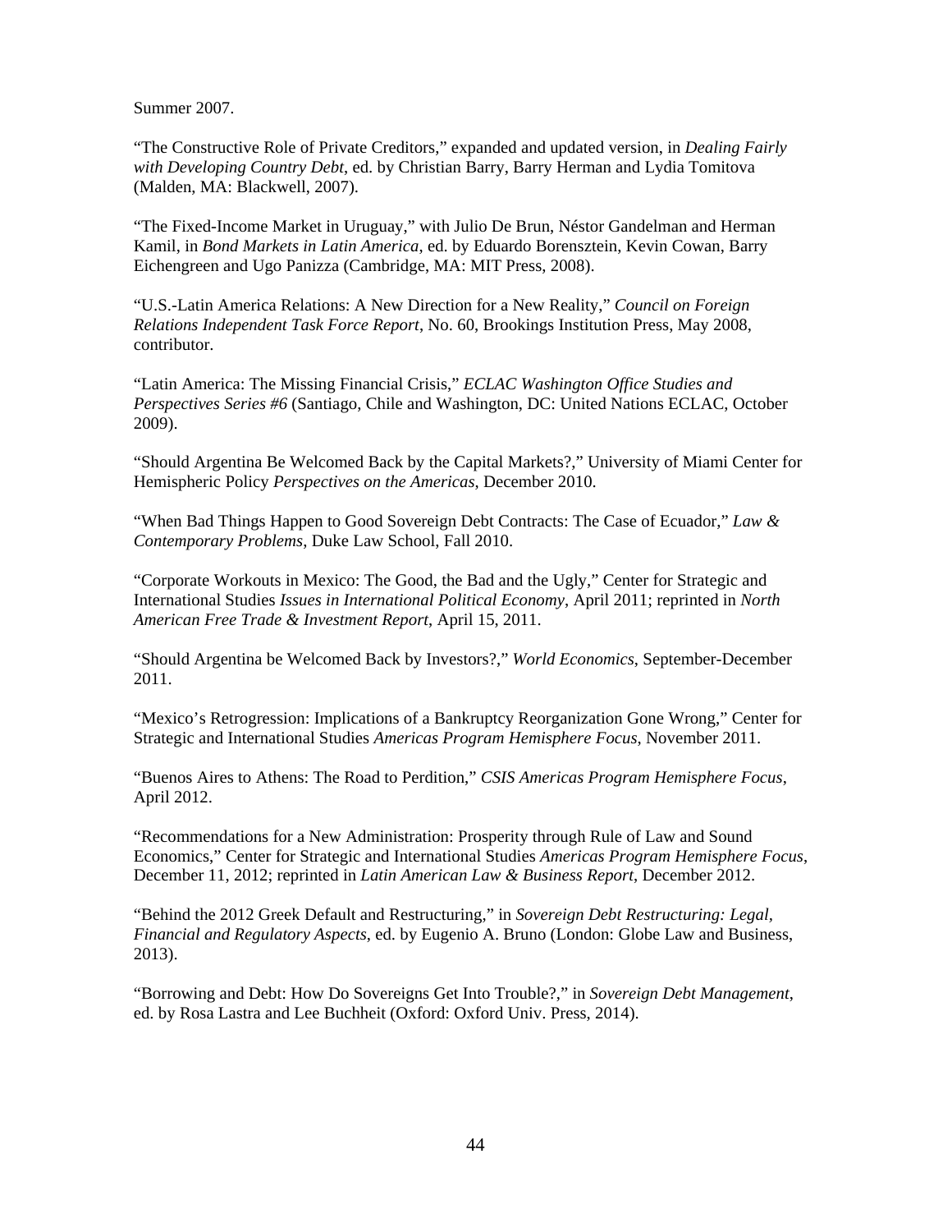Summer 2007.

“The Constructive Role of Private Creditors,” expanded and updated version, in *Dealing Fairly with Developing Country Debt*, ed. by Christian Barry, Barry Herman and Lydia Tomitova (Malden, MA: Blackwell, 2007).

“The Fixed-Income Market in Uruguay,” with Julio De Brun, Néstor Gandelman and Herman Kamil, in *Bond Markets in Latin America*, ed. by Eduardo Borensztein, Kevin Cowan, Barry Eichengreen and Ugo Panizza (Cambridge, MA: MIT Press, 2008).

“U.S.-Latin America Relations: A New Direction for a New Reality,” *Council on Foreign Relations Independent Task Force Report*, No. 60, Brookings Institution Press, May 2008, contributor.

“Latin America: The Missing Financial Crisis,” *ECLAC Washington Office Studies and Perspectives Series #6* (Santiago, Chile and Washington, DC: United Nations ECLAC, October 2009).

“Should Argentina Be Welcomed Back by the Capital Markets?,” University of Miami Center for Hemispheric Policy *Perspectives on the Americas*, December 2010.

“When Bad Things Happen to Good Sovereign Debt Contracts: The Case of Ecuador,” *Law & Contemporary Problems*, Duke Law School, Fall 2010.

“Corporate Workouts in Mexico: The Good, the Bad and the Ugly,” Center for Strategic and International Studies *Issues in International Political Economy*, April 2011; reprinted in *North American Free Trade & Investment Report*, April 15, 2011.

“Should Argentina be Welcomed Back by Investors?,” *World Economics*, September-December 2011.

“Mexico’s Retrogression: Implications of a Bankruptcy Reorganization Gone Wrong,” Center for Strategic and International Studies *Americas Program Hemisphere Focus*, November 2011.

“Buenos Aires to Athens: The Road to Perdition,” *CSIS Americas Program Hemisphere Focus*, April 2012.

“Recommendations for a New Administration: Prosperity through Rule of Law and Sound Economics,” Center for Strategic and International Studies *Americas Program Hemisphere Focus*, December 11, 2012; reprinted in *Latin American Law & Business Report*, December 2012.

“Behind the 2012 Greek Default and Restructuring,” in *Sovereign Debt Restructuring: Legal, Financial and Regulatory Aspects*, ed. by Eugenio A. Bruno (London: Globe Law and Business, 2013).

“Borrowing and Debt: How Do Sovereigns Get Into Trouble?,” in *Sovereign Debt Management*, ed. by Rosa Lastra and Lee Buchheit (Oxford: Oxford Univ. Press, 2014).